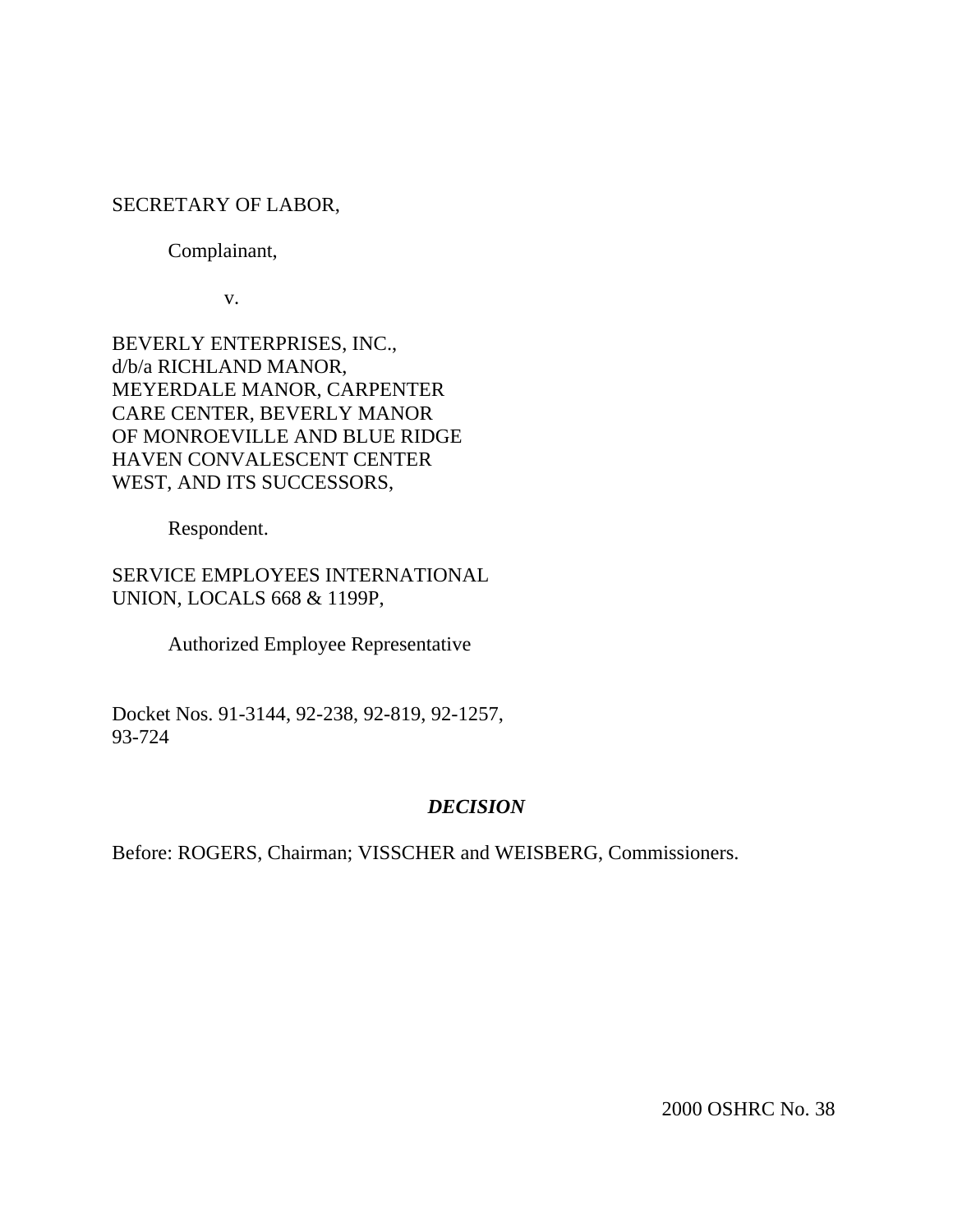SECRETARY OF LABOR,

Complainant,

v.

BEVERLY ENTERPRISES, INC.,
d/b/a RICHLAND MANOR,
MEYERDALE MANOR, CARPENTER
CARE CENTER, BEVERLY MANOR
OF MONROEVILLE AND BLUE RIDGE
HAVEN CONVALESCENT CENTER
WEST, AND ITS SUCCESSORS,

Respondent.

SERVICE EMPLOYEES INTERNATIONAL
UNION, LOCALS 668 & 1199P,

Authorized Employee Representative

Docket Nos. 91-3144, 92-238, 92-819, 92-1257,
93-724

***DECISION***

Before: ROGERS, Chairman; VISSCHER and WEISBERG, Commissioners.

2000 OSHRC No. 38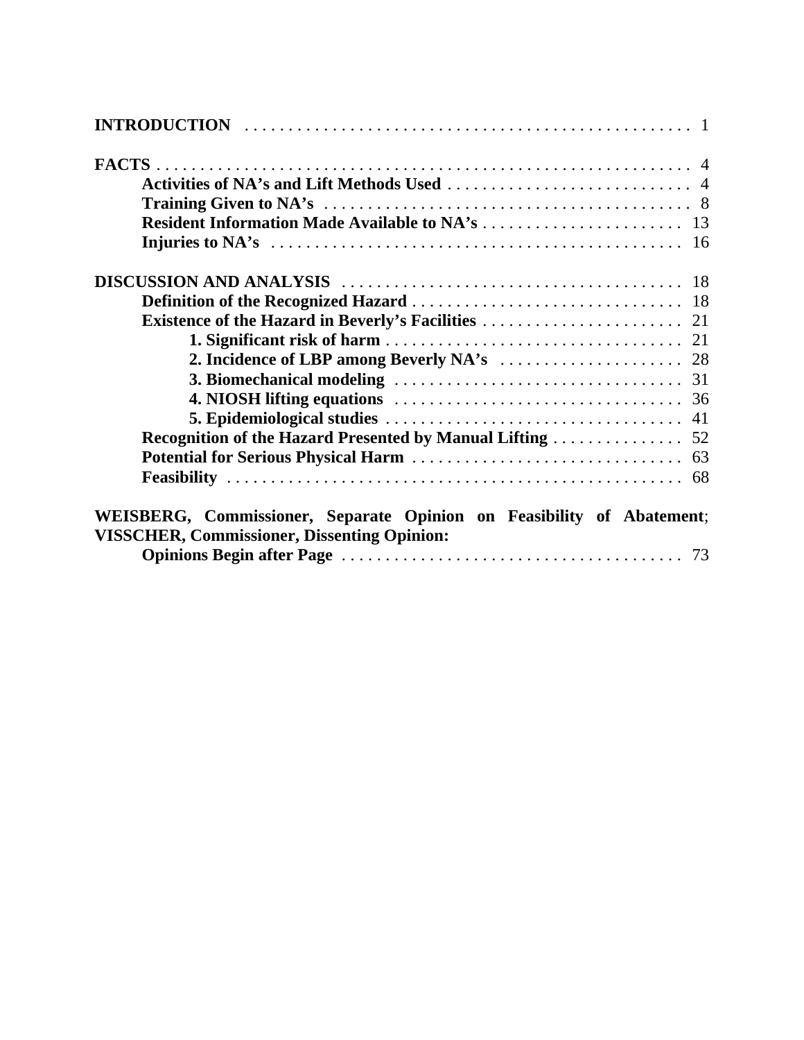| | |
|---|---|
| **INTRODUCTION** | 1 |
| **FACTS** | 4 |
| **Activities of NA's and Lift Methods Used** | 4 |
| **Training Given to NA's** | 8 |
| **Resident Information Made Available to NA's** | 13 |
| **Injuries to NA's** | 16 |
| **DISCUSSION AND ANALYSIS** | 18 |
| **Definition of the Recognized Hazard** | 18 |
| **Existence of the Hazard in Beverly's Facilities** | 21 |
| **1. Significant risk of harm** | 21 |
| **2. Incidence of LBP among Beverly NA's** | 28 |
| **3. Biomechanical modeling** | 31 |
| **4. NIOSH lifting equations** | 36 |
| **5. Epidemiological studies** | 41 |
| **Recognition of the Hazard Presented by Manual Lifting** | 52 |
| **Potential for Serious Physical Harm** | 63 |
| **Feasibility** | 68 |
| **WEISBERG, Commissioner, Separate Opinion on Feasibility of Abatement; VISSCHER, Commissioner, Dissenting Opinion:** | |
| **Opinions Begin after Page** | 73 |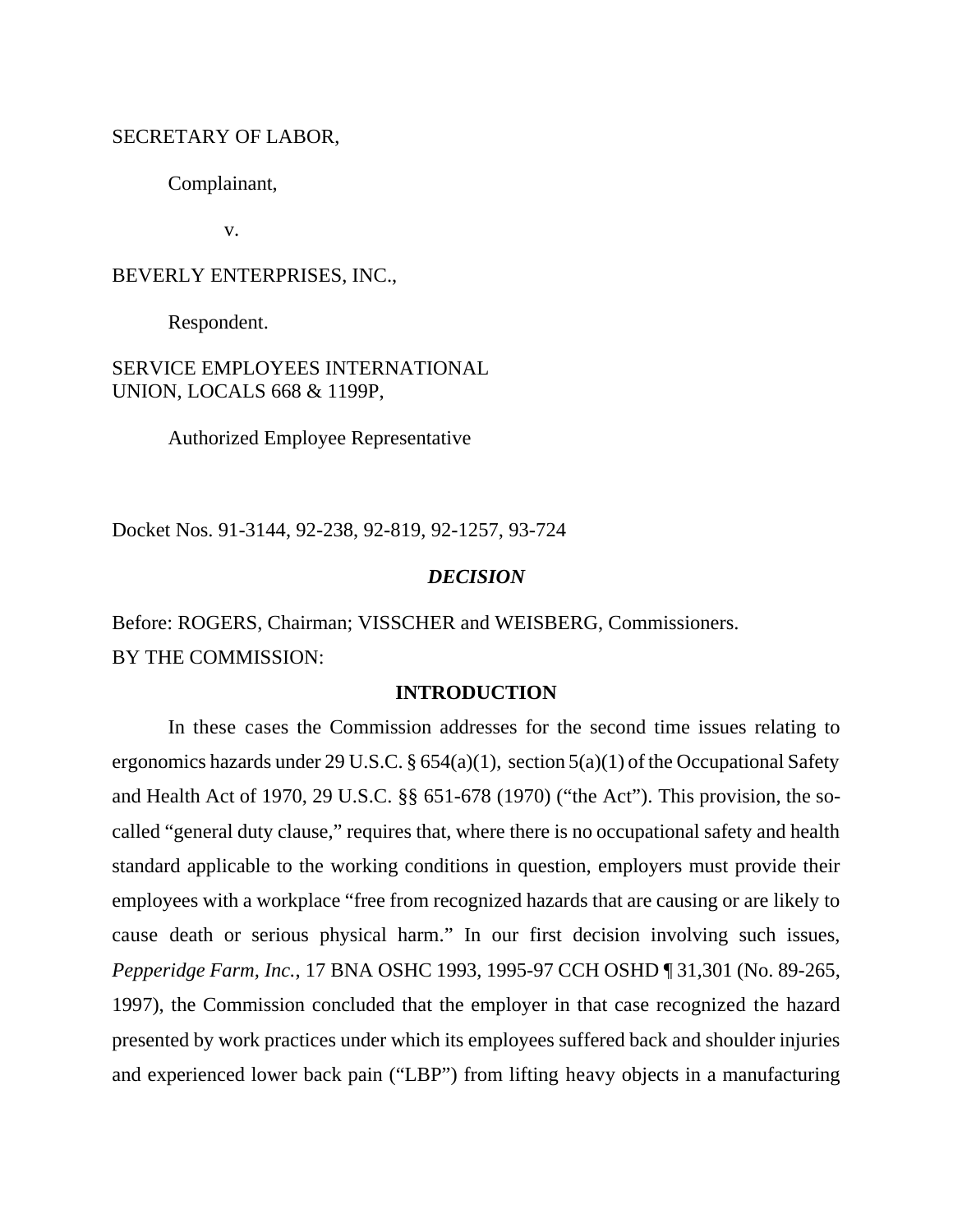SECRETARY OF LABOR,

Complainant,

v.

BEVERLY ENTERPRISES, INC.,

Respondent.

SERVICE EMPLOYEES INTERNATIONAL UNION, LOCALS 668 & 1199P,

Authorized Employee Representative

Docket Nos. 91-3144, 92-238, 92-819, 92-1257, 93-724

## *DECISION*

Before: ROGERS, Chairman; VISSCHER and WEISBERG, Commissioners.

BY THE COMMISSION:

### INTRODUCTION

In these cases the Commission addresses for the second time issues relating to ergonomics hazards under 29 U.S.C. § 654(a)(1), section 5(a)(1) of the Occupational Safety and Health Act of 1970, 29 U.S.C. §§ 651-678 (1970) ("the Act"). This provision, the so-called "general duty clause," requires that, where there is no occupational safety and health standard applicable to the working conditions in question, employers must provide their employees with a workplace "free from recognized hazards that are causing or are likely to cause death or serious physical harm." In our first decision involving such issues, *Pepperidge Farm, Inc.*, 17 BNA OSHC 1993, 1995-97 CCH OSHD ¶ 31,301 (No. 89-265, 1997), the Commission concluded that the employer in that case recognized the hazard presented by work practices under which its employees suffered back and shoulder injuries and experienced lower back pain ("LBP") from lifting heavy objects in a manufacturing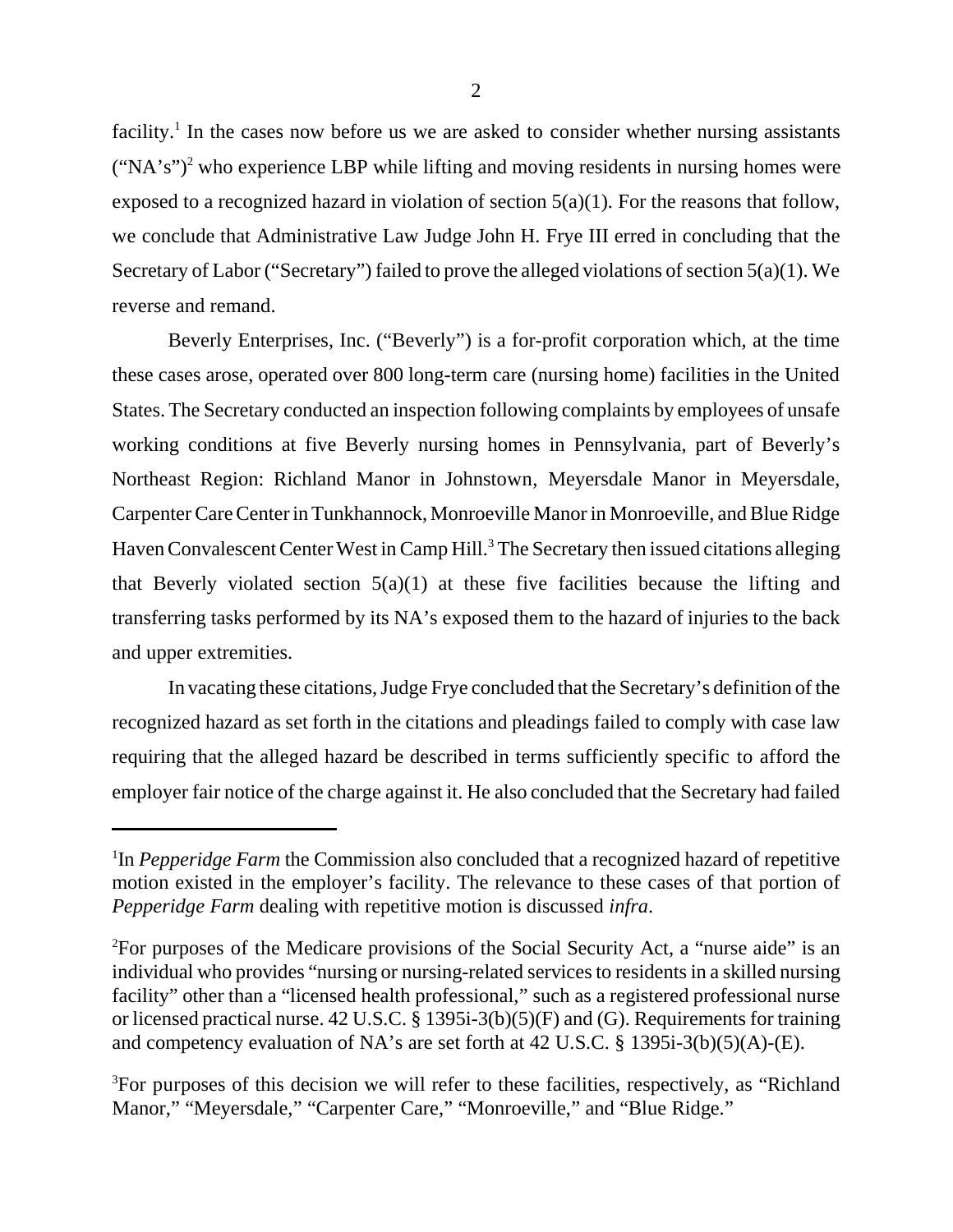facility.[1] In the cases now before us we are asked to consider whether nursing assistants ("NA's")[2] who experience LBP while lifting and moving residents in nursing homes were exposed to a recognized hazard in violation of section 5(a)(1). For the reasons that follow, we conclude that Administrative Law Judge John H. Frye III erred in concluding that the Secretary of Labor ("Secretary") failed to prove the alleged violations of section 5(a)(1). We reverse and remand.

Beverly Enterprises, Inc. ("Beverly") is a for-profit corporation which, at the time these cases arose, operated over 800 long-term care (nursing home) facilities in the United States. The Secretary conducted an inspection following complaints by employees of unsafe working conditions at five Beverly nursing homes in Pennsylvania, part of Beverly's Northeast Region: Richland Manor in Johnstown, Meyersdale Manor in Meyersdale, Carpenter Care Center in Tunkhannock, Monroeville Manor in Monroeville, and Blue Ridge Haven Convalescent Center West in Camp Hill.[3] The Secretary then issued citations alleging that Beverly violated section 5(a)(1) at these five facilities because the lifting and transferring tasks performed by its NA's exposed them to the hazard of injuries to the back and upper extremities.

In vacating these citations, Judge Frye concluded that the Secretary's definition of the recognized hazard as set forth in the citations and pleadings failed to comply with case law requiring that the alleged hazard be described in terms sufficiently specific to afford the employer fair notice of the charge against it. He also concluded that the Secretary had failed

---

[1]In *Pepperidge Farm* the Commission also concluded that a recognized hazard of repetitive motion existed in the employer's facility. The relevance to these cases of that portion of *Pepperidge Farm* dealing with repetitive motion is discussed *infra*.

[2]For purposes of the Medicare provisions of the Social Security Act, a "nurse aide" is an individual who provides "nursing or nursing-related services to residents in a skilled nursing facility" other than a "licensed health professional," such as a registered professional nurse or licensed practical nurse. 42 U.S.C. § 1395i-3(b)(5)(F) and (G). Requirements for training and competency evaluation of NA's are set forth at 42 U.S.C. § 1395i-3(b)(5)(A)-(E).

[3]For purposes of this decision we will refer to these facilities, respectively, as "Richland Manor," "Meyersdale," "Carpenter Care," "Monroeville," and "Blue Ridge."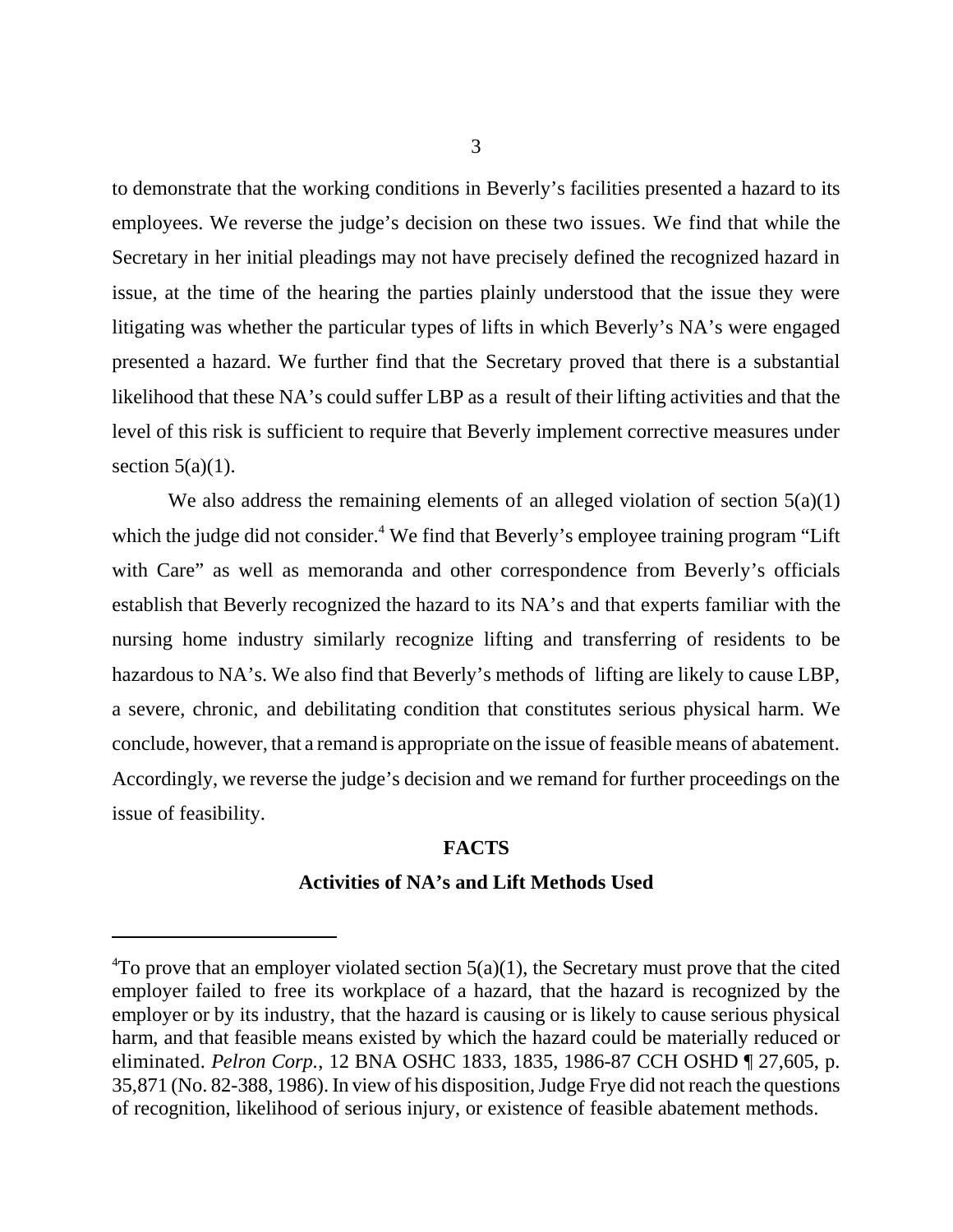to demonstrate that the working conditions in Beverly's facilities presented a hazard to its employees. We reverse the judge's decision on these two issues. We find that while the Secretary in her initial pleadings may not have precisely defined the recognized hazard in issue, at the time of the hearing the parties plainly understood that the issue they were litigating was whether the particular types of lifts in which Beverly's NA's were engaged presented a hazard. We further find that the Secretary proved that there is a substantial likelihood that these NA's could suffer LBP as a result of their lifting activities and that the level of this risk is sufficient to require that Beverly implement corrective measures under section 5(a)(1).

We also address the remaining elements of an alleged violation of section 5(a)(1) which the judge did not consider.[4] We find that Beverly's employee training program "Lift with Care" as well as memoranda and other correspondence from Beverly's officials establish that Beverly recognized the hazard to its NA's and that experts familiar with the nursing home industry similarly recognize lifting and transferring of residents to be hazardous to NA's. We also find that Beverly's methods of lifting are likely to cause LBP, a severe, chronic, and debilitating condition that constitutes serious physical harm. We conclude, however, that a remand is appropriate on the issue of feasible means of abatement. Accordingly, we reverse the judge's decision and we remand for further proceedings on the issue of feasibility.

## FACTS

### Activities of NA's and Lift Methods Used

---

[4]To prove that an employer violated section 5(a)(1), the Secretary must prove that the cited employer failed to free its workplace of a hazard, that the hazard is recognized by the employer or by its industry, that the hazard is causing or is likely to cause serious physical harm, and that feasible means existed by which the hazard could be materially reduced or eliminated. *Pelron Corp.*, 12 BNA OSHC 1833, 1835, 1986-87 CCH OSHD ¶ 27,605, p. 35,871 (No. 82-388, 1986). In view of his disposition, Judge Frye did not reach the questions of recognition, likelihood of serious injury, or existence of feasible abatement methods.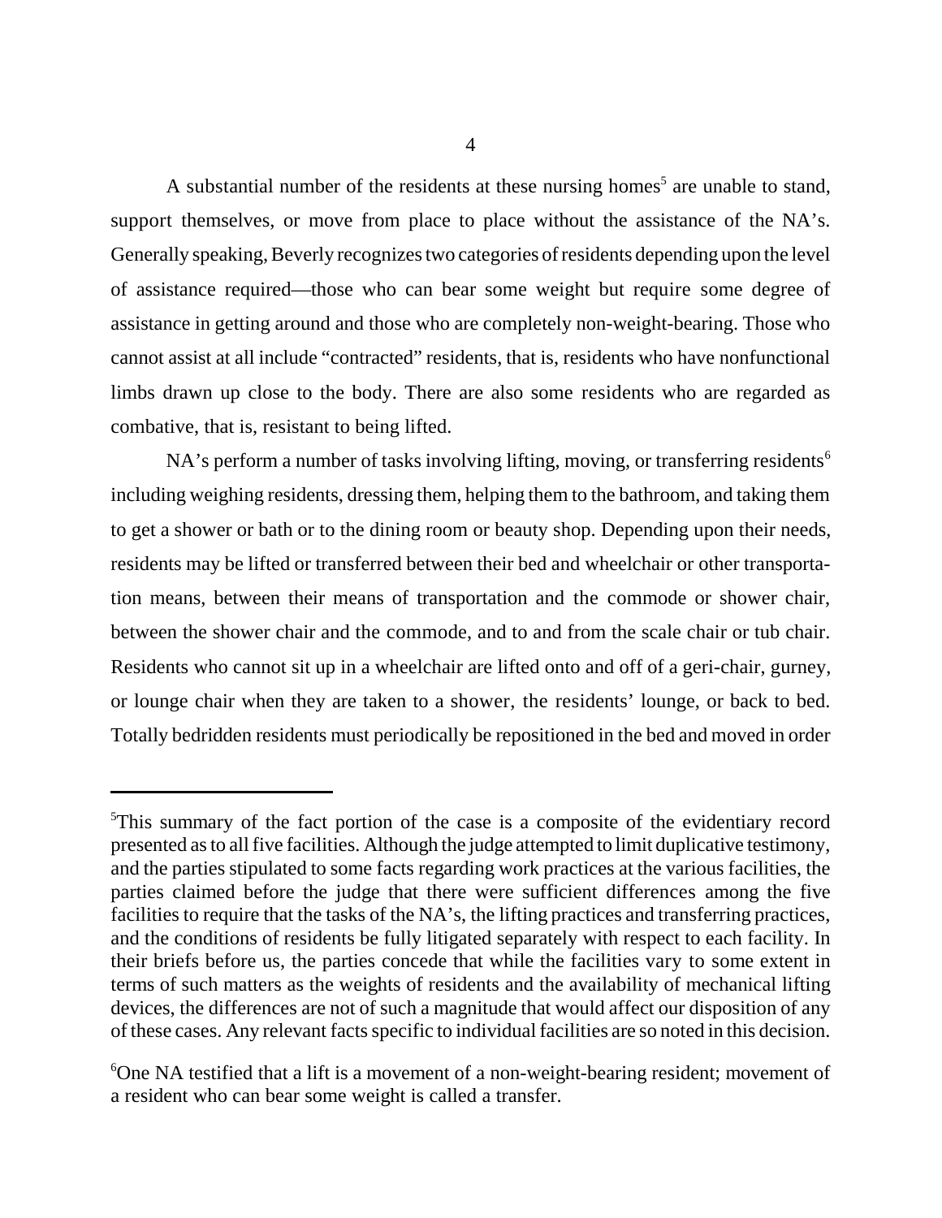A substantial number of the residents at these nursing homes[5] are unable to stand, support themselves, or move from place to place without the assistance of the NA's. Generally speaking, Beverly recognizes two categories of residents depending upon the level of assistance required—those who can bear some weight but require some degree of assistance in getting around and those who are completely non-weight-bearing. Those who cannot assist at all include "contracted" residents, that is, residents who have nonfunctional limbs drawn up close to the body. There are also some residents who are regarded as combative, that is, resistant to being lifted.

NA's perform a number of tasks involving lifting, moving, or transferring residents[6] including weighing residents, dressing them, helping them to the bathroom, and taking them to get a shower or bath or to the dining room or beauty shop. Depending upon their needs, residents may be lifted or transferred between their bed and wheelchair or other transportation means, between their means of transportation and the commode or shower chair, between the shower chair and the commode, and to and from the scale chair or tub chair. Residents who cannot sit up in a wheelchair are lifted onto and off of a geri-chair, gurney, or lounge chair when they are taken to a shower, the residents' lounge, or back to bed. Totally bedridden residents must periodically be repositioned in the bed and moved in order

---

[5]This summary of the fact portion of the case is a composite of the evidentiary record presented as to all five facilities. Although the judge attempted to limit duplicative testimony, and the parties stipulated to some facts regarding work practices at the various facilities, the parties claimed before the judge that there were sufficient differences among the five facilities to require that the tasks of the NA's, the lifting practices and transferring practices, and the conditions of residents be fully litigated separately with respect to each facility. In their briefs before us, the parties concede that while the facilities vary to some extent in terms of such matters as the weights of residents and the availability of mechanical lifting devices, the differences are not of such a magnitude that would affect our disposition of any of these cases. Any relevant facts specific to individual facilities are so noted in this decision.

[6]One NA testified that a lift is a movement of a non-weight-bearing resident; movement of a resident who can bear some weight is called a transfer.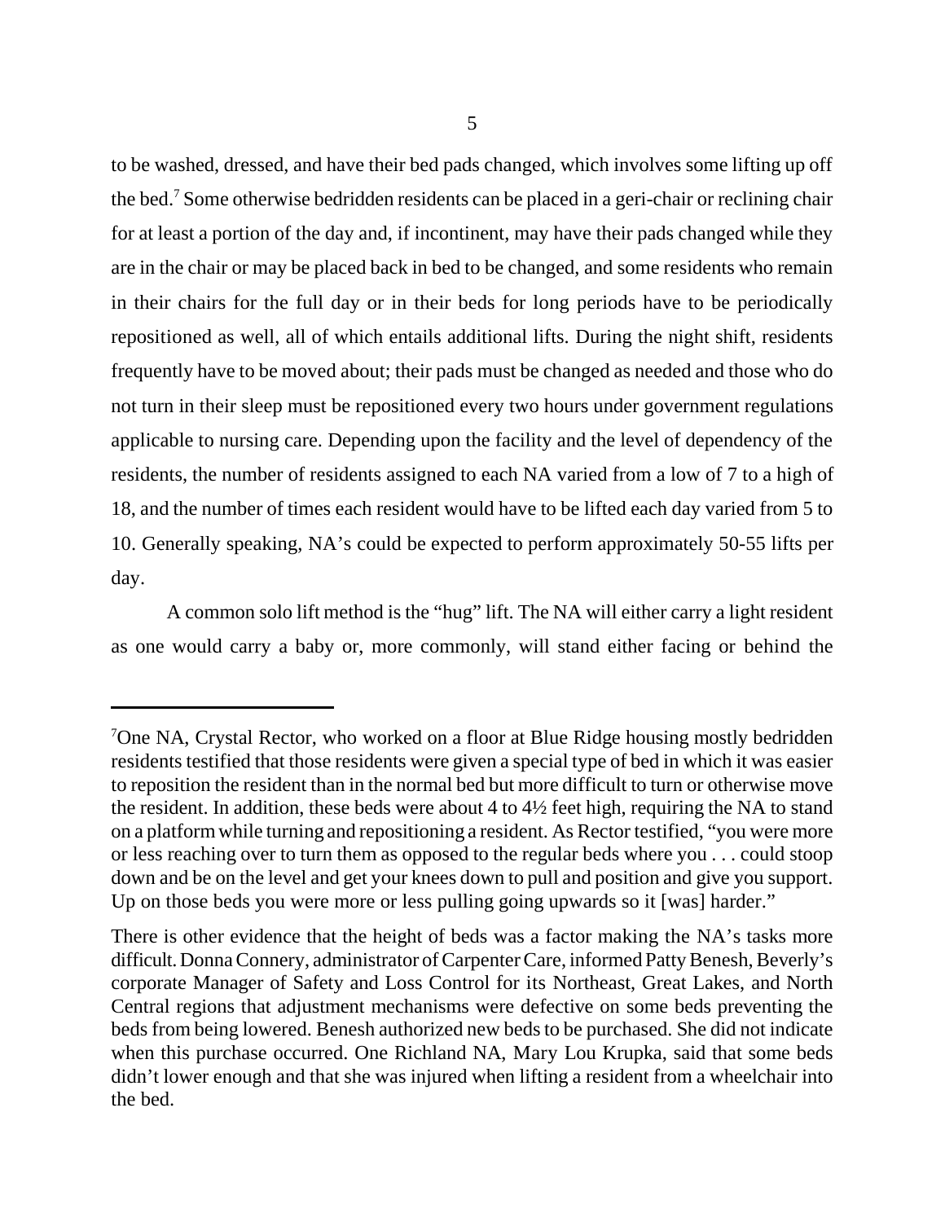to be washed, dressed, and have their bed pads changed, which involves some lifting up off the bed.[7] Some otherwise bedridden residents can be placed in a geri-chair or reclining chair for at least a portion of the day and, if incontinent, may have their pads changed while they are in the chair or may be placed back in bed to be changed, and some residents who remain in their chairs for the full day or in their beds for long periods have to be periodically repositioned as well, all of which entails additional lifts. During the night shift, residents frequently have to be moved about; their pads must be changed as needed and those who do not turn in their sleep must be repositioned every two hours under government regulations applicable to nursing care. Depending upon the facility and the level of dependency of the residents, the number of residents assigned to each NA varied from a low of 7 to a high of 18, and the number of times each resident would have to be lifted each day varied from 5 to 10. Generally speaking, NA's could be expected to perform approximately 50-55 lifts per day.

A common solo lift method is the "hug" lift. The NA will either carry a light resident as one would carry a baby or, more commonly, will stand either facing or behind the

---

[7]One NA, Crystal Rector, who worked on a floor at Blue Ridge housing mostly bedridden residents testified that those residents were given a special type of bed in which it was easier to reposition the resident than in the normal bed but more difficult to turn or otherwise move the resident. In addition, these beds were about 4 to 4½ feet high, requiring the NA to stand on a platform while turning and repositioning a resident. As Rector testified, "you were more or less reaching over to turn them as opposed to the regular beds where you . . . could stoop down and be on the level and get your knees down to pull and position and give you support. Up on those beds you were more or less pulling going upwards so it [was] harder."

There is other evidence that the height of beds was a factor making the NA's tasks more difficult. Donna Connery, administrator of Carpenter Care, informed Patty Benesh, Beverly's corporate Manager of Safety and Loss Control for its Northeast, Great Lakes, and North Central regions that adjustment mechanisms were defective on some beds preventing the beds from being lowered. Benesh authorized new beds to be purchased. She did not indicate when this purchase occurred. One Richland NA, Mary Lou Krupka, said that some beds didn't lower enough and that she was injured when lifting a resident from a wheelchair into the bed.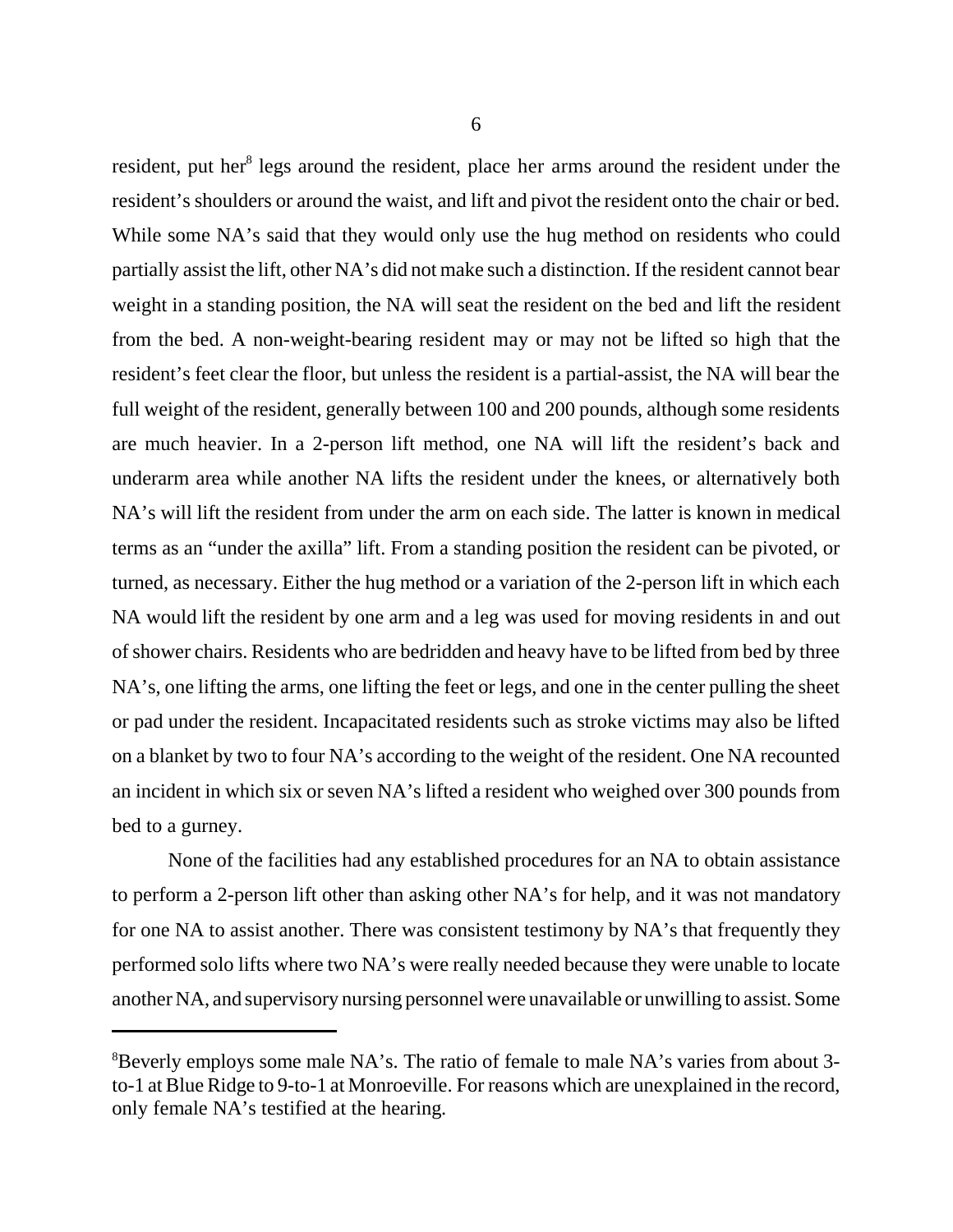resident, put her[8] legs around the resident, place her arms around the resident under the resident's shoulders or around the waist, and lift and pivot the resident onto the chair or bed. While some NA's said that they would only use the hug method on residents who could partially assist the lift, other NA's did not make such a distinction. If the resident cannot bear weight in a standing position, the NA will seat the resident on the bed and lift the resident from the bed. A non-weight-bearing resident may or may not be lifted so high that the resident's feet clear the floor, but unless the resident is a partial-assist, the NA will bear the full weight of the resident, generally between 100 and 200 pounds, although some residents are much heavier. In a 2-person lift method, one NA will lift the resident's back and underarm area while another NA lifts the resident under the knees, or alternatively both NA's will lift the resident from under the arm on each side. The latter is known in medical terms as an "under the axilla" lift. From a standing position the resident can be pivoted, or turned, as necessary. Either the hug method or a variation of the 2-person lift in which each NA would lift the resident by one arm and a leg was used for moving residents in and out of shower chairs. Residents who are bedridden and heavy have to be lifted from bed by three NA's, one lifting the arms, one lifting the feet or legs, and one in the center pulling the sheet or pad under the resident. Incapacitated residents such as stroke victims may also be lifted on a blanket by two to four NA's according to the weight of the resident. One NA recounted an incident in which six or seven NA's lifted a resident who weighed over 300 pounds from bed to a gurney.

None of the facilities had any established procedures for an NA to obtain assistance to perform a 2-person lift other than asking other NA's for help, and it was not mandatory for one NA to assist another. There was consistent testimony by NA's that frequently they performed solo lifts where two NA's were really needed because they were unable to locate another NA, and supervisory nursing personnel were unavailable or unwilling to assist. Some

---

[8] Beverly employs some male NA's. The ratio of female to male NA's varies from about 3-to-1 at Blue Ridge to 9-to-1 at Monroeville. For reasons which are unexplained in the record, only female NA's testified at the hearing.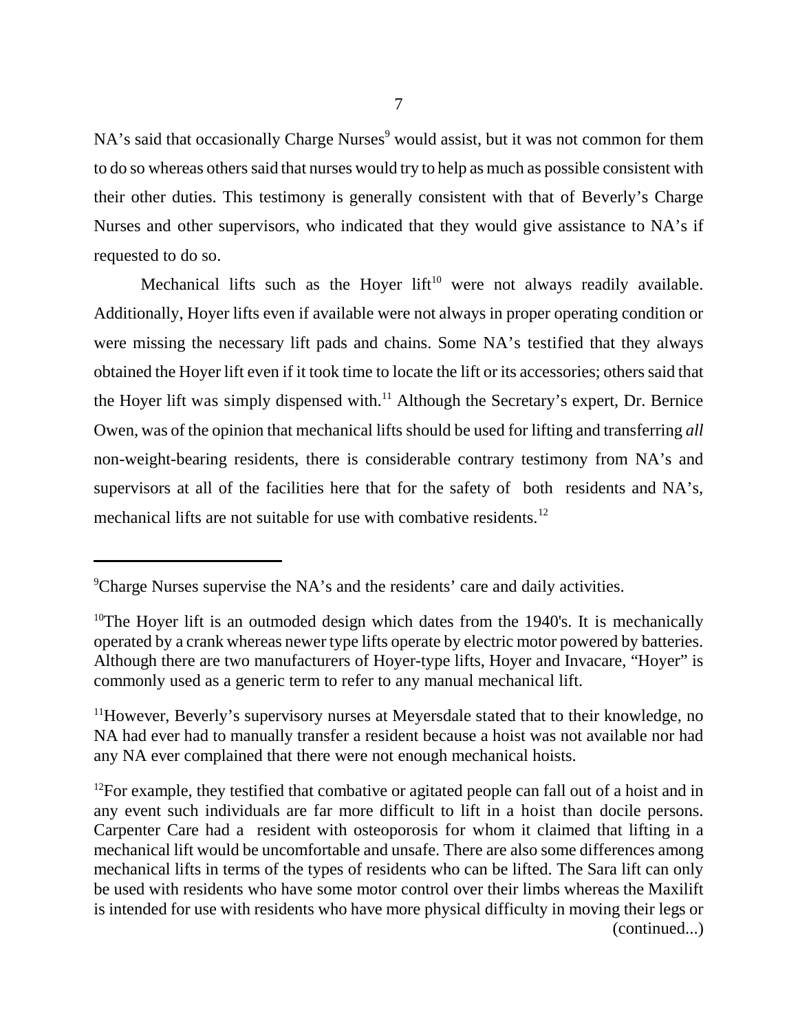NA's said that occasionally Charge Nurses[9] would assist, but it was not common for them to do so whereas others said that nurses would try to help as much as possible consistent with their other duties. This testimony is generally consistent with that of Beverly's Charge Nurses and other supervisors, who indicated that they would give assistance to NA's if requested to do so.

Mechanical lifts such as the Hoyer lift[10] were not always readily available. Additionally, Hoyer lifts even if available were not always in proper operating condition or were missing the necessary lift pads and chains. Some NA's testified that they always obtained the Hoyer lift even if it took time to locate the lift or its accessories; others said that the Hoyer lift was simply dispensed with.[11] Although the Secretary's expert, Dr. Bernice Owen, was of the opinion that mechanical lifts should be used for lifting and transferring *all* non-weight-bearing residents, there is considerable contrary testimony from NA's and supervisors at all of the facilities here that for the safety of both residents and NA's, mechanical lifts are not suitable for use with combative residents.[12]

---

[9]Charge Nurses supervise the NA's and the residents' care and daily activities.

[10]The Hoyer lift is an outmoded design which dates from the 1940's. It is mechanically operated by a crank whereas newer type lifts operate by electric motor powered by batteries. Although there are two manufacturers of Hoyer-type lifts, Hoyer and Invacare, "Hoyer" is commonly used as a generic term to refer to any manual mechanical lift.

[11]However, Beverly's supervisory nurses at Meyersdale stated that to their knowledge, no NA had ever had to manually transfer a resident because a hoist was not available nor had any NA ever complained that there were not enough mechanical hoists.

[12]For example, they testified that combative or agitated people can fall out of a hoist and in any event such individuals are far more difficult to lift in a hoist than docile persons. Carpenter Care had a resident with osteoporosis for whom it claimed that lifting in a mechanical lift would be uncomfortable and unsafe. There are also some differences among mechanical lifts in terms of the types of residents who can be lifted. The Sara lift can only be used with residents who have some motor control over their limbs whereas the Maxilift is intended for use with residents who have more physical difficulty in moving their legs or (continued...)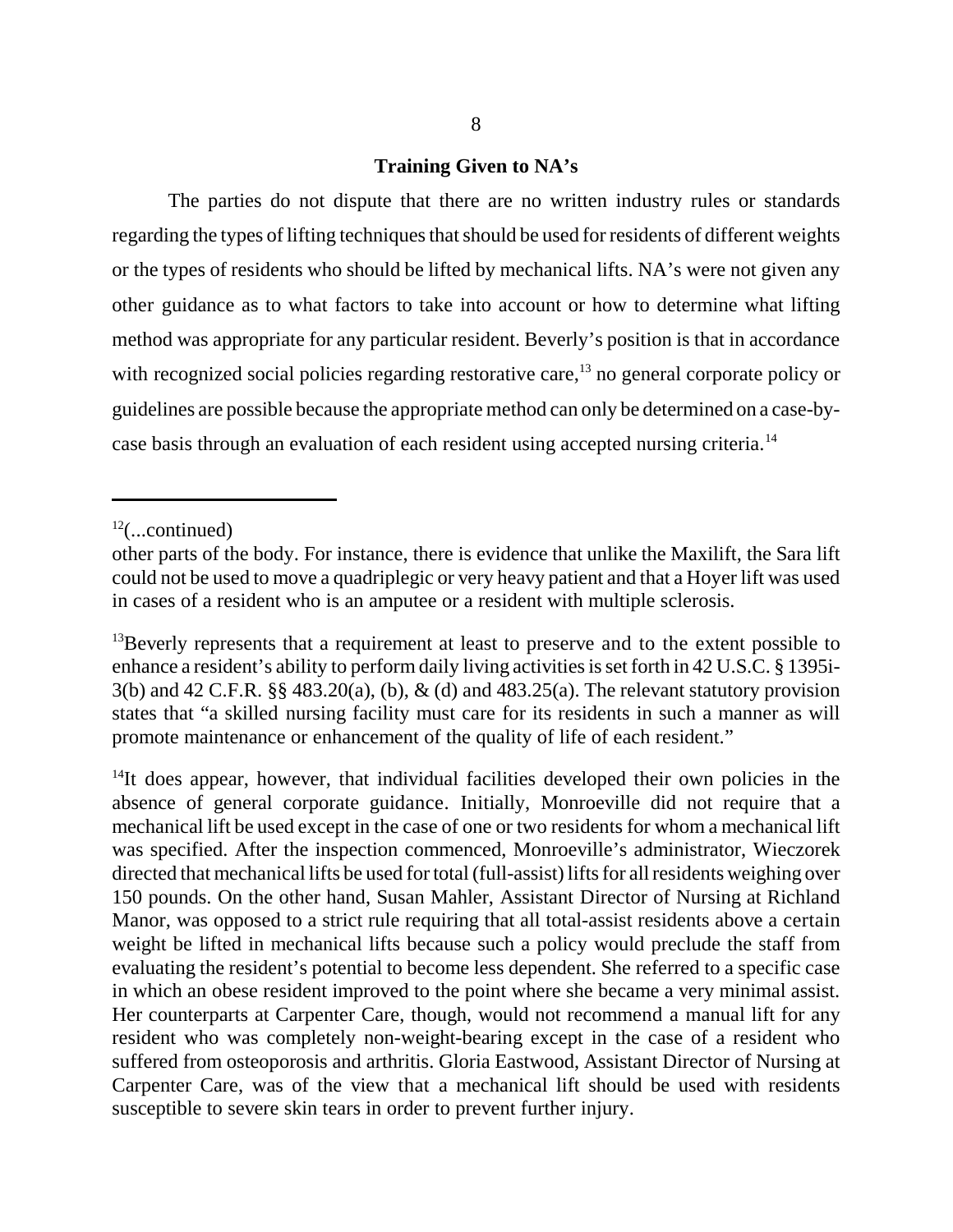## Training Given to NA's

The parties do not dispute that there are no written industry rules or standards regarding the types of lifting techniques that should be used for residents of different weights or the types of residents who should be lifted by mechanical lifts. NA's were not given any other guidance as to what factors to take into account or how to determine what lifting method was appropriate for any particular resident. Beverly's position is that in accordance with recognized social policies regarding restorative care,[13] no general corporate policy or guidelines are possible because the appropriate method can only be determined on a case-by-case basis through an evaluation of each resident using accepted nursing criteria.[14]

---

[12](...continued)

other parts of the body. For instance, there is evidence that unlike the Maxilift, the Sara lift could not be used to move a quadriplegic or very heavy patient and that a Hoyer lift was used in cases of a resident who is an amputee or a resident with multiple sclerosis.

[13]Beverly represents that a requirement at least to preserve and to the extent possible to enhance a resident's ability to perform daily living activities is set forth in 42 U.S.C. § 1395i-3(b) and 42 C.F.R. §§ 483.20(a), (b), & (d) and 483.25(a). The relevant statutory provision states that "a skilled nursing facility must care for its residents in such a manner as will promote maintenance or enhancement of the quality of life of each resident."

[14]It does appear, however, that individual facilities developed their own policies in the absence of general corporate guidance. Initially, Monroeville did not require that a mechanical lift be used except in the case of one or two residents for whom a mechanical lift was specified. After the inspection commenced, Monroeville's administrator, Wieczorek directed that mechanical lifts be used for total (full-assist) lifts for all residents weighing over 150 pounds. On the other hand, Susan Mahler, Assistant Director of Nursing at Richland Manor, was opposed to a strict rule requiring that all total-assist residents above a certain weight be lifted in mechanical lifts because such a policy would preclude the staff from evaluating the resident's potential to become less dependent. She referred to a specific case in which an obese resident improved to the point where she became a very minimal assist. Her counterparts at Carpenter Care, though, would not recommend a manual lift for any resident who was completely non-weight-bearing except in the case of a resident who suffered from osteoporosis and arthritis. Gloria Eastwood, Assistant Director of Nursing at Carpenter Care, was of the view that a mechanical lift should be used with residents susceptible to severe skin tears in order to prevent further injury.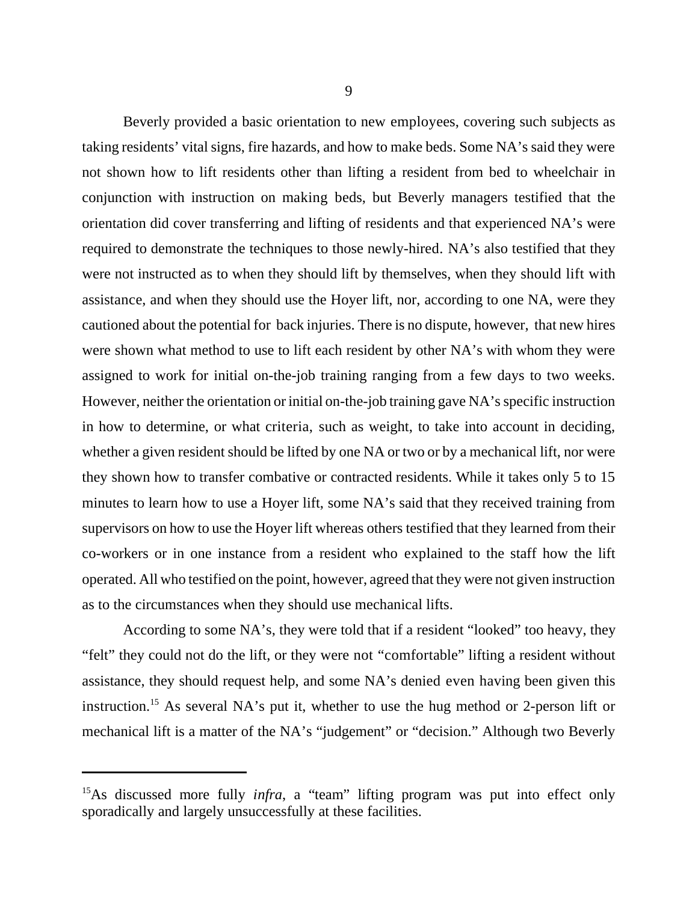Beverly provided a basic orientation to new employees, covering such subjects as taking residents' vital signs, fire hazards, and how to make beds. Some NA's said they were not shown how to lift residents other than lifting a resident from bed to wheelchair in conjunction with instruction on making beds, but Beverly managers testified that the orientation did cover transferring and lifting of residents and that experienced NA's were required to demonstrate the techniques to those newly-hired. NA's also testified that they were not instructed as to when they should lift by themselves, when they should lift with assistance, and when they should use the Hoyer lift, nor, according to one NA, were they cautioned about the potential for back injuries. There is no dispute, however, that new hires were shown what method to use to lift each resident by other NA's with whom they were assigned to work for initial on-the-job training ranging from a few days to two weeks. However, neither the orientation or initial on-the-job training gave NA's specific instruction in how to determine, or what criteria, such as weight, to take into account in deciding, whether a given resident should be lifted by one NA or two or by a mechanical lift, nor were they shown how to transfer combative or contracted residents. While it takes only 5 to 15 minutes to learn how to use a Hoyer lift, some NA's said that they received training from supervisors on how to use the Hoyer lift whereas others testified that they learned from their co-workers or in one instance from a resident who explained to the staff how the lift operated. All who testified on the point, however, agreed that they were not given instruction as to the circumstances when they should use mechanical lifts.

According to some NA's, they were told that if a resident "looked" too heavy, they "felt" they could not do the lift, or they were not "comfortable" lifting a resident without assistance, they should request help, and some NA's denied even having been given this instruction.[15] As several NA's put it, whether to use the hug method or 2-person lift or mechanical lift is a matter of the NA's "judgement" or "decision." Although two Beverly

---

[15]As discussed more fully *infra*, a "team" lifting program was put into effect only sporadically and largely unsuccessfully at these facilities.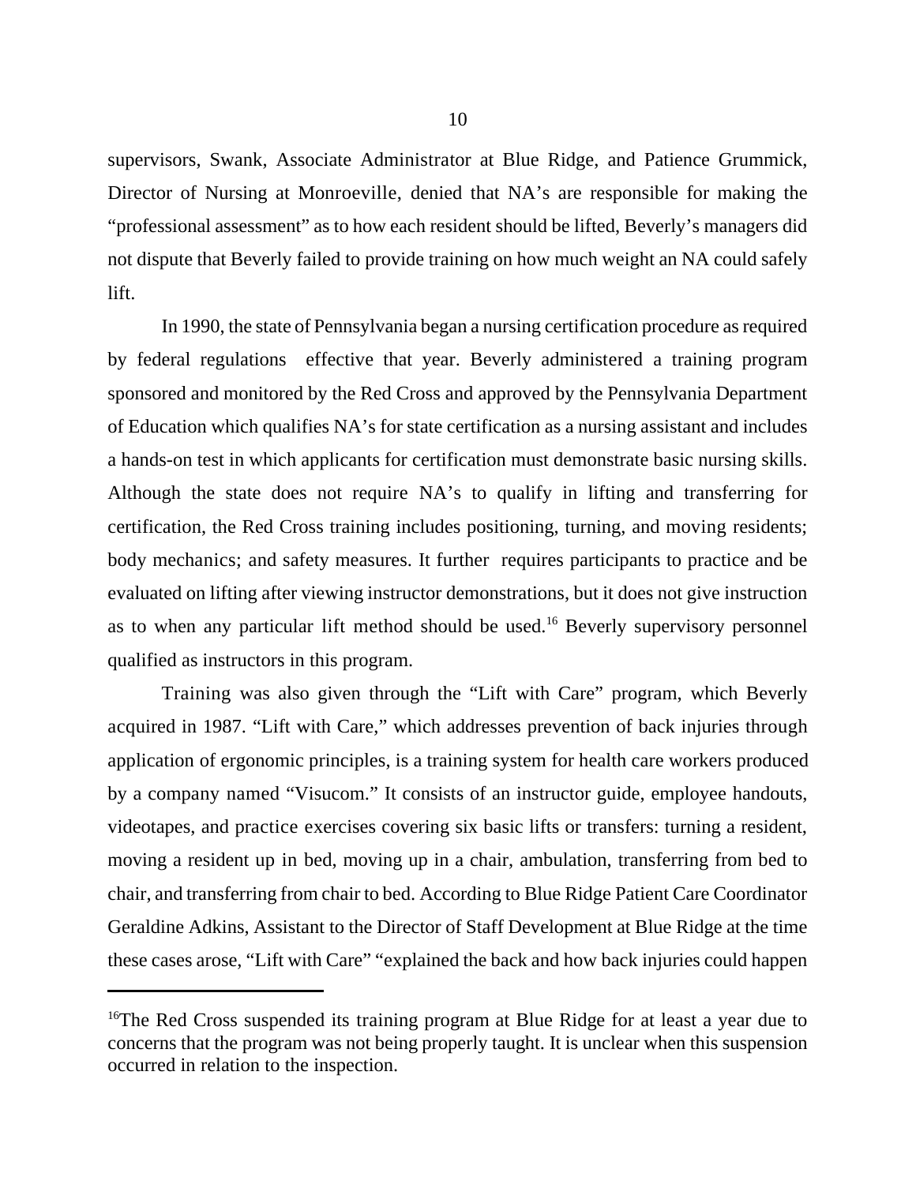supervisors, Swank, Associate Administrator at Blue Ridge, and Patience Grummick, Director of Nursing at Monroeville, denied that NA's are responsible for making the "professional assessment" as to how each resident should be lifted, Beverly's managers did not dispute that Beverly failed to provide training on how much weight an NA could safely lift.

In 1990, the state of Pennsylvania began a nursing certification procedure as required by federal regulations effective that year. Beverly administered a training program sponsored and monitored by the Red Cross and approved by the Pennsylvania Department of Education which qualifies NA's for state certification as a nursing assistant and includes a hands-on test in which applicants for certification must demonstrate basic nursing skills. Although the state does not require NA's to qualify in lifting and transferring for certification, the Red Cross training includes positioning, turning, and moving residents; body mechanics; and safety measures. It further requires participants to practice and be evaluated on lifting after viewing instructor demonstrations, but it does not give instruction as to when any particular lift method should be used.[16] Beverly supervisory personnel qualified as instructors in this program.

Training was also given through the "Lift with Care" program, which Beverly acquired in 1987. "Lift with Care," which addresses prevention of back injuries through application of ergonomic principles, is a training system for health care workers produced by a company named "Visucom." It consists of an instructor guide, employee handouts, videotapes, and practice exercises covering six basic lifts or transfers: turning a resident, moving a resident up in bed, moving up in a chair, ambulation, transferring from bed to chair, and transferring from chair to bed. According to Blue Ridge Patient Care Coordinator Geraldine Adkins, Assistant to the Director of Staff Development at Blue Ridge at the time these cases arose, "Lift with Care" "explained the back and how back injuries could happen

---

[16]The Red Cross suspended its training program at Blue Ridge for at least a year due to concerns that the program was not being properly taught. It is unclear when this suspension occurred in relation to the inspection.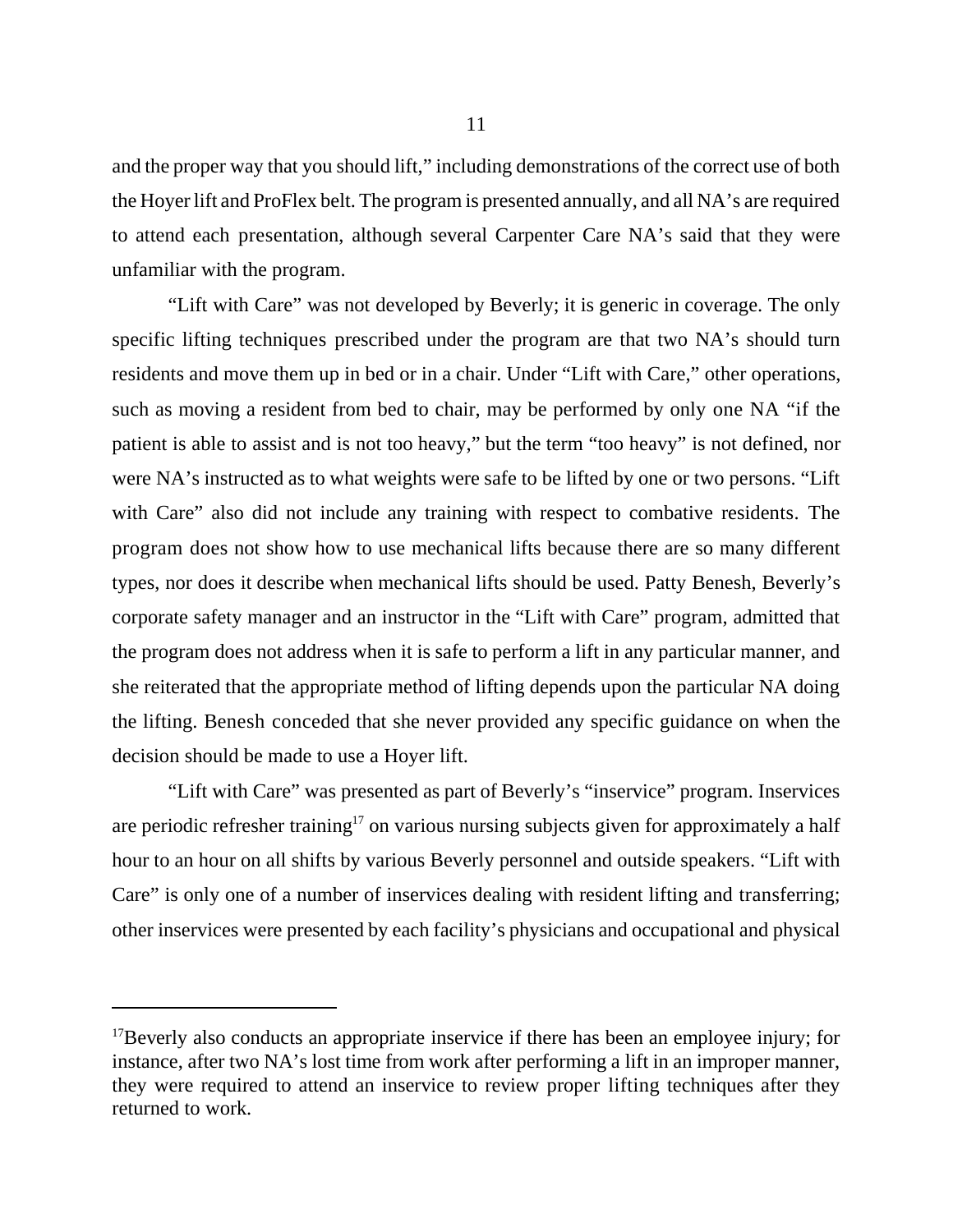and the proper way that you should lift," including demonstrations of the correct use of both the Hoyer lift and ProFlex belt. The program is presented annually, and all NA's are required to attend each presentation, although several Carpenter Care NA's said that they were unfamiliar with the program.

"Lift with Care" was not developed by Beverly; it is generic in coverage. The only specific lifting techniques prescribed under the program are that two NA's should turn residents and move them up in bed or in a chair. Under "Lift with Care," other operations, such as moving a resident from bed to chair, may be performed by only one NA "if the patient is able to assist and is not too heavy," but the term "too heavy" is not defined, nor were NA's instructed as to what weights were safe to be lifted by one or two persons. "Lift with Care" also did not include any training with respect to combative residents. The program does not show how to use mechanical lifts because there are so many different types, nor does it describe when mechanical lifts should be used. Patty Benesh, Beverly's corporate safety manager and an instructor in the "Lift with Care" program, admitted that the program does not address when it is safe to perform a lift in any particular manner, and she reiterated that the appropriate method of lifting depends upon the particular NA doing the lifting. Benesh conceded that she never provided any specific guidance on when the decision should be made to use a Hoyer lift.

"Lift with Care" was presented as part of Beverly's "inservice" program. Inservices are periodic refresher training[17] on various nursing subjects given for approximately a half hour to an hour on all shifts by various Beverly personnel and outside speakers. "Lift with Care" is only one of a number of inservices dealing with resident lifting and transferring; other inservices were presented by each facility's physicians and occupational and physical

---

[17]Beverly also conducts an appropriate inservice if there has been an employee injury; for instance, after two NA's lost time from work after performing a lift in an improper manner, they were required to attend an inservice to review proper lifting techniques after they returned to work.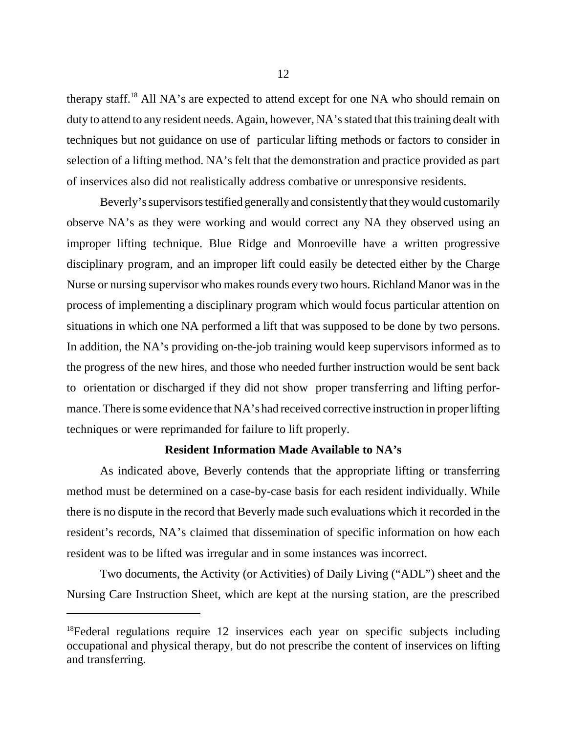therapy staff.[18] All NA's are expected to attend except for one NA who should remain on duty to attend to any resident needs. Again, however, NA's stated that this training dealt with techniques but not guidance on use of particular lifting methods or factors to consider in selection of a lifting method. NA's felt that the demonstration and practice provided as part of inservices also did not realistically address combative or unresponsive residents.

Beverly's supervisors testified generally and consistently that they would customarily observe NA's as they were working and would correct any NA they observed using an improper lifting technique. Blue Ridge and Monroeville have a written progressive disciplinary program, and an improper lift could easily be detected either by the Charge Nurse or nursing supervisor who makes rounds every two hours. Richland Manor was in the process of implementing a disciplinary program which would focus particular attention on situations in which one NA performed a lift that was supposed to be done by two persons. In addition, the NA's providing on-the-job training would keep supervisors informed as to the progress of the new hires, and those who needed further instruction would be sent back to orientation or discharged if they did not show proper transferring and lifting performance. There is some evidence that NA's had received corrective instruction in proper lifting techniques or were reprimanded for failure to lift properly.

**Resident Information Made Available to NA's**

As indicated above, Beverly contends that the appropriate lifting or transferring method must be determined on a case-by-case basis for each resident individually. While there is no dispute in the record that Beverly made such evaluations which it recorded in the resident's records, NA's claimed that dissemination of specific information on how each resident was to be lifted was irregular and in some instances was incorrect.

Two documents, the Activity (or Activities) of Daily Living ("ADL") sheet and the Nursing Care Instruction Sheet, which are kept at the nursing station, are the prescribed

[18]Federal regulations require 12 inservices each year on specific subjects including occupational and physical therapy, but do not prescribe the content of inservices on lifting and transferring.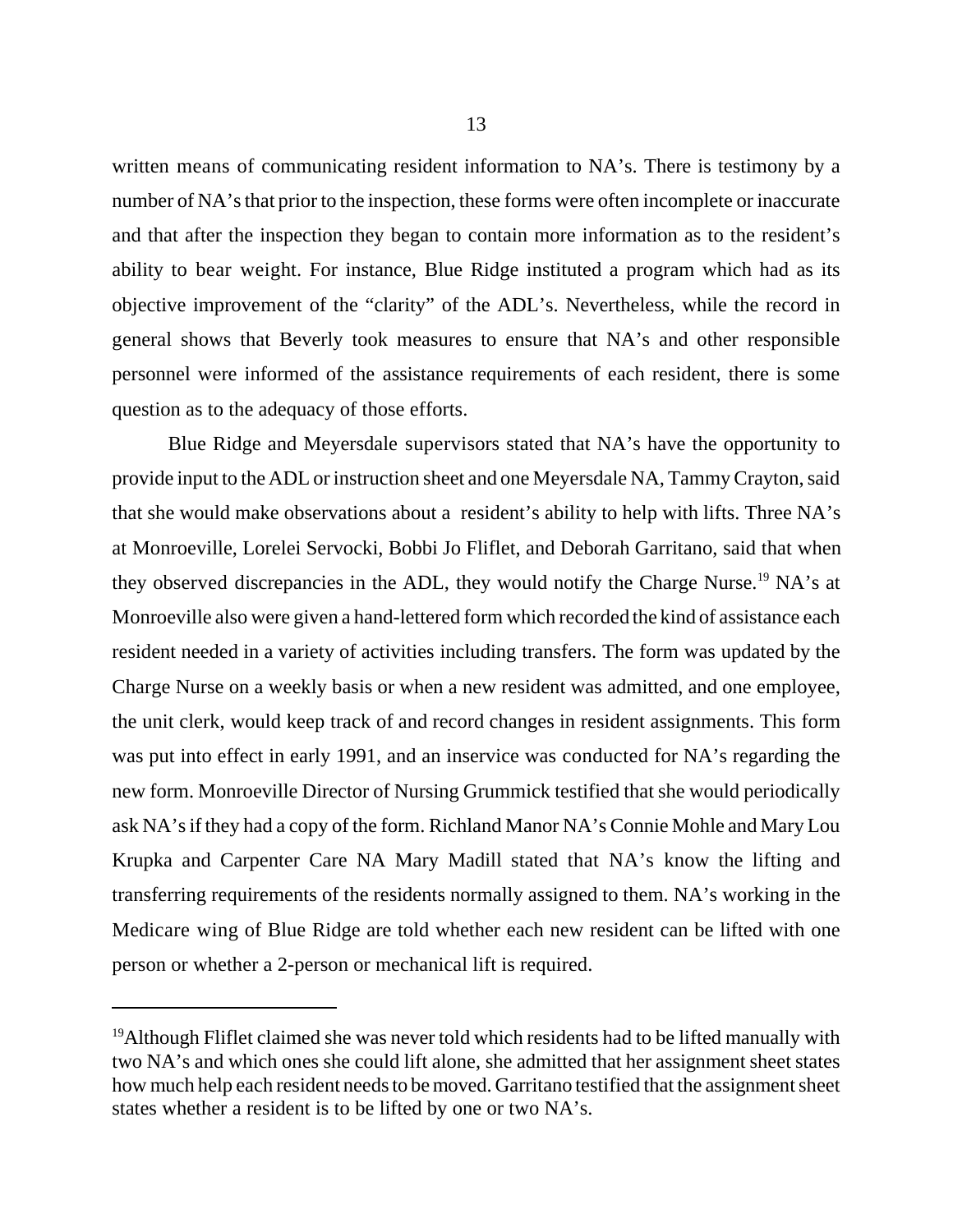written means of communicating resident information to NA's. There is testimony by a number of NA's that prior to the inspection, these forms were often incomplete or inaccurate and that after the inspection they began to contain more information as to the resident's ability to bear weight. For instance, Blue Ridge instituted a program which had as its objective improvement of the "clarity" of the ADL's. Nevertheless, while the record in general shows that Beverly took measures to ensure that NA's and other responsible personnel were informed of the assistance requirements of each resident, there is some question as to the adequacy of those efforts.

Blue Ridge and Meyersdale supervisors stated that NA's have the opportunity to provide input to the ADL or instruction sheet and one Meyersdale NA, Tammy Crayton, said that she would make observations about a resident's ability to help with lifts. Three NA's at Monroeville, Lorelei Servocki, Bobbi Jo Fliflet, and Deborah Garritano, said that when they observed discrepancies in the ADL, they would notify the Charge Nurse.[19] NA's at Monroeville also were given a hand-lettered form which recorded the kind of assistance each resident needed in a variety of activities including transfers. The form was updated by the Charge Nurse on a weekly basis or when a new resident was admitted, and one employee, the unit clerk, would keep track of and record changes in resident assignments. This form was put into effect in early 1991, and an inservice was conducted for NA's regarding the new form. Monroeville Director of Nursing Grummick testified that she would periodically ask NA's if they had a copy of the form. Richland Manor NA's Connie Mohle and Mary Lou Krupka and Carpenter Care NA Mary Madill stated that NA's know the lifting and transferring requirements of the residents normally assigned to them. NA's working in the Medicare wing of Blue Ridge are told whether each new resident can be lifted with one person or whether a 2-person or mechanical lift is required.

---

[19]Although Fliflet claimed she was never told which residents had to be lifted manually with two NA's and which ones she could lift alone, she admitted that her assignment sheet states how much help each resident needs to be moved. Garritano testified that the assignment sheet states whether a resident is to be lifted by one or two NA's.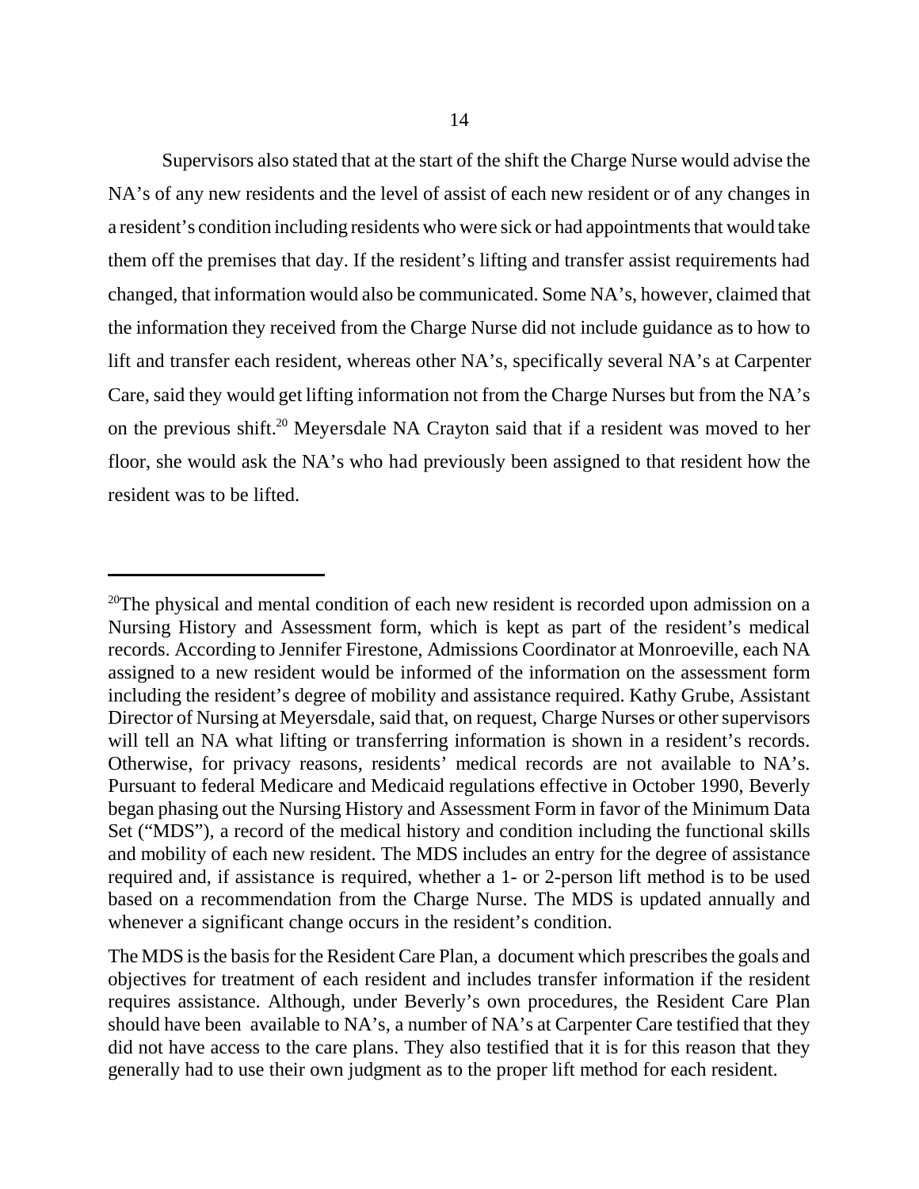Supervisors also stated that at the start of the shift the Charge Nurse would advise the NA's of any new residents and the level of assist of each new resident or of any changes in a resident's condition including residents who were sick or had appointments that would take them off the premises that day. If the resident's lifting and transfer assist requirements had changed, that information would also be communicated. Some NA's, however, claimed that the information they received from the Charge Nurse did not include guidance as to how to lift and transfer each resident, whereas other NA's, specifically several NA's at Carpenter Care, said they would get lifting information not from the Charge Nurses but from the NA's on the previous shift.[20] Meyersdale NA Crayton said that if a resident was moved to her floor, she would ask the NA's who had previously been assigned to that resident how the resident was to be lifted.

---

[20]The physical and mental condition of each new resident is recorded upon admission on a Nursing History and Assessment form, which is kept as part of the resident's medical records. According to Jennifer Firestone, Admissions Coordinator at Monroeville, each NA assigned to a new resident would be informed of the information on the assessment form including the resident's degree of mobility and assistance required. Kathy Grube, Assistant Director of Nursing at Meyersdale, said that, on request, Charge Nurses or other supervisors will tell an NA what lifting or transferring information is shown in a resident's records. Otherwise, for privacy reasons, residents' medical records are not available to NA's. Pursuant to federal Medicare and Medicaid regulations effective in October 1990, Beverly began phasing out the Nursing History and Assessment Form in favor of the Minimum Data Set ("MDS"), a record of the medical history and condition including the functional skills and mobility of each new resident. The MDS includes an entry for the degree of assistance required and, if assistance is required, whether a 1- or 2-person lift method is to be used based on a recommendation from the Charge Nurse. The MDS is updated annually and whenever a significant change occurs in the resident's condition.

The MDS is the basis for the Resident Care Plan, a document which prescribes the goals and objectives for treatment of each resident and includes transfer information if the resident requires assistance. Although, under Beverly's own procedures, the Resident Care Plan should have been available to NA's, a number of NA's at Carpenter Care testified that they did not have access to the care plans. They also testified that it is for this reason that they generally had to use their own judgment as to the proper lift method for each resident.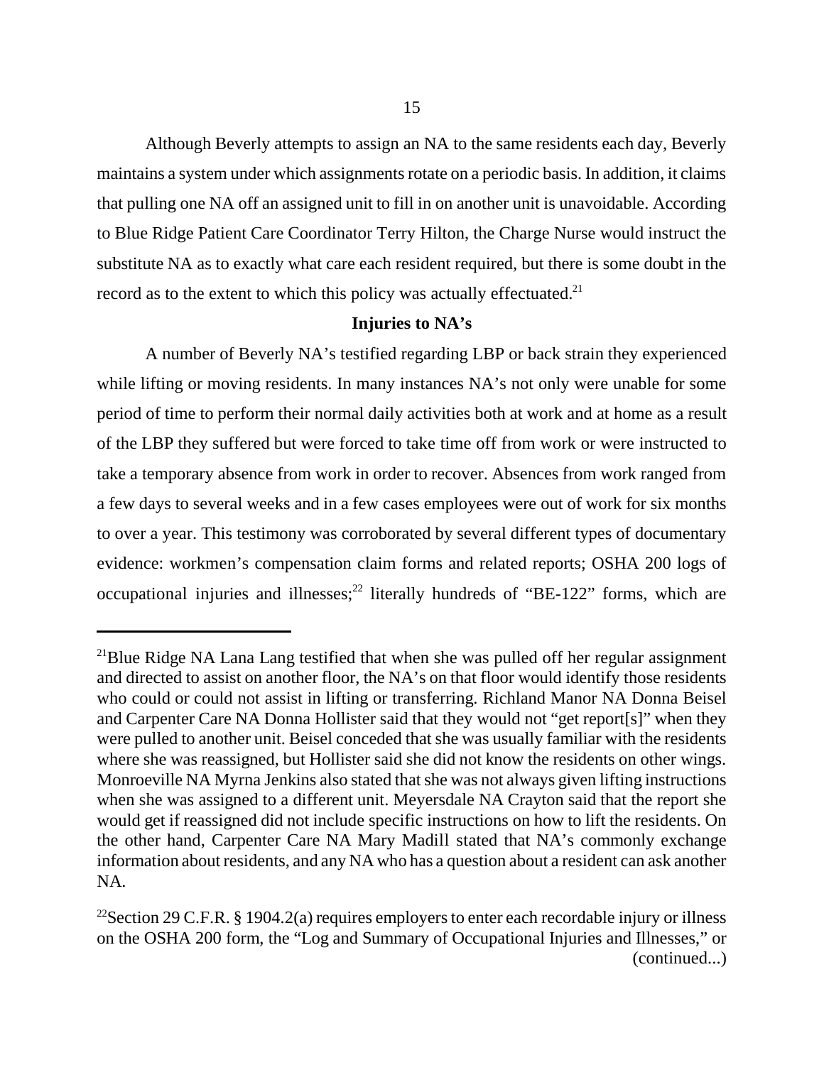Although Beverly attempts to assign an NA to the same residents each day, Beverly maintains a system under which assignments rotate on a periodic basis. In addition, it claims that pulling one NA off an assigned unit to fill in on another unit is unavoidable. According to Blue Ridge Patient Care Coordinator Terry Hilton, the Charge Nurse would instruct the substitute NA as to exactly what care each resident required, but there is some doubt in the record as to the extent to which this policy was actually effectuated.[21]

### Injuries to NA's

A number of Beverly NA's testified regarding LBP or back strain they experienced while lifting or moving residents. In many instances NA's not only were unable for some period of time to perform their normal daily activities both at work and at home as a result of the LBP they suffered but were forced to take time off from work or were instructed to take a temporary absence from work in order to recover. Absences from work ranged from a few days to several weeks and in a few cases employees were out of work for six months to over a year. This testimony was corroborated by several different types of documentary evidence: workmen's compensation claim forms and related reports; OSHA 200 logs of occupational injuries and illnesses;[22] literally hundreds of "BE-122" forms, which are

---

[21]Blue Ridge NA Lana Lang testified that when she was pulled off her regular assignment and directed to assist on another floor, the NA's on that floor would identify those residents who could or could not assist in lifting or transferring. Richland Manor NA Donna Beisel and Carpenter Care NA Donna Hollister said that they would not "get report[s]" when they were pulled to another unit. Beisel conceded that she was usually familiar with the residents where she was reassigned, but Hollister said she did not know the residents on other wings. Monroeville NA Myrna Jenkins also stated that she was not always given lifting instructions when she was assigned to a different unit. Meyersdale NA Crayton said that the report she would get if reassigned did not include specific instructions on how to lift the residents. On the other hand, Carpenter Care NA Mary Madill stated that NA's commonly exchange information about residents, and any NA who has a question about a resident can ask another NA.

[22]Section 29 C.F.R. § 1904.2(a) requires employers to enter each recordable injury or illness on the OSHA 200 form, the "Log and Summary of Occupational Injuries and Illnesses," or (continued...)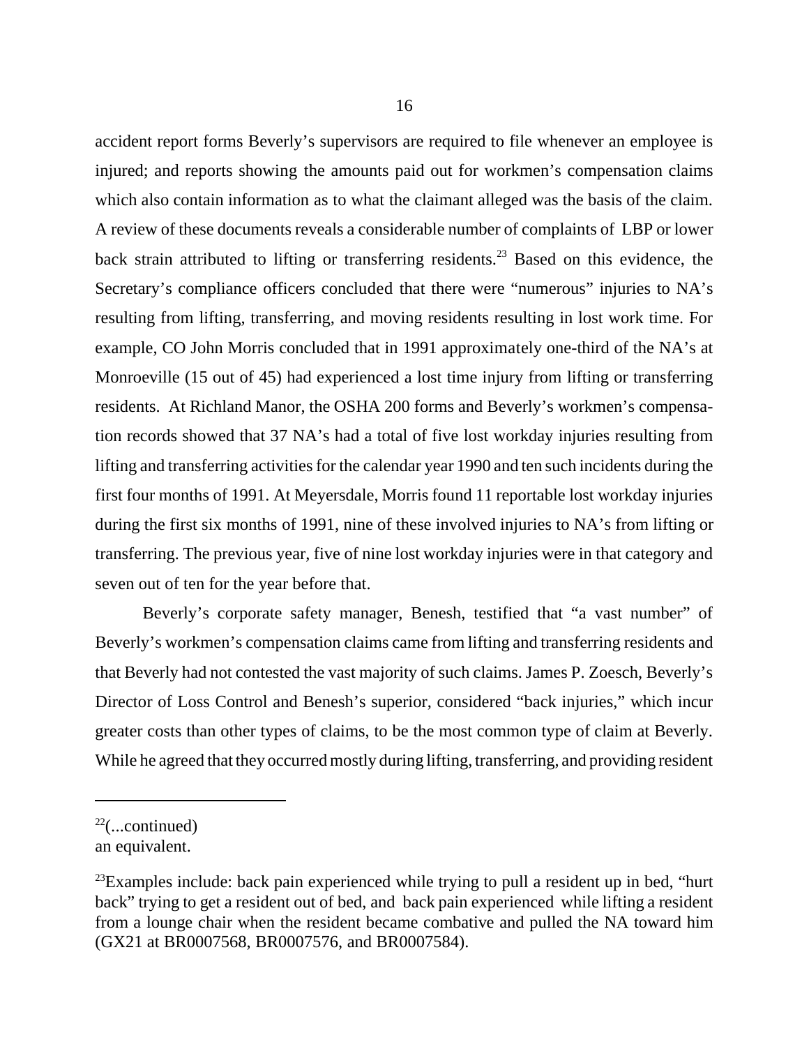accident report forms Beverly's supervisors are required to file whenever an employee is injured; and reports showing the amounts paid out for workmen's compensation claims which also contain information as to what the claimant alleged was the basis of the claim. A review of these documents reveals a considerable number of complaints of LBP or lower back strain attributed to lifting or transferring residents.[23] Based on this evidence, the Secretary's compliance officers concluded that there were "numerous" injuries to NA's resulting from lifting, transferring, and moving residents resulting in lost work time. For example, CO John Morris concluded that in 1991 approximately one-third of the NA's at Monroeville (15 out of 45) had experienced a lost time injury from lifting or transferring residents. At Richland Manor, the OSHA 200 forms and Beverly's workmen's compensation records showed that 37 NA's had a total of five lost workday injuries resulting from lifting and transferring activities for the calendar year 1990 and ten such incidents during the first four months of 1991. At Meyersdale, Morris found 11 reportable lost workday injuries during the first six months of 1991, nine of these involved injuries to NA's from lifting or transferring. The previous year, five of nine lost workday injuries were in that category and seven out of ten for the year before that.

Beverly's corporate safety manager, Benesh, testified that "a vast number" of Beverly's workmen's compensation claims came from lifting and transferring residents and that Beverly had not contested the vast majority of such claims. James P. Zoesch, Beverly's Director of Loss Control and Benesh's superior, considered "back injuries," which incur greater costs than other types of claims, to be the most common type of claim at Beverly. While he agreed that they occurred mostly during lifting, transferring, and providing resident

---

[22](...continued)
an equivalent.

[23]Examples include: back pain experienced while trying to pull a resident up in bed, "hurt back" trying to get a resident out of bed, and back pain experienced while lifting a resident from a lounge chair when the resident became combative and pulled the NA toward him (GX21 at BR0007568, BR0007576, and BR0007584).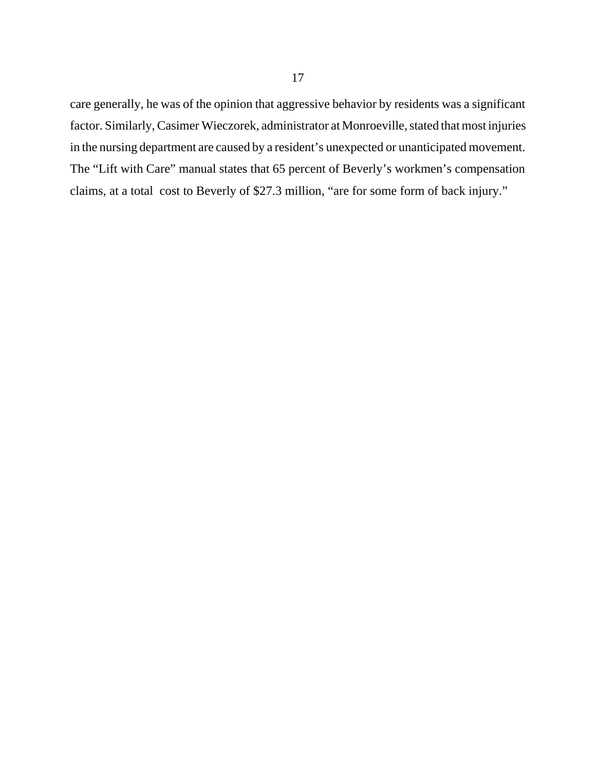care generally, he was of the opinion that aggressive behavior by residents was a significant factor. Similarly, Casimer Wieczorek, administrator at Monroeville, stated that most injuries in the nursing department are caused by a resident's unexpected or unanticipated movement. The "Lift with Care" manual states that 65 percent of Beverly's workmen's compensation claims, at a total cost to Beverly of $27.3 million, "are for some form of back injury."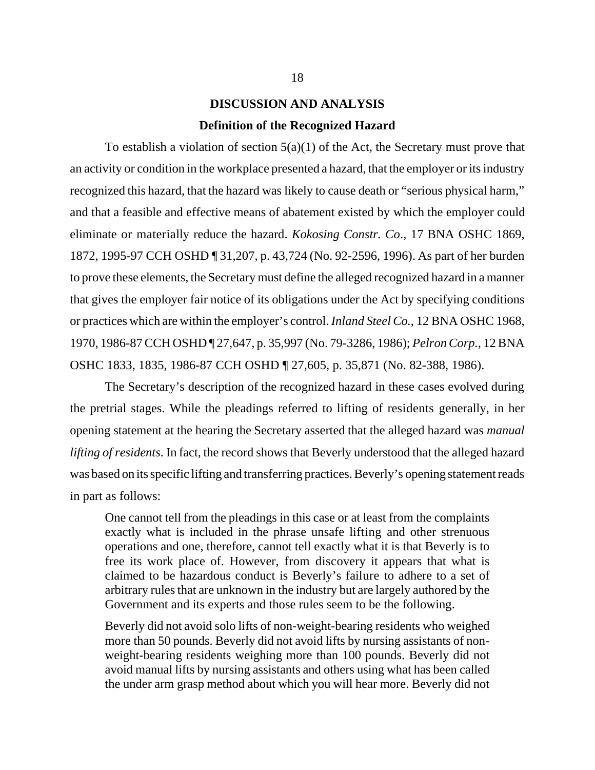## DISCUSSION AND ANALYSIS

### Definition of the Recognized Hazard

To establish a violation of section 5(a)(1) of the Act, the Secretary must prove that an activity or condition in the workplace presented a hazard, that the employer or its industry recognized this hazard, that the hazard was likely to cause death or "serious physical harm," and that a feasible and effective means of abatement existed by which the employer could eliminate or materially reduce the hazard. *Kokosing Constr. Co*., 17 BNA OSHC 1869, 1872, 1995-97 CCH OSHD ¶ 31,207, p. 43,724 (No. 92-2596, 1996). As part of her burden to prove these elements, the Secretary must define the alleged recognized hazard in a manner that gives the employer fair notice of its obligations under the Act by specifying conditions or practices which are within the employer's control. *Inland Steel Co.*, 12 BNA OSHC 1968, 1970, 1986-87 CCH OSHD ¶ 27,647, p. 35,997 (No. 79-3286, 1986); *Pelron Corp.*, 12 BNA OSHC 1833, 1835, 1986-87 CCH OSHD ¶ 27,605, p. 35,871 (No. 82-388, 1986).

The Secretary's description of the recognized hazard in these cases evolved during the pretrial stages. While the pleadings referred to lifting of residents generally, in her opening statement at the hearing the Secretary asserted that the alleged hazard was *manual lifting of residents*. In fact, the record shows that Beverly understood that the alleged hazard was based on its specific lifting and transferring practices. Beverly's opening statement reads in part as follows:

> One cannot tell from the pleadings in this case or at least from the complaints exactly what is included in the phrase unsafe lifting and other strenuous operations and one, therefore, cannot tell exactly what it is that Beverly is to free its work place of. However, from discovery it appears that what is claimed to be hazardous conduct is Beverly's failure to adhere to a set of arbitrary rules that are unknown in the industry but are largely authored by the Government and its experts and those rules seem to be the following.
>
> Beverly did not avoid solo lifts of non-weight-bearing residents who weighed more than 50 pounds. Beverly did not avoid lifts by nursing assistants of non-weight-bearing residents weighing more than 100 pounds. Beverly did not avoid manual lifts by nursing assistants and others using what has been called the under arm grasp method about which you will hear more. Beverly did not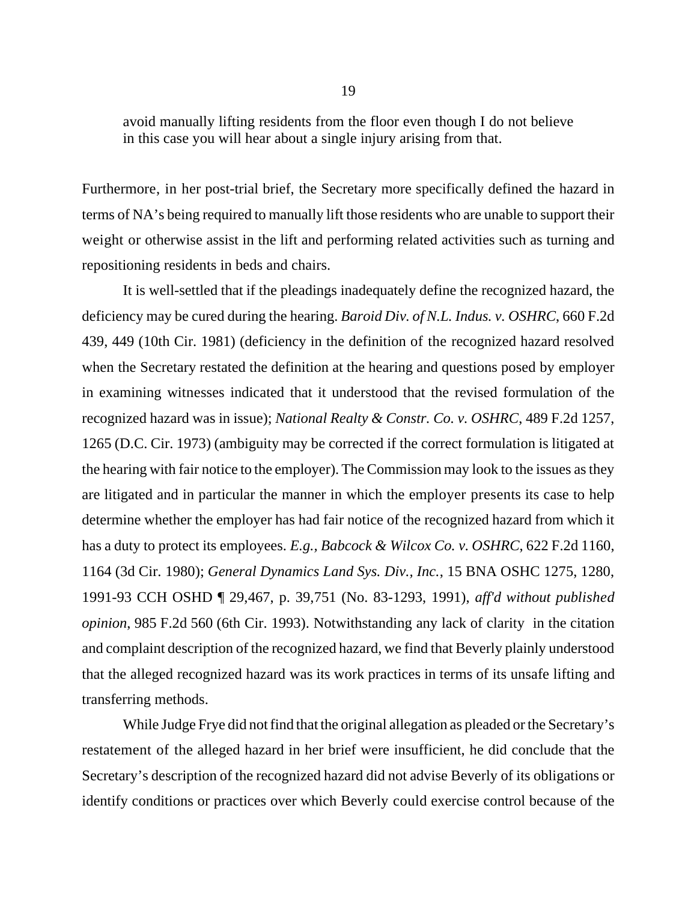avoid manually lifting residents from the floor even though I do not believe in this case you will hear about a single injury arising from that.

Furthermore, in her post-trial brief, the Secretary more specifically defined the hazard in terms of NA's being required to manually lift those residents who are unable to support their weight or otherwise assist in the lift and performing related activities such as turning and repositioning residents in beds and chairs.

It is well-settled that if the pleadings inadequately define the recognized hazard, the deficiency may be cured during the hearing. *Baroid Div. of N.L. Indus. v. OSHRC*, 660 F.2d 439, 449 (10th Cir. 1981) (deficiency in the definition of the recognized hazard resolved when the Secretary restated the definition at the hearing and questions posed by employer in examining witnesses indicated that it understood that the revised formulation of the recognized hazard was in issue); *National Realty & Constr. Co. v. OSHRC*, 489 F.2d 1257, 1265 (D.C. Cir. 1973) (ambiguity may be corrected if the correct formulation is litigated at the hearing with fair notice to the employer). The Commission may look to the issues as they are litigated and in particular the manner in which the employer presents its case to help determine whether the employer has had fair notice of the recognized hazard from which it has a duty to protect its employees. *E.g., Babcock & Wilcox Co. v. OSHRC*, 622 F.2d 1160, 1164 (3d Cir. 1980); *General Dynamics Land Sys. Div., Inc.*, 15 BNA OSHC 1275, 1280, 1991-93 CCH OSHD ¶ 29,467, p. 39,751 (No. 83-1293, 1991), *aff'd without published opinion*, 985 F.2d 560 (6th Cir. 1993). Notwithstanding any lack of clarity in the citation and complaint description of the recognized hazard, we find that Beverly plainly understood that the alleged recognized hazard was its work practices in terms of its unsafe lifting and transferring methods.

While Judge Frye did not find that the original allegation as pleaded or the Secretary's restatement of the alleged hazard in her brief were insufficient, he did conclude that the Secretary's description of the recognized hazard did not advise Beverly of its obligations or identify conditions or practices over which Beverly could exercise control because of the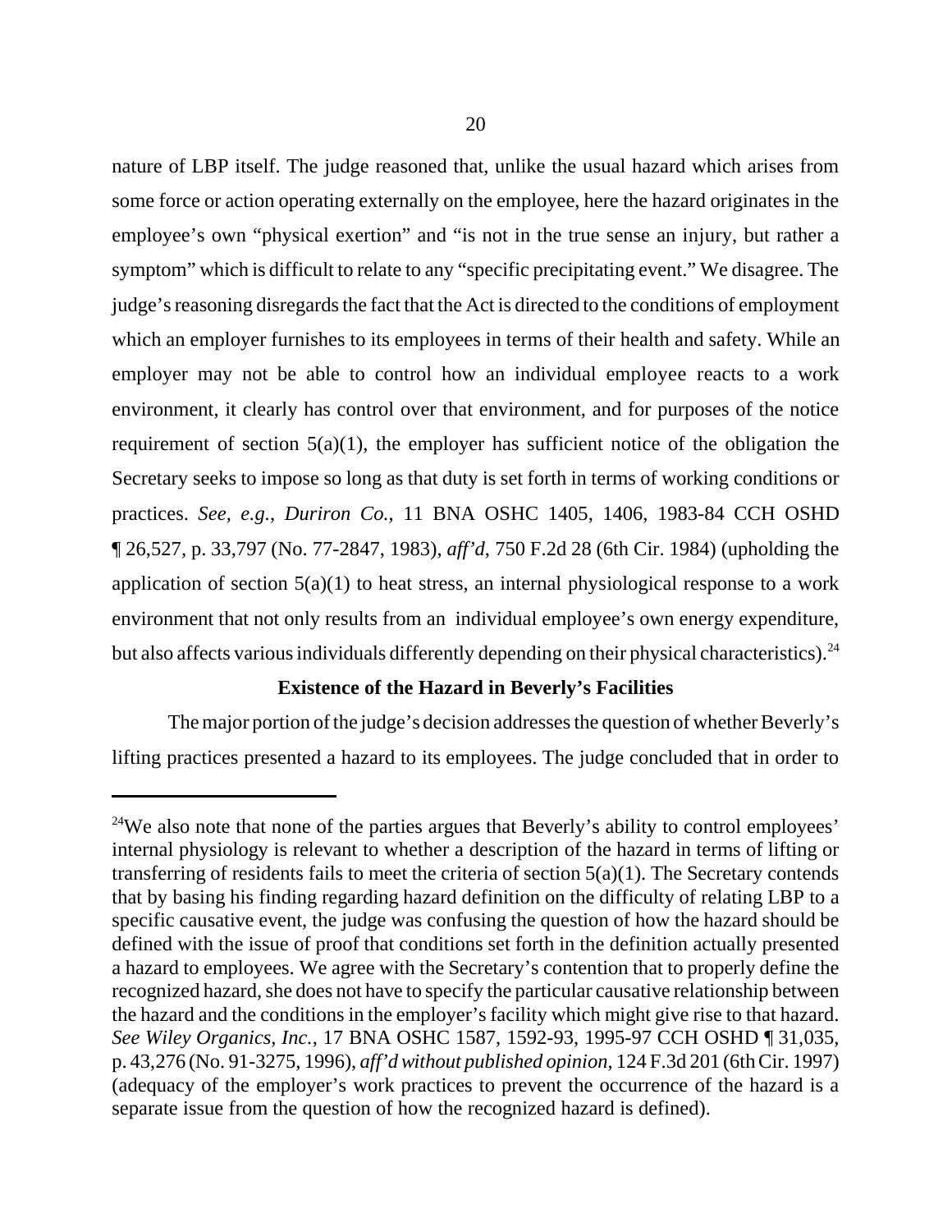nature of LBP itself. The judge reasoned that, unlike the usual hazard which arises from some force or action operating externally on the employee, here the hazard originates in the employee's own "physical exertion" and "is not in the true sense an injury, but rather a symptom" which is difficult to relate to any "specific precipitating event." We disagree. The judge's reasoning disregards the fact that the Act is directed to the conditions of employment which an employer furnishes to its employees in terms of their health and safety. While an employer may not be able to control how an individual employee reacts to a work environment, it clearly has control over that environment, and for purposes of the notice requirement of section 5(a)(1), the employer has sufficient notice of the obligation the Secretary seeks to impose so long as that duty is set forth in terms of working conditions or practices. *See, e.g.*, *Duriron Co.*, 11 BNA OSHC 1405, 1406, 1983-84 CCH OSHD ¶ 26,527, p. 33,797 (No. 77-2847, 1983), *aff'd*, 750 F.2d 28 (6th Cir. 1984) (upholding the application of section 5(a)(1) to heat stress, an internal physiological response to a work environment that not only results from an individual employee's own energy expenditure, but also affects various individuals differently depending on their physical characteristics).[24]

### Existence of the Hazard in Beverly's Facilities

The major portion of the judge's decision addresses the question of whether Beverly's lifting practices presented a hazard to its employees. The judge concluded that in order to

---

[24]We also note that none of the parties argues that Beverly's ability to control employees' internal physiology is relevant to whether a description of the hazard in terms of lifting or transferring of residents fails to meet the criteria of section 5(a)(1). The Secretary contends that by basing his finding regarding hazard definition on the difficulty of relating LBP to a specific causative event, the judge was confusing the question of how the hazard should be defined with the issue of proof that conditions set forth in the definition actually presented a hazard to employees. We agree with the Secretary's contention that to properly define the recognized hazard, she does not have to specify the particular causative relationship between the hazard and the conditions in the employer's facility which might give rise to that hazard. *See Wiley Organics, Inc.*, 17 BNA OSHC 1587, 1592-93, 1995-97 CCH OSHD ¶ 31,035, p. 43,276 (No. 91-3275, 1996), *aff'd without published opinion*, 124 F.3d 201 (6th Cir. 1997) (adequacy of the employer's work practices to prevent the occurrence of the hazard is a separate issue from the question of how the recognized hazard is defined).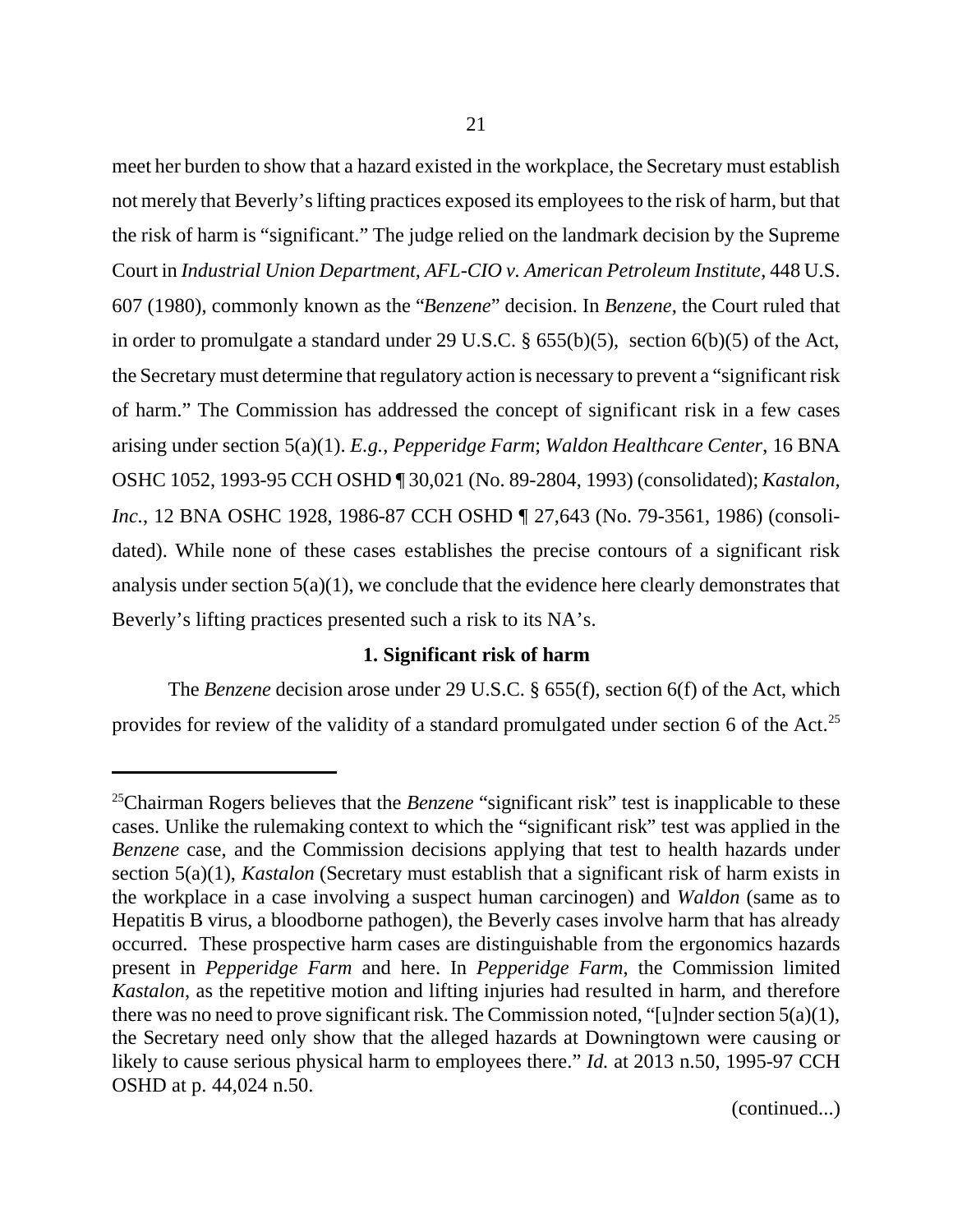meet her burden to show that a hazard existed in the workplace, the Secretary must establish not merely that Beverly's lifting practices exposed its employees to the risk of harm, but that the risk of harm is "significant." The judge relied on the landmark decision by the Supreme Court in *Industrial Union Department, AFL-CIO v. American Petroleum Institute*, 448 U.S. 607 (1980), commonly known as the "*Benzene*" decision. In *Benzene*, the Court ruled that in order to promulgate a standard under 29 U.S.C. § 655(b)(5), section 6(b)(5) of the Act, the Secretary must determine that regulatory action is necessary to prevent a "significant risk of harm." The Commission has addressed the concept of significant risk in a few cases arising under section 5(a)(1). *E.g.*, *Pepperidge Farm*; *Waldon Healthcare Center*, 16 BNA OSHC 1052, 1993-95 CCH OSHD ¶ 30,021 (No. 89-2804, 1993) (consolidated); *Kastalon, Inc.*, 12 BNA OSHC 1928, 1986-87 CCH OSHD ¶ 27,643 (No. 79-3561, 1986) (consolidated). While none of these cases establishes the precise contours of a significant risk analysis under section 5(a)(1), we conclude that the evidence here clearly demonstrates that Beverly's lifting practices presented such a risk to its NA's.

**1. Significant risk of harm**

The *Benzene* decision arose under 29 U.S.C. § 655(f), section 6(f) of the Act, which provides for review of the validity of a standard promulgated under section 6 of the Act.[25]

---

[25]Chairman Rogers believes that the *Benzene* "significant risk" test is inapplicable to these cases. Unlike the rulemaking context to which the "significant risk" test was applied in the *Benzene* case, and the Commission decisions applying that test to health hazards under section 5(a)(1), *Kastalon* (Secretary must establish that a significant risk of harm exists in the workplace in a case involving a suspect human carcinogen) and *Waldon* (same as to Hepatitis B virus, a bloodborne pathogen), the Beverly cases involve harm that has already occurred. These prospective harm cases are distinguishable from the ergonomics hazards present in *Pepperidge Farm* and here. In *Pepperidge Farm*, the Commission limited *Kastalon*, as the repetitive motion and lifting injuries had resulted in harm, and therefore there was no need to prove significant risk. The Commission noted, "[u]nder section 5(a)(1), the Secretary need only show that the alleged hazards at Downingtown were causing or likely to cause serious physical harm to employees there." *Id.* at 2013 n.50, 1995-97 CCH OSHD at p. 44,024 n.50.

(continued...)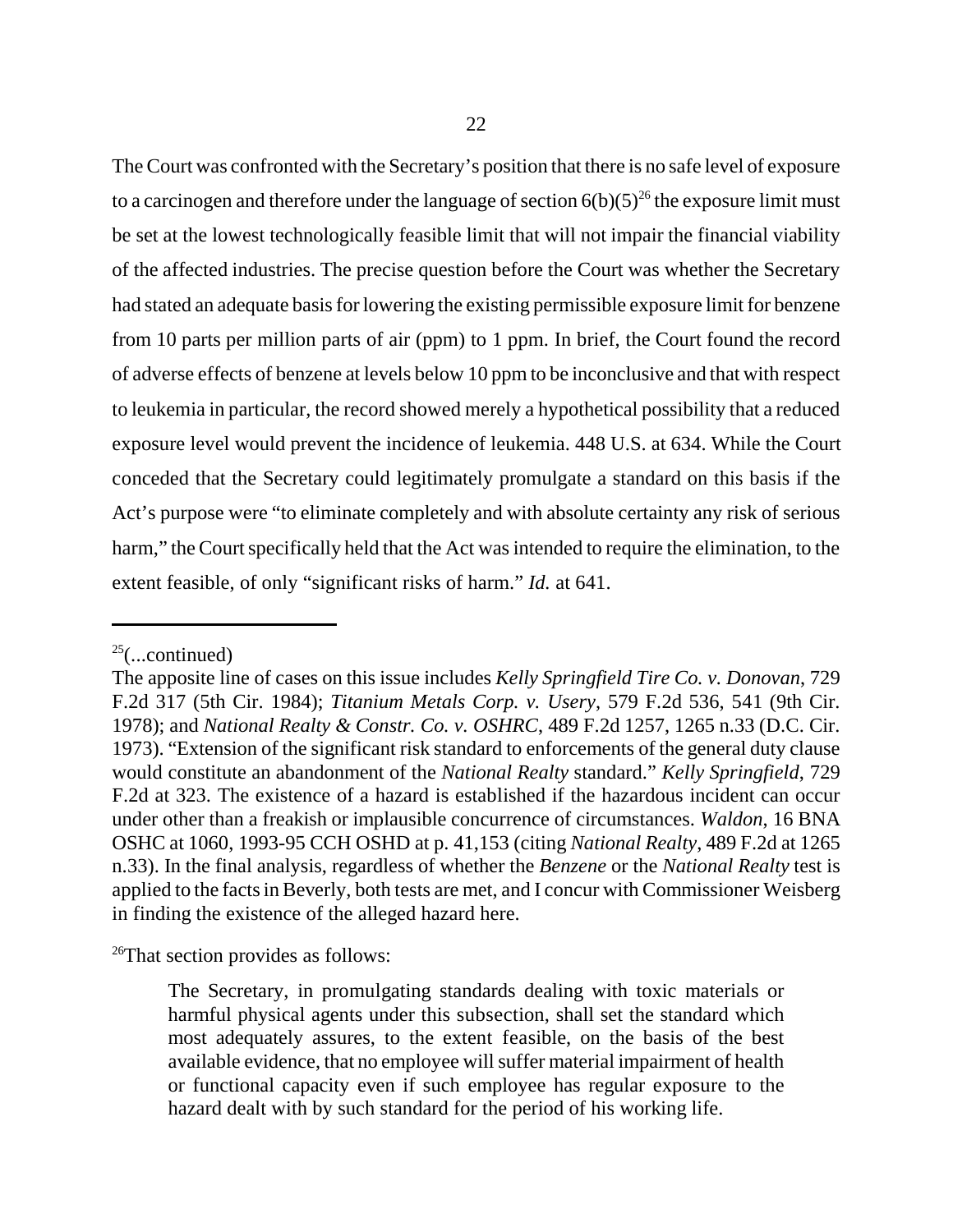The Court was confronted with the Secretary's position that there is no safe level of exposure to a carcinogen and therefore under the language of section 6(b)(5)[26] the exposure limit must be set at the lowest technologically feasible limit that will not impair the financial viability of the affected industries. The precise question before the Court was whether the Secretary had stated an adequate basis for lowering the existing permissible exposure limit for benzene from 10 parts per million parts of air (ppm) to 1 ppm. In brief, the Court found the record of adverse effects of benzene at levels below 10 ppm to be inconclusive and that with respect to leukemia in particular, the record showed merely a hypothetical possibility that a reduced exposure level would prevent the incidence of leukemia. 448 U.S. at 634. While the Court conceded that the Secretary could legitimately promulgate a standard on this basis if the Act's purpose were "to eliminate completely and with absolute certainty any risk of serious harm," the Court specifically held that the Act was intended to require the elimination, to the extent feasible, of only "significant risks of harm." *Id.* at 641.

---

[25](...continued)

The apposite line of cases on this issue includes *Kelly Springfield Tire Co. v. Donovan*, 729 F.2d 317 (5th Cir. 1984); *Titanium Metals Corp. v. Usery*, 579 F.2d 536, 541 (9th Cir. 1978); and *National Realty & Constr. Co. v. OSHRC*, 489 F.2d 1257, 1265 n.33 (D.C. Cir. 1973). "Extension of the significant risk standard to enforcements of the general duty clause would constitute an abandonment of the *National Realty* standard." *Kelly Springfield*, 729 F.2d at 323. The existence of a hazard is established if the hazardous incident can occur under other than a freakish or implausible concurrence of circumstances. *Waldon*, 16 BNA OSHC at 1060, 1993-95 CCH OSHD at p. 41,153 (citing *National Realty*, 489 F.2d at 1265 n.33). In the final analysis, regardless of whether the *Benzene* or the *National Realty* test is applied to the facts in Beverly, both tests are met, and I concur with Commissioner Weisberg in finding the existence of the alleged hazard here.

[26]That section provides as follows:

> The Secretary, in promulgating standards dealing with toxic materials or harmful physical agents under this subsection, shall set the standard which most adequately assures, to the extent feasible, on the basis of the best available evidence, that no employee will suffer material impairment of health or functional capacity even if such employee has regular exposure to the hazard dealt with by such standard for the period of his working life.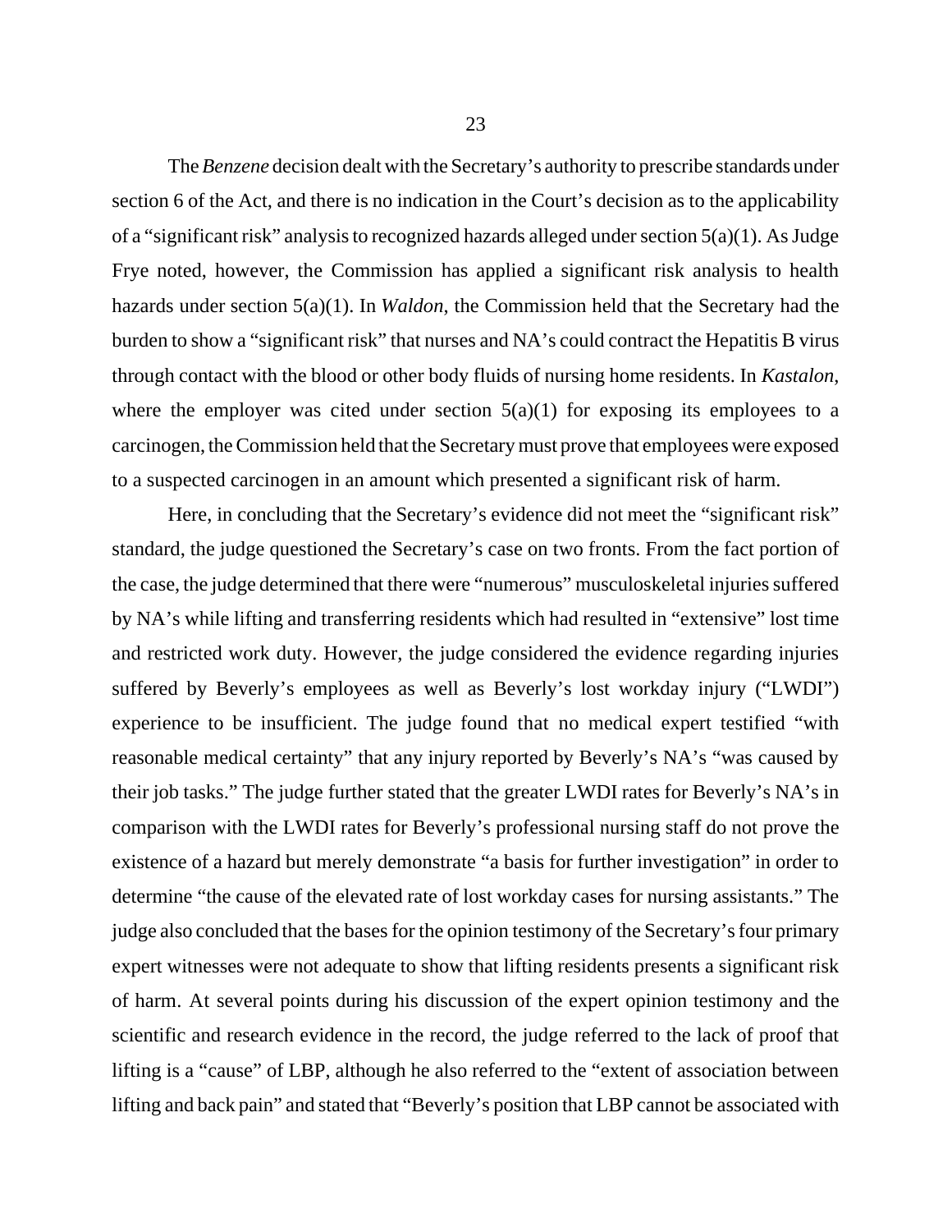The *Benzene* decision dealt with the Secretary's authority to prescribe standards under section 6 of the Act, and there is no indication in the Court's decision as to the applicability of a "significant risk" analysis to recognized hazards alleged under section 5(a)(1). As Judge Frye noted, however, the Commission has applied a significant risk analysis to health hazards under section 5(a)(1). In *Waldon*, the Commission held that the Secretary had the burden to show a "significant risk" that nurses and NA's could contract the Hepatitis B virus through contact with the blood or other body fluids of nursing home residents. In *Kastalon*, where the employer was cited under section 5(a)(1) for exposing its employees to a carcinogen, the Commission held that the Secretary must prove that employees were exposed to a suspected carcinogen in an amount which presented a significant risk of harm.

Here, in concluding that the Secretary's evidence did not meet the "significant risk" standard, the judge questioned the Secretary's case on two fronts. From the fact portion of the case, the judge determined that there were "numerous" musculoskeletal injuries suffered by NA's while lifting and transferring residents which had resulted in "extensive" lost time and restricted work duty. However, the judge considered the evidence regarding injuries suffered by Beverly's employees as well as Beverly's lost workday injury ("LWDI") experience to be insufficient. The judge found that no medical expert testified "with reasonable medical certainty" that any injury reported by Beverly's NA's "was caused by their job tasks." The judge further stated that the greater LWDI rates for Beverly's NA's in comparison with the LWDI rates for Beverly's professional nursing staff do not prove the existence of a hazard but merely demonstrate "a basis for further investigation" in order to determine "the cause of the elevated rate of lost workday cases for nursing assistants." The judge also concluded that the bases for the opinion testimony of the Secretary's four primary expert witnesses were not adequate to show that lifting residents presents a significant risk of harm. At several points during his discussion of the expert opinion testimony and the scientific and research evidence in the record, the judge referred to the lack of proof that lifting is a "cause" of LBP, although he also referred to the "extent of association between lifting and back pain" and stated that "Beverly's position that LBP cannot be associated with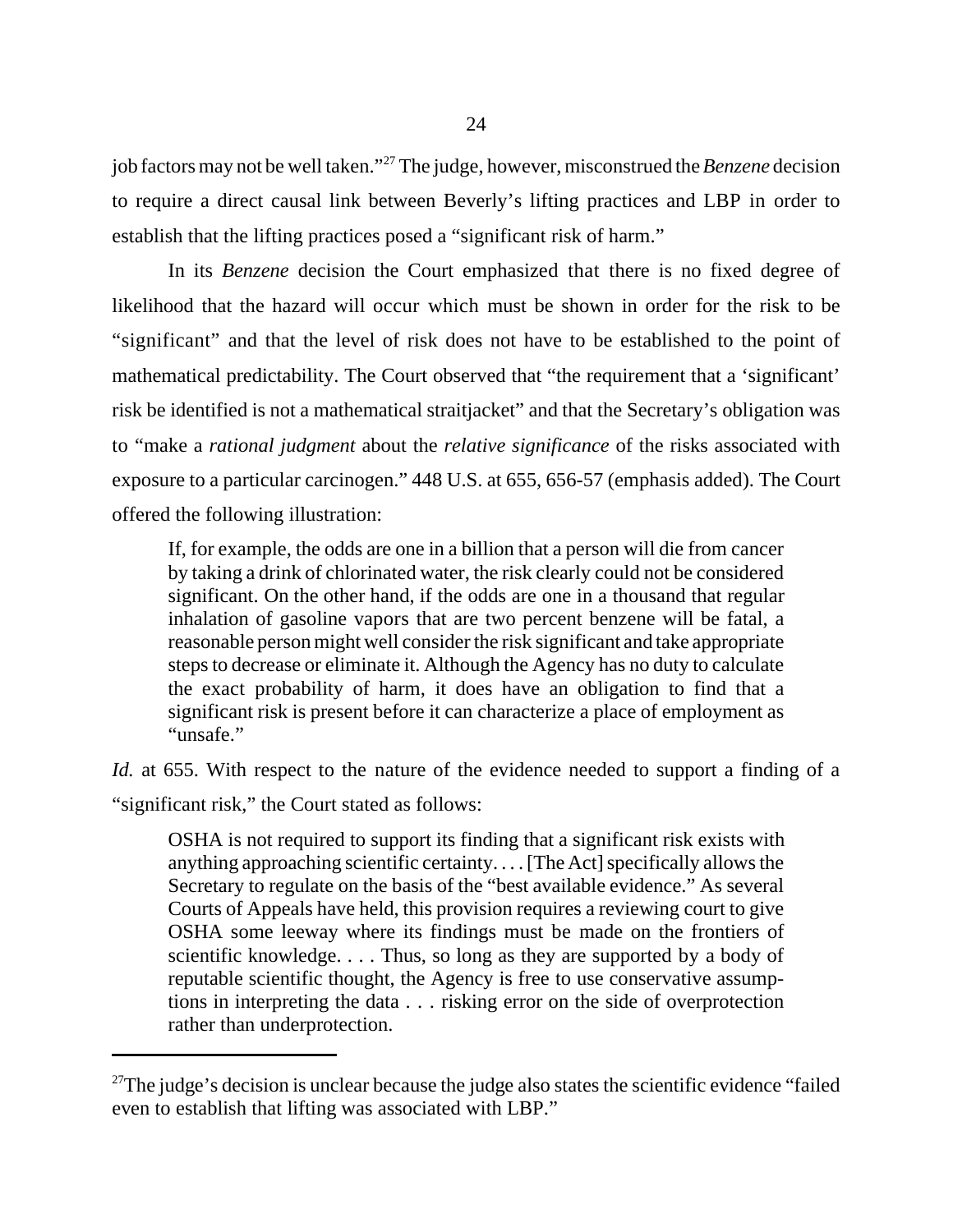job factors may not be well taken."[27] The judge, however, misconstrued the *Benzene* decision to require a direct causal link between Beverly's lifting practices and LBP in order to establish that the lifting practices posed a "significant risk of harm."

In its *Benzene* decision the Court emphasized that there is no fixed degree of likelihood that the hazard will occur which must be shown in order for the risk to be "significant" and that the level of risk does not have to be established to the point of mathematical predictability. The Court observed that "the requirement that a 'significant' risk be identified is not a mathematical straitjacket" and that the Secretary's obligation was to "make a *rational judgment* about the *relative significance* of the risks associated with exposure to a particular carcinogen." 448 U.S. at 655, 656-57 (emphasis added). The Court offered the following illustration:

> If, for example, the odds are one in a billion that a person will die from cancer by taking a drink of chlorinated water, the risk clearly could not be considered significant. On the other hand, if the odds are one in a thousand that regular inhalation of gasoline vapors that are two percent benzene will be fatal, a reasonable person might well consider the risk significant and take appropriate steps to decrease or eliminate it. Although the Agency has no duty to calculate the exact probability of harm, it does have an obligation to find that a significant risk is present before it can characterize a place of employment as "unsafe."

*Id.* at 655. With respect to the nature of the evidence needed to support a finding of a "significant risk," the Court stated as follows:

> OSHA is not required to support its finding that a significant risk exists with anything approaching scientific certainty. . . . [The Act] specifically allows the Secretary to regulate on the basis of the "best available evidence." As several Courts of Appeals have held, this provision requires a reviewing court to give OSHA some leeway where its findings must be made on the frontiers of scientific knowledge. . . . Thus, so long as they are supported by a body of reputable scientific thought, the Agency is free to use conservative assumptions in interpreting the data . . . risking error on the side of overprotection rather than underprotection.

---

[27]The judge's decision is unclear because the judge also states the scientific evidence "failed even to establish that lifting was associated with LBP."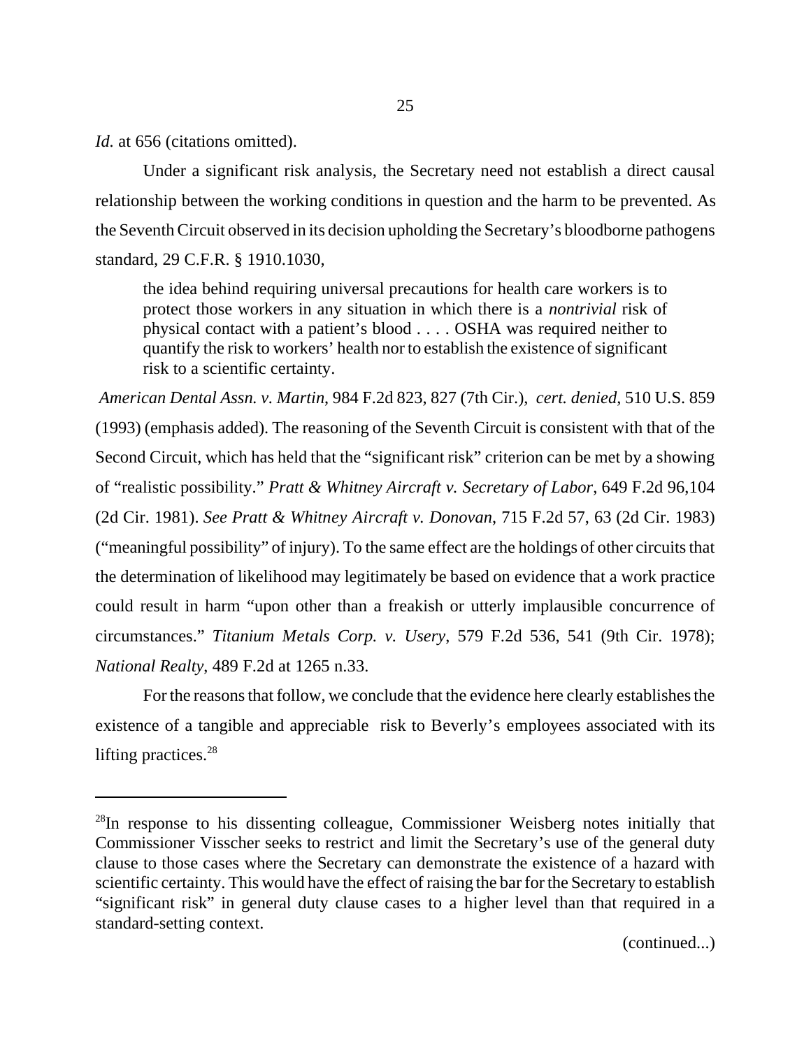*Id.* at 656 (citations omitted).

Under a significant risk analysis, the Secretary need not establish a direct causal relationship between the working conditions in question and the harm to be prevented. As the Seventh Circuit observed in its decision upholding the Secretary's bloodborne pathogens standard, 29 C.F.R. § 1910.1030,

> the idea behind requiring universal precautions for health care workers is to protect those workers in any situation in which there is a *nontrivial* risk of physical contact with a patient's blood . . . . OSHA was required neither to quantify the risk to workers' health nor to establish the existence of significant risk to a scientific certainty.

*American Dental Assn. v. Martin*, 984 F.2d 823, 827 (7th Cir.), *cert. denied*, 510 U.S. 859 (1993) (emphasis added). The reasoning of the Seventh Circuit is consistent with that of the Second Circuit, which has held that the "significant risk" criterion can be met by a showing of "realistic possibility." *Pratt & Whitney Aircraft v. Secretary of Labor*, 649 F.2d 96,104 (2d Cir. 1981). *See Pratt & Whitney Aircraft v. Donovan*, 715 F.2d 57, 63 (2d Cir. 1983) ("meaningful possibility" of injury). To the same effect are the holdings of other circuits that the determination of likelihood may legitimately be based on evidence that a work practice could result in harm "upon other than a freakish or utterly implausible concurrence of circumstances." *Titanium Metals Corp. v. Usery*, 579 F.2d 536, 541 (9th Cir. 1978); *National Realty*, 489 F.2d at 1265 n.33.

For the reasons that follow, we conclude that the evidence here clearly establishes the existence of a tangible and appreciable risk to Beverly's employees associated with its lifting practices.[28]

---

[28]In response to his dissenting colleague, Commissioner Weisberg notes initially that Commissioner Visscher seeks to restrict and limit the Secretary's use of the general duty clause to those cases where the Secretary can demonstrate the existence of a hazard with scientific certainty. This would have the effect of raising the bar for the Secretary to establish "significant risk" in general duty clause cases to a higher level than that required in a standard-setting context.

(continued...)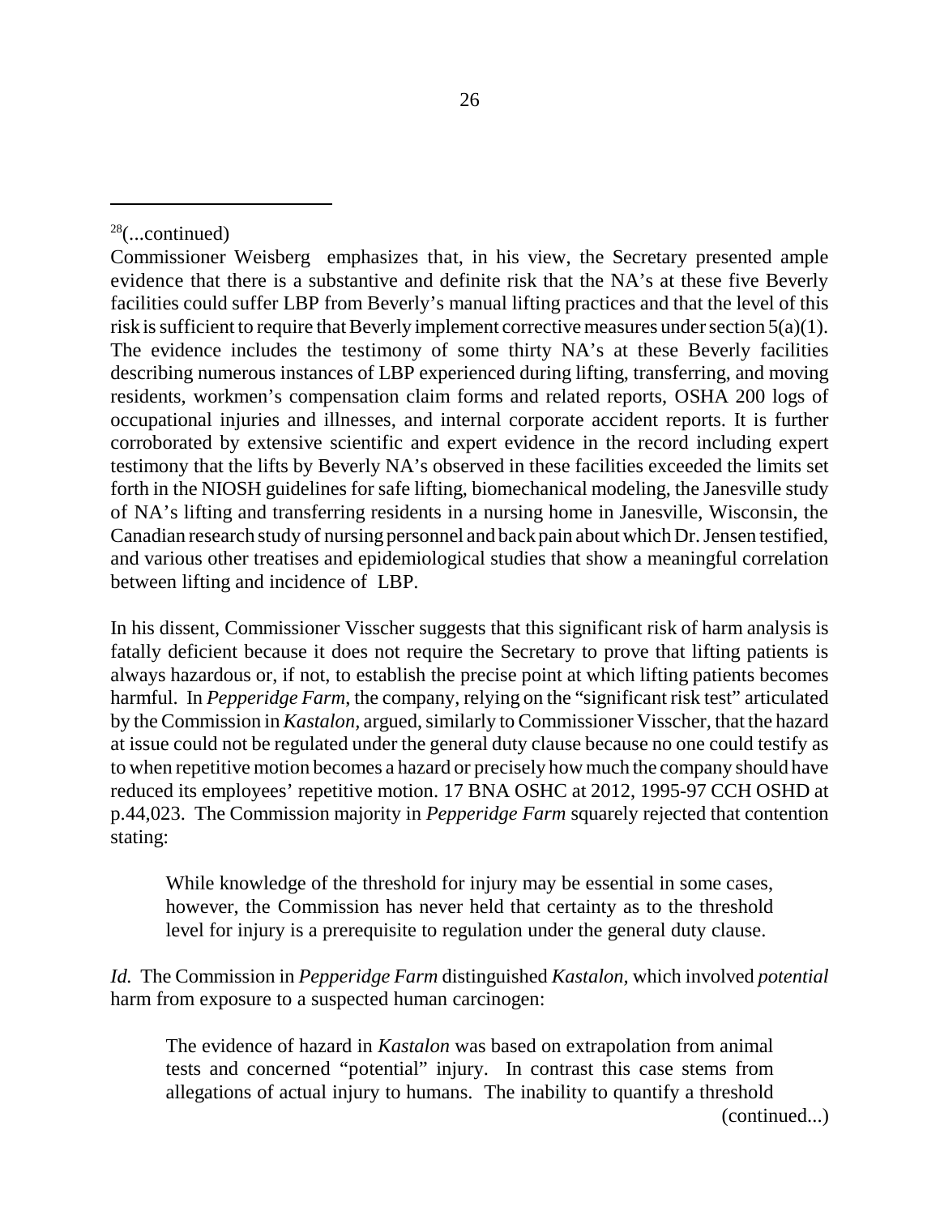[28](...continued)

Commissioner Weisberg emphasizes that, in his view, the Secretary presented ample evidence that there is a substantive and definite risk that the NA's at these five Beverly facilities could suffer LBP from Beverly's manual lifting practices and that the level of this risk is sufficient to require that Beverly implement corrective measures under section 5(a)(1). The evidence includes the testimony of some thirty NA's at these Beverly facilities describing numerous instances of LBP experienced during lifting, transferring, and moving residents, workmen's compensation claim forms and related reports, OSHA 200 logs of occupational injuries and illnesses, and internal corporate accident reports. It is further corroborated by extensive scientific and expert evidence in the record including expert testimony that the lifts by Beverly NA's observed in these facilities exceeded the limits set forth in the NIOSH guidelines for safe lifting, biomechanical modeling, the Janesville study of NA's lifting and transferring residents in a nursing home in Janesville, Wisconsin, the Canadian research study of nursing personnel and back pain about which Dr. Jensen testified, and various other treatises and epidemiological studies that show a meaningful correlation between lifting and incidence of LBP.

In his dissent, Commissioner Visscher suggests that this significant risk of harm analysis is fatally deficient because it does not require the Secretary to prove that lifting patients is always hazardous or, if not, to establish the precise point at which lifting patients becomes harmful. In *Pepperidge Farm*, the company, relying on the "significant risk test" articulated by the Commission in *Kastalon,* argued, similarly to Commissioner Visscher, that the hazard at issue could not be regulated under the general duty clause because no one could testify as to when repetitive motion becomes a hazard or precisely how much the company should have reduced its employees' repetitive motion. 17 BNA OSHC at 2012, 1995-97 CCH OSHD at p.44,023. The Commission majority in *Pepperidge Farm* squarely rejected that contention stating:

> While knowledge of the threshold for injury may be essential in some cases, however, the Commission has never held that certainty as to the threshold level for injury is a prerequisite to regulation under the general duty clause.

*Id.* The Commission in *Pepperidge Farm* distinguished *Kastalon,* which involved *potential* harm from exposure to a suspected human carcinogen:

> The evidence of hazard in *Kastalon* was based on extrapolation from animal tests and concerned "potential" injury. In contrast this case stems from allegations of actual injury to humans. The inability to quantify a threshold

(continued...)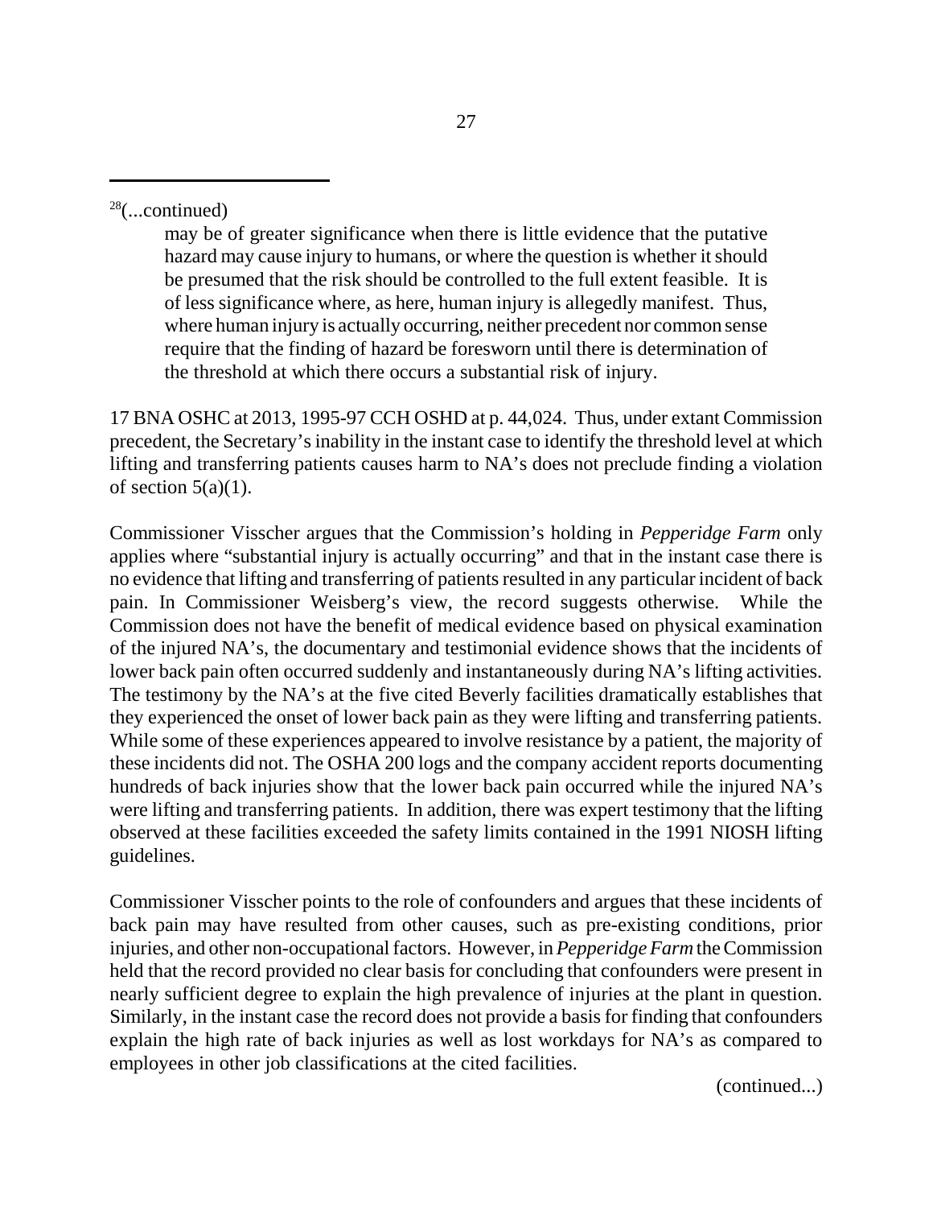[28](...continued)

> may be of greater significance when there is little evidence that the putative hazard may cause injury to humans, or where the question is whether it should be presumed that the risk should be controlled to the full extent feasible. It is of less significance where, as here, human injury is allegedly manifest. Thus, where human injury is actually occurring, neither precedent nor common sense require that the finding of hazard be foresworn until there is determination of the threshold at which there occurs a substantial risk of injury.

17 BNA OSHC at 2013, 1995-97 CCH OSHD at p. 44,024. Thus, under extant Commission precedent, the Secretary's inability in the instant case to identify the threshold level at which lifting and transferring patients causes harm to NA's does not preclude finding a violation of section 5(a)(1).

Commissioner Visscher argues that the Commission's holding in *Pepperidge Farm* only applies where "substantial injury is actually occurring" and that in the instant case there is no evidence that lifting and transferring of patients resulted in any particular incident of back pain. In Commissioner Weisberg's view, the record suggests otherwise. While the Commission does not have the benefit of medical evidence based on physical examination of the injured NA's, the documentary and testimonial evidence shows that the incidents of lower back pain often occurred suddenly and instantaneously during NA's lifting activities. The testimony by the NA's at the five cited Beverly facilities dramatically establishes that they experienced the onset of lower back pain as they were lifting and transferring patients. While some of these experiences appeared to involve resistance by a patient, the majority of these incidents did not. The OSHA 200 logs and the company accident reports documenting hundreds of back injuries show that the lower back pain occurred while the injured NA's were lifting and transferring patients. In addition, there was expert testimony that the lifting observed at these facilities exceeded the safety limits contained in the 1991 NIOSH lifting guidelines.

Commissioner Visscher points to the role of confounders and argues that these incidents of back pain may have resulted from other causes, such as pre-existing conditions, prior injuries, and other non-occupational factors. However, in *Pepperidge Farm* the Commission held that the record provided no clear basis for concluding that confounders were present in nearly sufficient degree to explain the high prevalence of injuries at the plant in question. Similarly, in the instant case the record does not provide a basis for finding that confounders explain the high rate of back injuries as well as lost workdays for NA's as compared to employees in other job classifications at the cited facilities.

(continued...)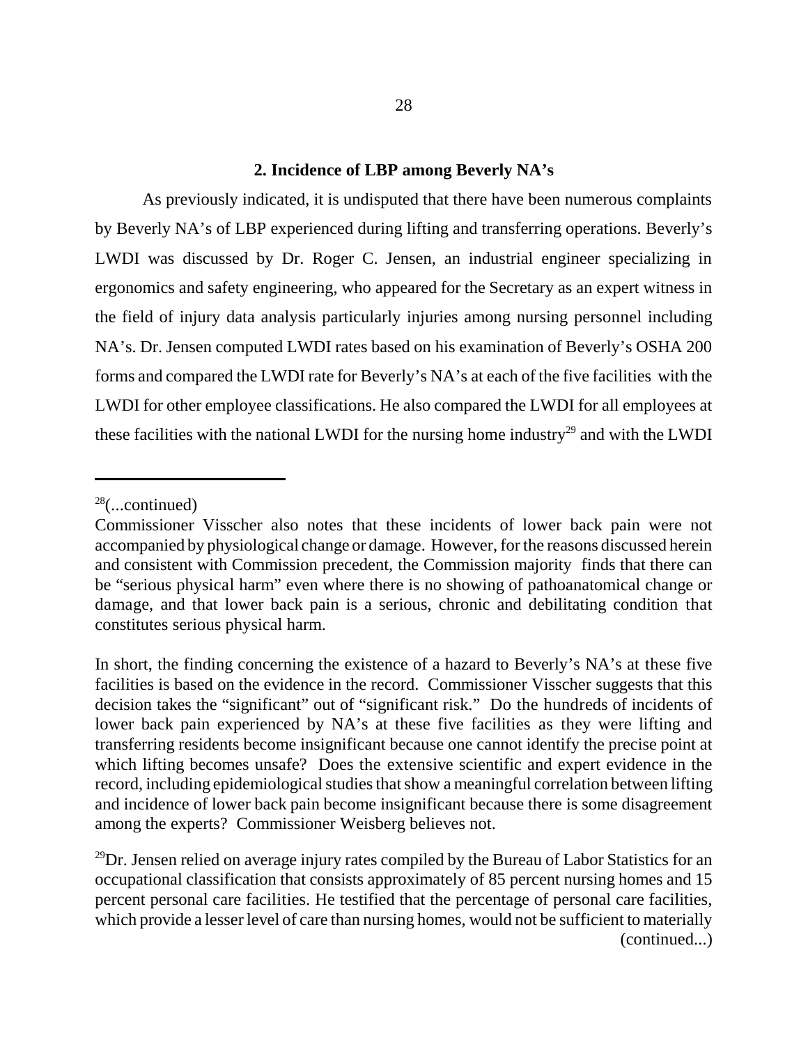### 2. Incidence of LBP among Beverly NA's

As previously indicated, it is undisputed that there have been numerous complaints by Beverly NA's of LBP experienced during lifting and transferring operations. Beverly's LWDI was discussed by Dr. Roger C. Jensen, an industrial engineer specializing in ergonomics and safety engineering, who appeared for the Secretary as an expert witness in the field of injury data analysis particularly injuries among nursing personnel including NA's. Dr. Jensen computed LWDI rates based on his examination of Beverly's OSHA 200 forms and compared the LWDI rate for Beverly's NA's at each of the five facilities with the LWDI for other employee classifications. He also compared the LWDI for all employees at these facilities with the national LWDI for the nursing home industry[29] and with the LWDI

---

[28](...continued)

Commissioner Visscher also notes that these incidents of lower back pain were not accompanied by physiological change or damage. However, for the reasons discussed herein and consistent with Commission precedent, the Commission majority finds that there can be "serious physical harm" even where there is no showing of pathoanatomical change or damage, and that lower back pain is a serious, chronic and debilitating condition that constitutes serious physical harm.

In short, the finding concerning the existence of a hazard to Beverly's NA's at these five facilities is based on the evidence in the record. Commissioner Visscher suggests that this decision takes the "significant" out of "significant risk." Do the hundreds of incidents of lower back pain experienced by NA's at these five facilities as they were lifting and transferring residents become insignificant because one cannot identify the precise point at which lifting becomes unsafe? Does the extensive scientific and expert evidence in the record, including epidemiological studies that show a meaningful correlation between lifting and incidence of lower back pain become insignificant because there is some disagreement among the experts? Commissioner Weisberg believes not.

[29]Dr. Jensen relied on average injury rates compiled by the Bureau of Labor Statistics for an occupational classification that consists approximately of 85 percent nursing homes and 15 percent personal care facilities. He testified that the percentage of personal care facilities, which provide a lesser level of care than nursing homes, would not be sufficient to materially (continued...)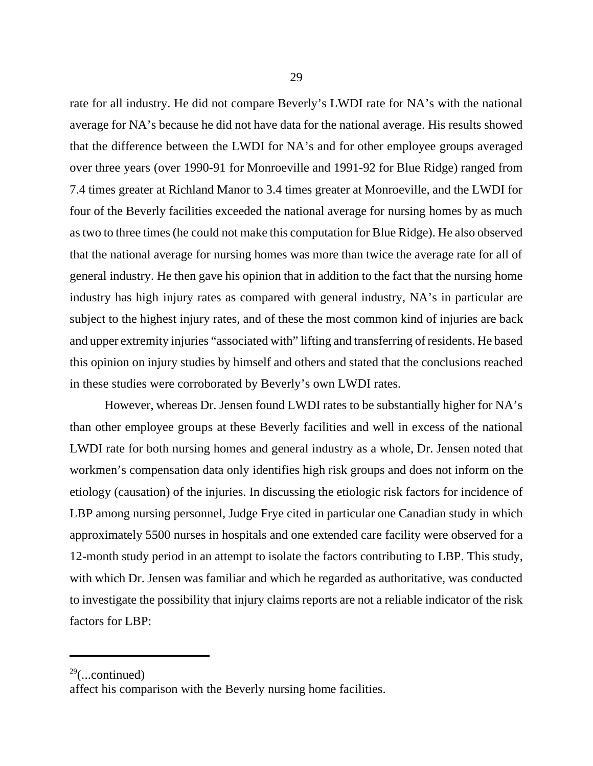rate for all industry. He did not compare Beverly's LWDI rate for NA's with the national average for NA's because he did not have data for the national average. His results showed that the difference between the LWDI for NA's and for other employee groups averaged over three years (over 1990-91 for Monroeville and 1991-92 for Blue Ridge) ranged from 7.4 times greater at Richland Manor to 3.4 times greater at Monroeville, and the LWDI for four of the Beverly facilities exceeded the national average for nursing homes by as much as two to three times (he could not make this computation for Blue Ridge). He also observed that the national average for nursing homes was more than twice the average rate for all of general industry. He then gave his opinion that in addition to the fact that the nursing home industry has high injury rates as compared with general industry, NA's in particular are subject to the highest injury rates, and of these the most common kind of injuries are back and upper extremity injuries "associated with" lifting and transferring of residents. He based this opinion on injury studies by himself and others and stated that the conclusions reached in these studies were corroborated by Beverly's own LWDI rates.

However, whereas Dr. Jensen found LWDI rates to be substantially higher for NA's than other employee groups at these Beverly facilities and well in excess of the national LWDI rate for both nursing homes and general industry as a whole, Dr. Jensen noted that workmen's compensation data only identifies high risk groups and does not inform on the etiology (causation) of the injuries. In discussing the etiologic risk factors for incidence of LBP among nursing personnel, Judge Frye cited in particular one Canadian study in which approximately 5500 nurses in hospitals and one extended care facility were observed for a 12-month study period in an attempt to isolate the factors contributing to LBP. This study, with which Dr. Jensen was familiar and which he regarded as authoritative, was conducted to investigate the possibility that injury claims reports are not a reliable indicator of the risk factors for LBP:

---

[29](...continued)
affect his comparison with the Beverly nursing home facilities.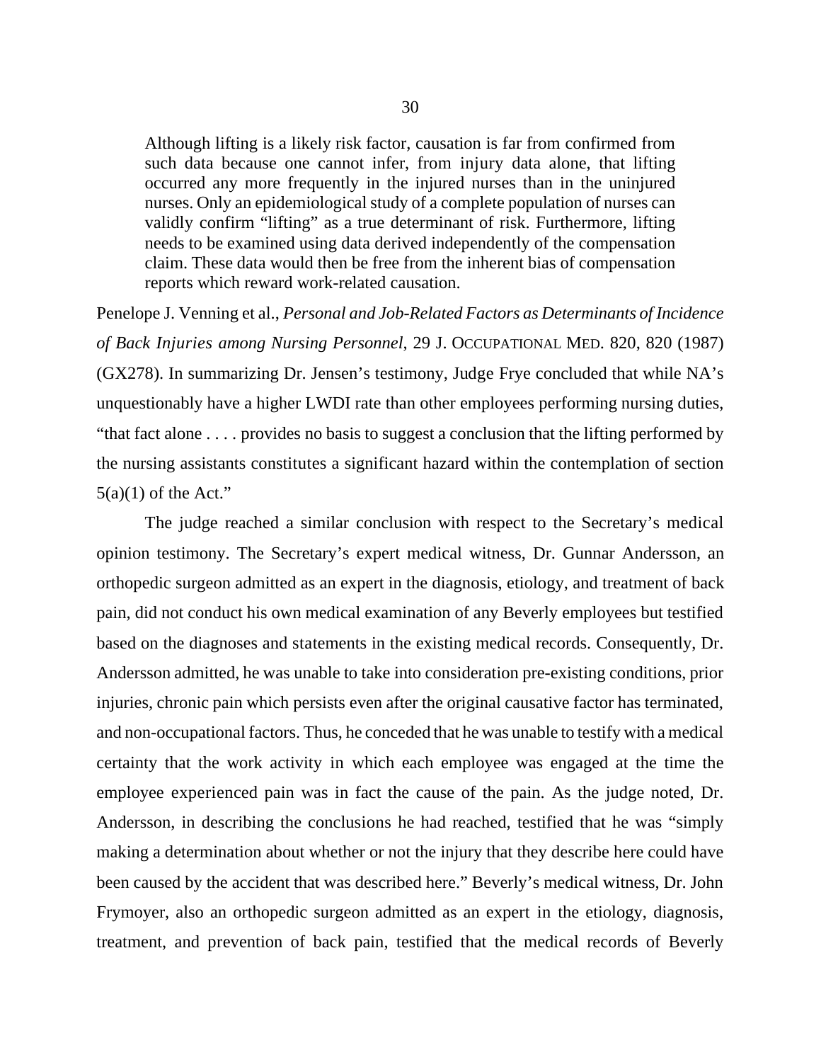> Although lifting is a likely risk factor, causation is far from confirmed from such data because one cannot infer, from injury data alone, that lifting occurred any more frequently in the injured nurses than in the uninjured nurses. Only an epidemiological study of a complete population of nurses can validly confirm "lifting" as a true determinant of risk. Furthermore, lifting needs to be examined using data derived independently of the compensation claim. These data would then be free from the inherent bias of compensation reports which reward work-related causation.

Penelope J. Venning et al., *Personal and Job-Related Factors as Determinants of Incidence of Back Injuries among Nursing Personnel*, 29 J. OCCUPATIONAL MED. 820, 820 (1987) (GX278). In summarizing Dr. Jensen's testimony, Judge Frye concluded that while NA's unquestionably have a higher LWDI rate than other employees performing nursing duties, "that fact alone . . . . provides no basis to suggest a conclusion that the lifting performed by the nursing assistants constitutes a significant hazard within the contemplation of section 5(a)(1) of the Act."

The judge reached a similar conclusion with respect to the Secretary's medical opinion testimony. The Secretary's expert medical witness, Dr. Gunnar Andersson, an orthopedic surgeon admitted as an expert in the diagnosis, etiology, and treatment of back pain, did not conduct his own medical examination of any Beverly employees but testified based on the diagnoses and statements in the existing medical records. Consequently, Dr. Andersson admitted, he was unable to take into consideration pre-existing conditions, prior injuries, chronic pain which persists even after the original causative factor has terminated, and non-occupational factors. Thus, he conceded that he was unable to testify with a medical certainty that the work activity in which each employee was engaged at the time the employee experienced pain was in fact the cause of the pain. As the judge noted, Dr. Andersson, in describing the conclusions he had reached, testified that he was "simply making a determination about whether or not the injury that they describe here could have been caused by the accident that was described here." Beverly's medical witness, Dr. John Frymoyer, also an orthopedic surgeon admitted as an expert in the etiology, diagnosis, treatment, and prevention of back pain, testified that the medical records of Beverly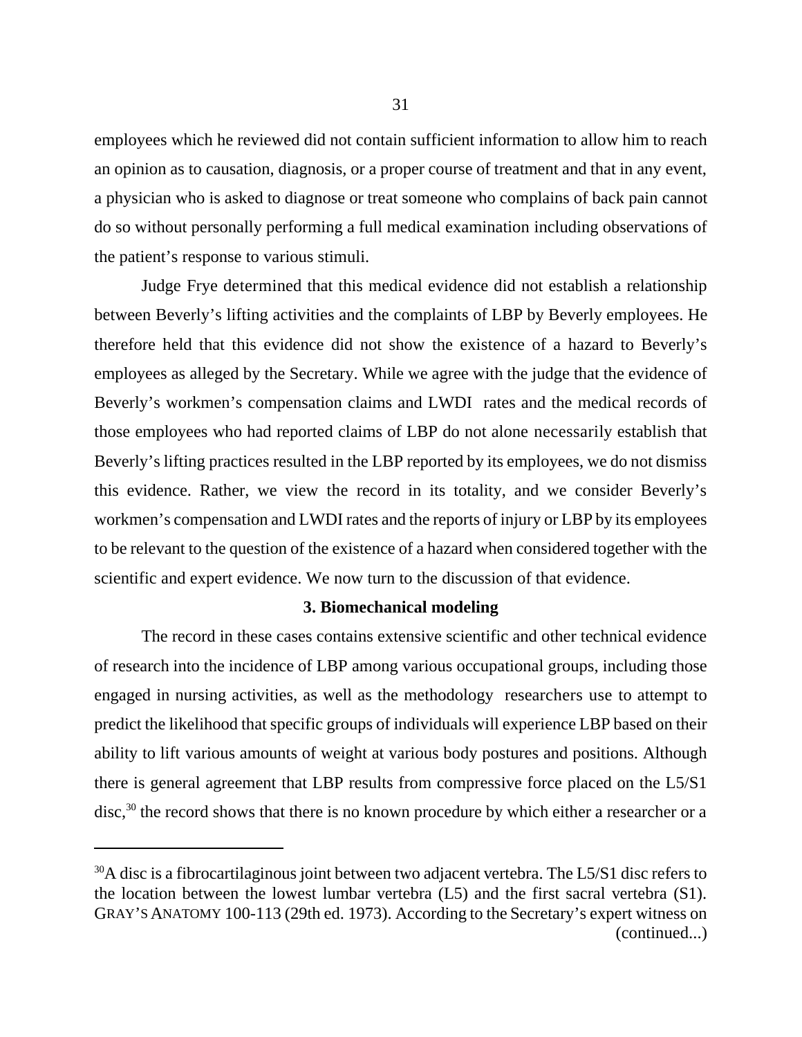employees which he reviewed did not contain sufficient information to allow him to reach an opinion as to causation, diagnosis, or a proper course of treatment and that in any event, a physician who is asked to diagnose or treat someone who complains of back pain cannot do so without personally performing a full medical examination including observations of the patient's response to various stimuli.

Judge Frye determined that this medical evidence did not establish a relationship between Beverly's lifting activities and the complaints of LBP by Beverly employees. He therefore held that this evidence did not show the existence of a hazard to Beverly's employees as alleged by the Secretary. While we agree with the judge that the evidence of Beverly's workmen's compensation claims and LWDI rates and the medical records of those employees who had reported claims of LBP do not alone necessarily establish that Beverly's lifting practices resulted in the LBP reported by its employees, we do not dismiss this evidence. Rather, we view the record in its totality, and we consider Beverly's workmen's compensation and LWDI rates and the reports of injury or LBP by its employees to be relevant to the question of the existence of a hazard when considered together with the scientific and expert evidence. We now turn to the discussion of that evidence.

### 3. Biomechanical modeling

The record in these cases contains extensive scientific and other technical evidence of research into the incidence of LBP among various occupational groups, including those engaged in nursing activities, as well as the methodology researchers use to attempt to predict the likelihood that specific groups of individuals will experience LBP based on their ability to lift various amounts of weight at various body postures and positions. Although there is general agreement that LBP results from compressive force placed on the L5/S1 disc,[30] the record shows that there is no known procedure by which either a researcher or a

---

[30]A disc is a fibrocartilaginous joint between two adjacent vertebra. The L5/S1 disc refers to the location between the lowest lumbar vertebra (L5) and the first sacral vertebra (S1). GRAY'S ANATOMY 100-113 (29th ed. 1973). According to the Secretary's expert witness on (continued...)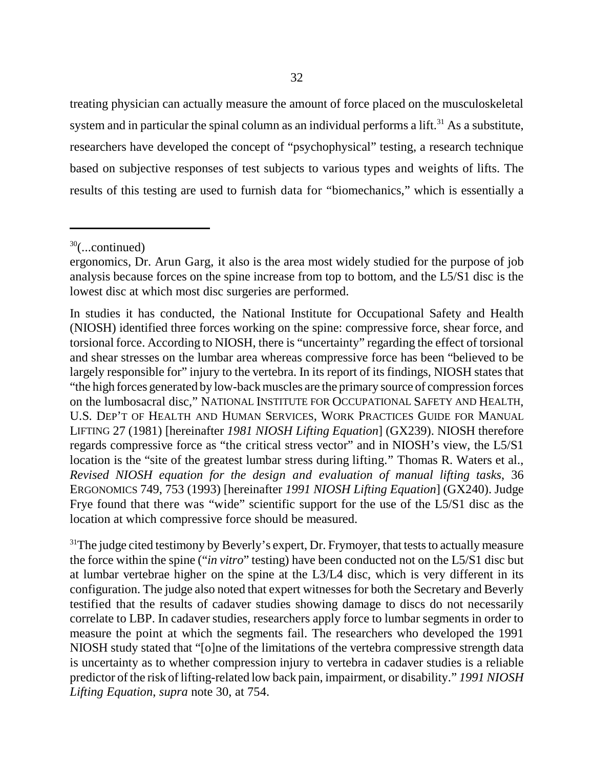treating physician can actually measure the amount of force placed on the musculoskeletal system and in particular the spinal column as an individual performs a lift.[31] As a substitute, researchers have developed the concept of "psychophysical" testing, a research technique based on subjective responses of test subjects to various types and weights of lifts. The results of this testing are used to furnish data for "biomechanics," which is essentially a

---

[30](...continued)

ergonomics, Dr. Arun Garg, it also is the area most widely studied for the purpose of job analysis because forces on the spine increase from top to bottom, and the L5/S1 disc is the lowest disc at which most disc surgeries are performed.

In studies it has conducted, the National Institute for Occupational Safety and Health (NIOSH) identified three forces working on the spine: compressive force, shear force, and torsional force. According to NIOSH, there is "uncertainty" regarding the effect of torsional and shear stresses on the lumbar area whereas compressive force has been "believed to be largely responsible for" injury to the vertebra. In its report of its findings, NIOSH states that "the high forces generated by low-back muscles are the primary source of compression forces on the lumbosacral disc," NATIONAL INSTITUTE FOR OCCUPATIONAL SAFETY AND HEALTH, U.S. DEP'T OF HEALTH AND HUMAN SERVICES, WORK PRACTICES GUIDE FOR MANUAL LIFTING 27 (1981) [hereinafter *1981 NIOSH Lifting Equation*] (GX239). NIOSH therefore regards compressive force as "the critical stress vector" and in NIOSH's view, the L5/S1 location is the "site of the greatest lumbar stress during lifting." Thomas R. Waters et al., *Revised NIOSH equation for the design and evaluation of manual lifting tasks*, 36 ERGONOMICS 749, 753 (1993) [hereinafter *1991 NIOSH Lifting Equation*] (GX240). Judge Frye found that there was "wide" scientific support for the use of the L5/S1 disc as the location at which compressive force should be measured.

[31]The judge cited testimony by Beverly's expert, Dr. Frymoyer, that tests to actually measure the force within the spine ("*in vitro*" testing) have been conducted not on the L5/S1 disc but at lumbar vertebrae higher on the spine at the L3/L4 disc, which is very different in its configuration. The judge also noted that expert witnesses for both the Secretary and Beverly testified that the results of cadaver studies showing damage to discs do not necessarily correlate to LBP. In cadaver studies, researchers apply force to lumbar segments in order to measure the point at which the segments fail. The researchers who developed the 1991 NIOSH study stated that "[o]ne of the limitations of the vertebra compressive strength data is uncertainty as to whether compression injury to vertebra in cadaver studies is a reliable predictor of the risk of lifting-related low back pain, impairment, or disability." *1991 NIOSH Lifting Equation*, *supra* note 30, at 754.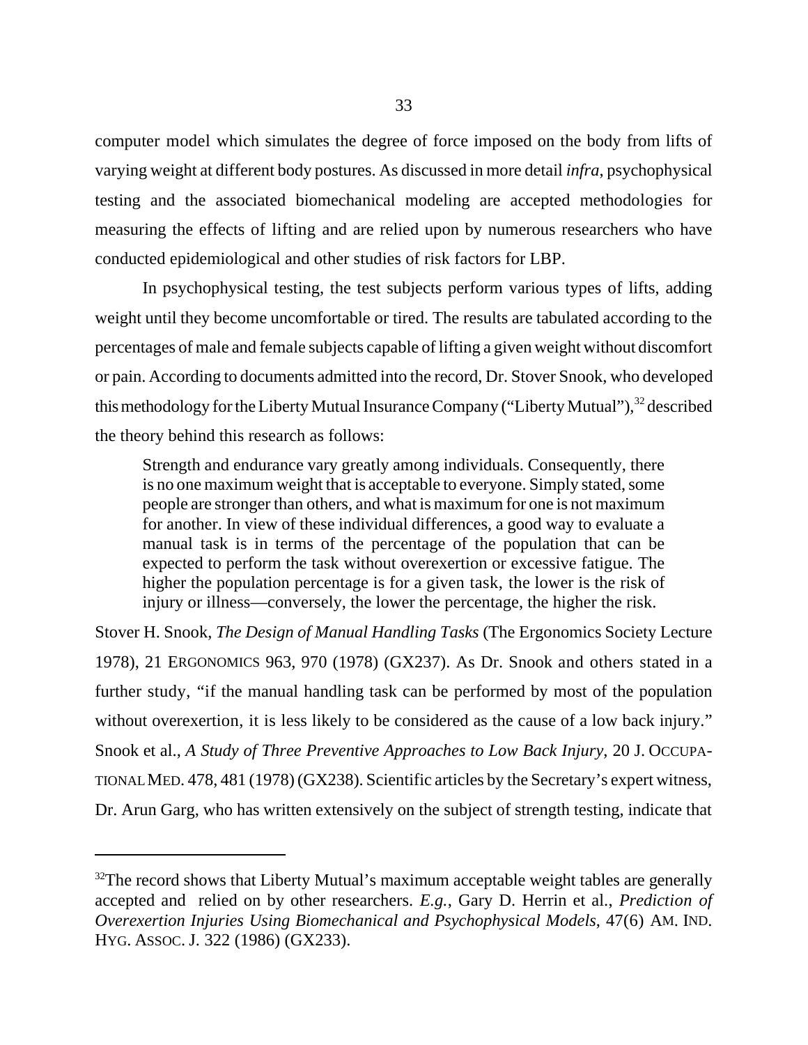computer model which simulates the degree of force imposed on the body from lifts of varying weight at different body postures. As discussed in more detail *infra,* psychophysical testing and the associated biomechanical modeling are accepted methodologies for measuring the effects of lifting and are relied upon by numerous researchers who have conducted epidemiological and other studies of risk factors for LBP.

In psychophysical testing, the test subjects perform various types of lifts, adding weight until they become uncomfortable or tired. The results are tabulated according to the percentages of male and female subjects capable of lifting a given weight without discomfort or pain. According to documents admitted into the record, Dr. Stover Snook, who developed this methodology for the Liberty Mutual Insurance Company ("Liberty Mutual"),[32] described the theory behind this research as follows:

> Strength and endurance vary greatly among individuals. Consequently, there is no one maximum weight that is acceptable to everyone. Simply stated, some people are stronger than others, and what is maximum for one is not maximum for another. In view of these individual differences, a good way to evaluate a manual task is in terms of the percentage of the population that can be expected to perform the task without overexertion or excessive fatigue. The higher the population percentage is for a given task, the lower is the risk of injury or illness—conversely, the lower the percentage, the higher the risk.

Stover H. Snook, *The Design of Manual Handling Tasks* (The Ergonomics Society Lecture 1978), 21 ERGONOMICS 963, 970 (1978) (GX237). As Dr. Snook and others stated in a further study, "if the manual handling task can be performed by most of the population without overexertion, it is less likely to be considered as the cause of a low back injury." Snook et al., *A Study of Three Preventive Approaches to Low Back Injury*, 20 J. OCCUPATIONAL MED. 478, 481 (1978) (GX238). Scientific articles by the Secretary's expert witness, Dr. Arun Garg, who has written extensively on the subject of strength testing, indicate that

---

[32] The record shows that Liberty Mutual's maximum acceptable weight tables are generally accepted and relied on by other researchers. *E.g.*, Gary D. Herrin et al., *Prediction of Overexertion Injuries Using Biomechanical and Psychophysical Models*, 47(6) AM. IND. HYG. ASSOC. J. 322 (1986) (GX233).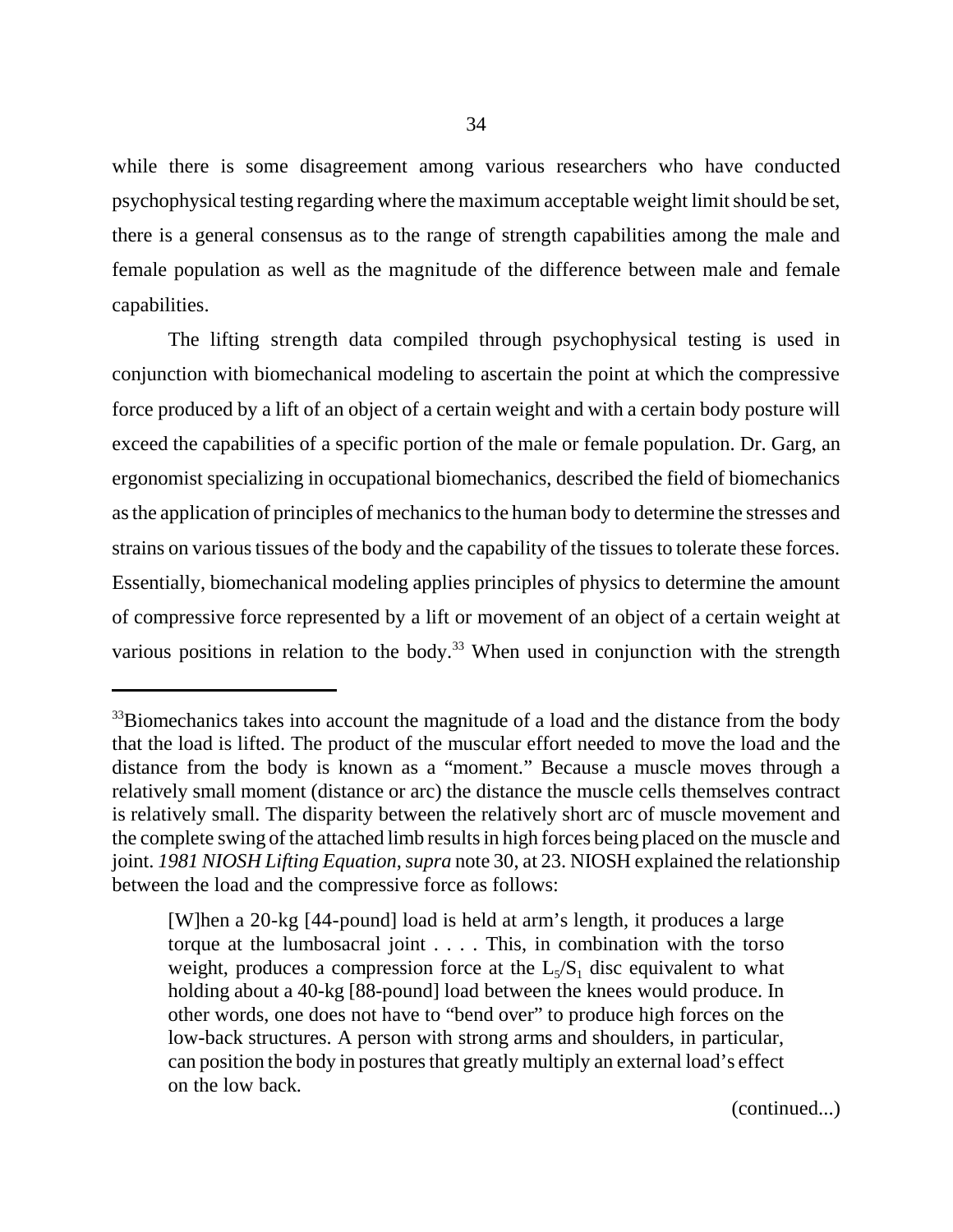while there is some disagreement among various researchers who have conducted psychophysical testing regarding where the maximum acceptable weight limit should be set, there is a general consensus as to the range of strength capabilities among the male and female population as well as the magnitude of the difference between male and female capabilities.

The lifting strength data compiled through psychophysical testing is used in conjunction with biomechanical modeling to ascertain the point at which the compressive force produced by a lift of an object of a certain weight and with a certain body posture will exceed the capabilities of a specific portion of the male or female population. Dr. Garg, an ergonomist specializing in occupational biomechanics, described the field of biomechanics as the application of principles of mechanics to the human body to determine the stresses and strains on various tissues of the body and the capability of the tissues to tolerate these forces. Essentially, biomechanical modeling applies principles of physics to determine the amount of compressive force represented by a lift or movement of an object of a certain weight at various positions in relation to the body.[33] When used in conjunction with the strength

---

[33]Biomechanics takes into account the magnitude of a load and the distance from the body that the load is lifted. The product of the muscular effort needed to move the load and the distance from the body is known as a "moment." Because a muscle moves through a relatively small moment (distance or arc) the distance the muscle cells themselves contract is relatively small. The disparity between the relatively short arc of muscle movement and the complete swing of the attached limb results in high forces being placed on the muscle and joint. *1981 NIOSH Lifting Equation*, *supra* note 30, at 23. NIOSH explained the relationship between the load and the compressive force as follows:

> [W]hen a 20-kg [44-pound] load is held at arm's length, it produces a large torque at the lumbosacral joint . . . . This, in combination with the torso weight, produces a compression force at the $L_5/S_1$ disc equivalent to what holding about a 40-kg [88-pound] load between the knees would produce. In other words, one does not have to "bend over" to produce high forces on the low-back structures. A person with strong arms and shoulders, in particular, can position the body in postures that greatly multiply an external load's effect on the low back.

(continued...)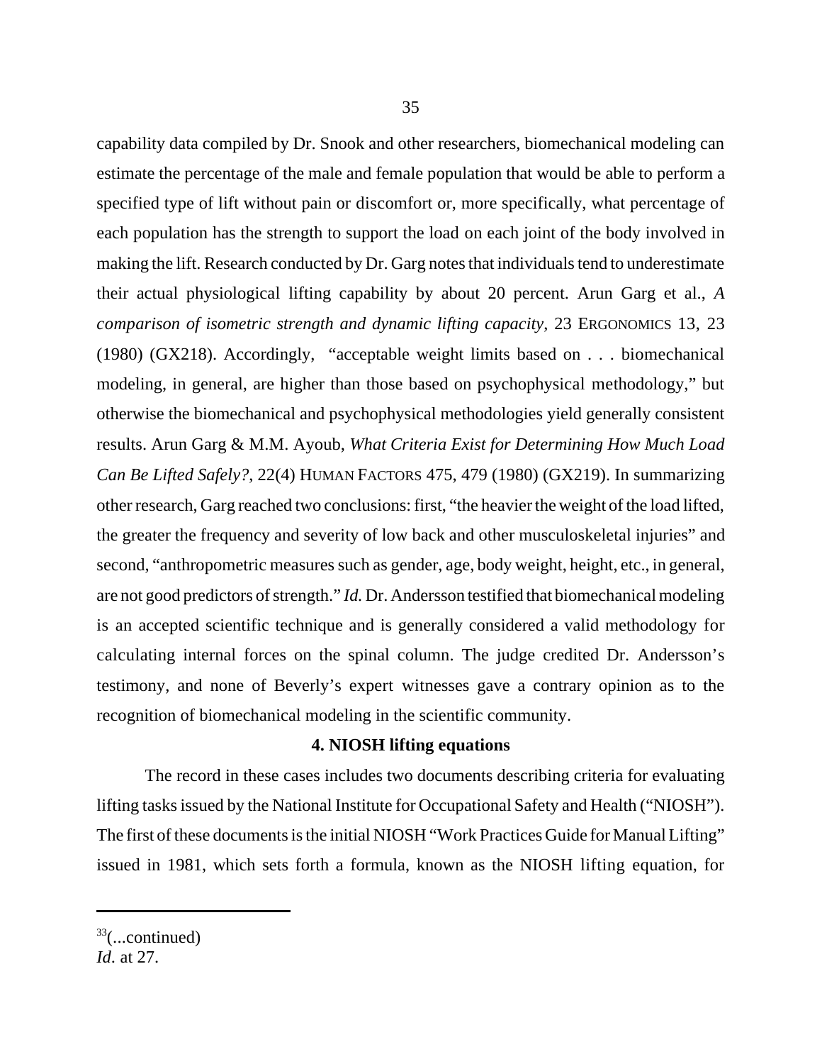capability data compiled by Dr. Snook and other researchers, biomechanical modeling can estimate the percentage of the male and female population that would be able to perform a specified type of lift without pain or discomfort or, more specifically, what percentage of each population has the strength to support the load on each joint of the body involved in making the lift. Research conducted by Dr. Garg notes that individuals tend to underestimate their actual physiological lifting capability by about 20 percent. Arun Garg et al., *A comparison of isometric strength and dynamic lifting capacity*, 23 ERGONOMICS 13, 23 (1980) (GX218). Accordingly, "acceptable weight limits based on . . . biomechanical modeling, in general, are higher than those based on psychophysical methodology," but otherwise the biomechanical and psychophysical methodologies yield generally consistent results. Arun Garg & M.M. Ayoub, *What Criteria Exist for Determining How Much Load Can Be Lifted Safely?*, 22(4) HUMAN FACTORS 475, 479 (1980) (GX219). In summarizing other research, Garg reached two conclusions: first, "the heavier the weight of the load lifted, the greater the frequency and severity of low back and other musculoskeletal injuries" and second, "anthropometric measures such as gender, age, body weight, height, etc., in general, are not good predictors of strength." *Id.* Dr. Andersson testified that biomechanical modeling is an accepted scientific technique and is generally considered a valid methodology for calculating internal forces on the spinal column. The judge credited Dr. Andersson's testimony, and none of Beverly's expert witnesses gave a contrary opinion as to the recognition of biomechanical modeling in the scientific community.

**4. NIOSH lifting equations**

The record in these cases includes two documents describing criteria for evaluating lifting tasks issued by the National Institute for Occupational Safety and Health ("NIOSH"). The first of these documents is the initial NIOSH "Work Practices Guide for Manual Lifting" issued in 1981, which sets forth a formula, known as the NIOSH lifting equation, for

---

[33](...continued)
*Id.* at 27.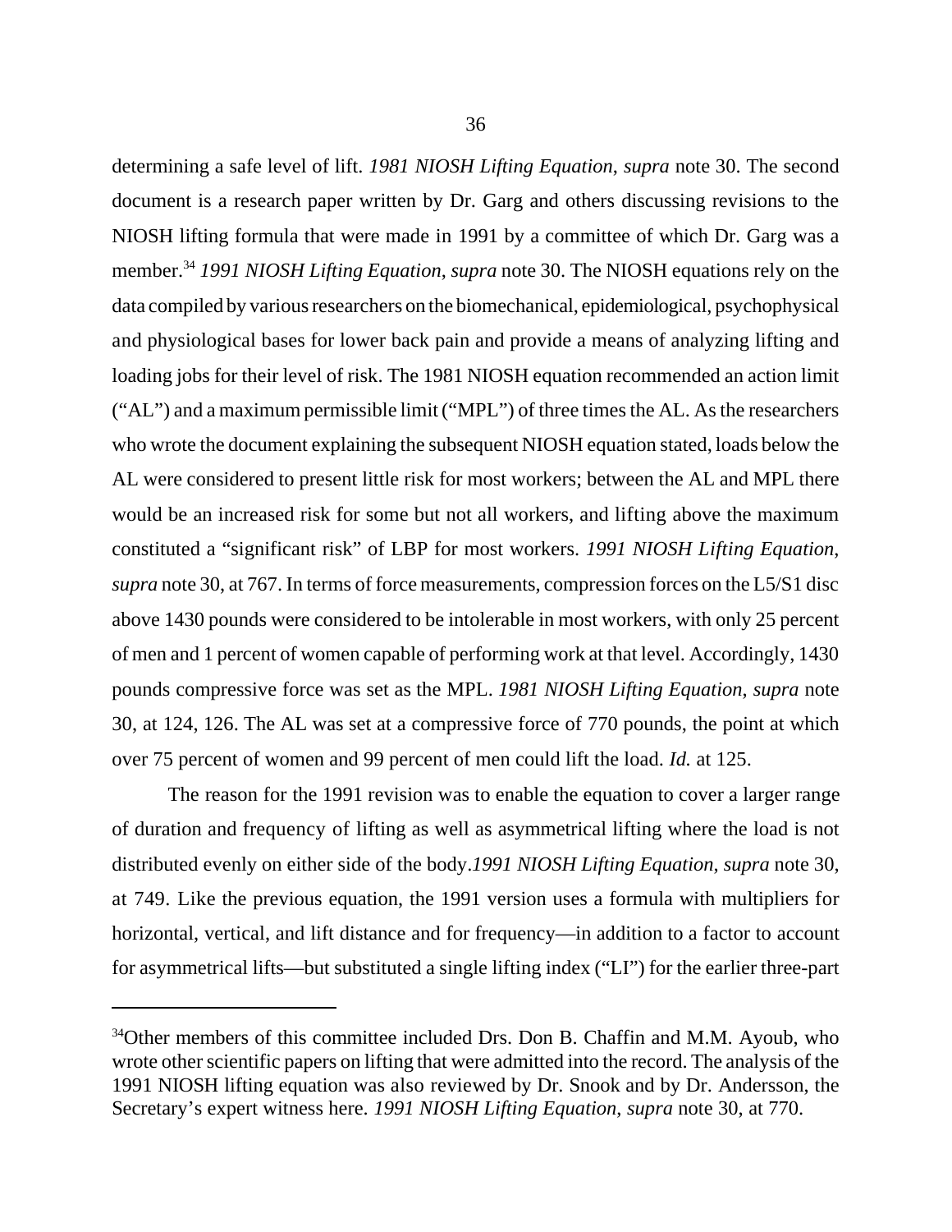determining a safe level of lift. *1981 NIOSH Lifting Equation*, *supra* note 30. The second document is a research paper written by Dr. Garg and others discussing revisions to the NIOSH lifting formula that were made in 1991 by a committee of which Dr. Garg was a member.[34] *1991 NIOSH Lifting Equation*, *supra* note 30. The NIOSH equations rely on the data compiled by various researchers on the biomechanical, epidemiological, psychophysical and physiological bases for lower back pain and provide a means of analyzing lifting and loading jobs for their level of risk. The 1981 NIOSH equation recommended an action limit ("AL") and a maximum permissible limit ("MPL") of three times the AL. As the researchers who wrote the document explaining the subsequent NIOSH equation stated, loads below the AL were considered to present little risk for most workers; between the AL and MPL there would be an increased risk for some but not all workers, and lifting above the maximum constituted a "significant risk" of LBP for most workers. *1991 NIOSH Lifting Equation*, *supra* note 30, at 767. In terms of force measurements, compression forces on the L5/S1 disc above 1430 pounds were considered to be intolerable in most workers, with only 25 percent of men and 1 percent of women capable of performing work at that level. Accordingly, 1430 pounds compressive force was set as the MPL. *1981 NIOSH Lifting Equation*, *supra* note 30, at 124, 126. The AL was set at a compressive force of 770 pounds, the point at which over 75 percent of women and 99 percent of men could lift the load. *Id.* at 125.

The reason for the 1991 revision was to enable the equation to cover a larger range of duration and frequency of lifting as well as asymmetrical lifting where the load is not distributed evenly on either side of the body.*1991 NIOSH Lifting Equation*, *supra* note 30, at 749. Like the previous equation, the 1991 version uses a formula with multipliers for horizontal, vertical, and lift distance and for frequency—in addition to a factor to account for asymmetrical lifts—but substituted a single lifting index ("LI") for the earlier three-part

---

[34]Other members of this committee included Drs. Don B. Chaffin and M.M. Ayoub, who wrote other scientific papers on lifting that were admitted into the record. The analysis of the 1991 NIOSH lifting equation was also reviewed by Dr. Snook and by Dr. Andersson, the Secretary's expert witness here. *1991 NIOSH Lifting Equation*, *supra* note 30, at 770.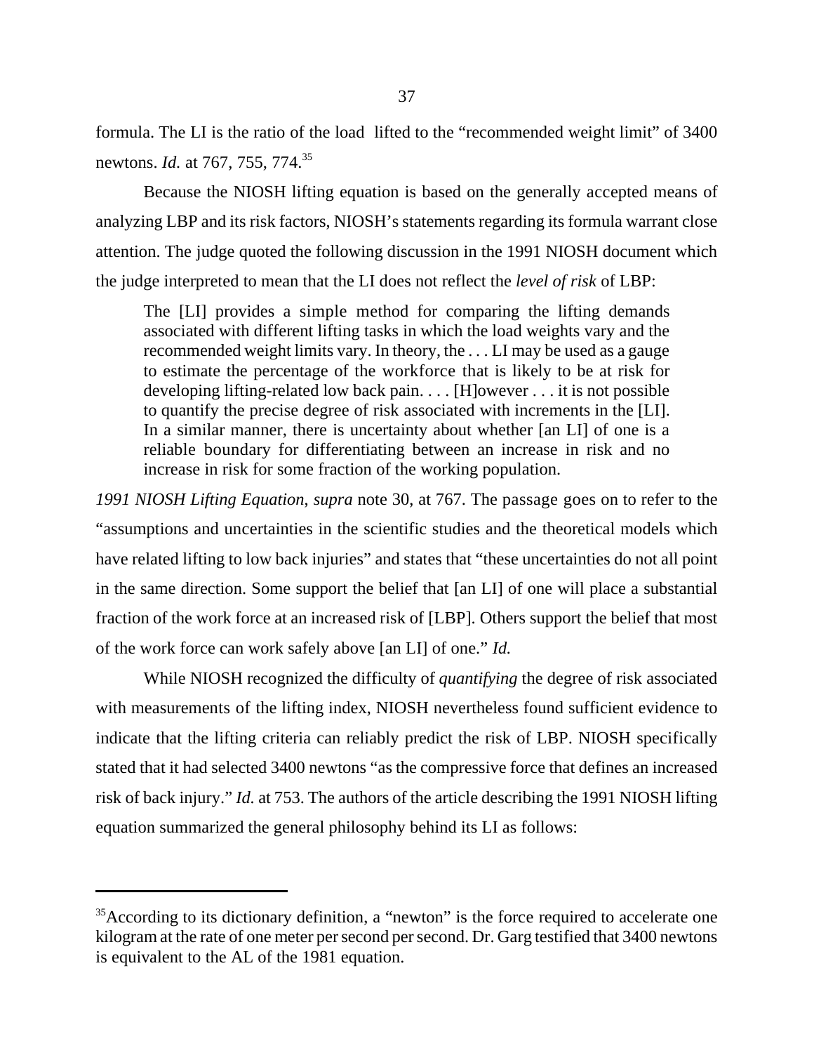formula. The LI is the ratio of the load lifted to the "recommended weight limit" of 3400 newtons. *Id.* at 767, 755, 774.[35]

Because the NIOSH lifting equation is based on the generally accepted means of analyzing LBP and its risk factors, NIOSH's statements regarding its formula warrant close attention. The judge quoted the following discussion in the 1991 NIOSH document which the judge interpreted to mean that the LI does not reflect the *level of risk* of LBP:

> The [LI] provides a simple method for comparing the lifting demands associated with different lifting tasks in which the load weights vary and the recommended weight limits vary. In theory, the . . . LI may be used as a gauge to estimate the percentage of the workforce that is likely to be at risk for developing lifting-related low back pain. . . . [H]owever . . . it is not possible to quantify the precise degree of risk associated with increments in the [LI]. In a similar manner, there is uncertainty about whether [an LI] of one is a reliable boundary for differentiating between an increase in risk and no increase in risk for some fraction of the working population.

*1991 NIOSH Lifting Equation*, *supra* note 30, at 767. The passage goes on to refer to the "assumptions and uncertainties in the scientific studies and the theoretical models which have related lifting to low back injuries" and states that "these uncertainties do not all point in the same direction. Some support the belief that [an LI] of one will place a substantial fraction of the work force at an increased risk of [LBP]. Others support the belief that most of the work force can work safely above [an LI] of one." *Id.*

While NIOSH recognized the difficulty of *quantifying* the degree of risk associated with measurements of the lifting index, NIOSH nevertheless found sufficient evidence to indicate that the lifting criteria can reliably predict the risk of LBP. NIOSH specifically stated that it had selected 3400 newtons "as the compressive force that defines an increased risk of back injury." *Id.* at 753. The authors of the article describing the 1991 NIOSH lifting equation summarized the general philosophy behind its LI as follows:

---

[35] According to its dictionary definition, a "newton" is the force required to accelerate one kilogram at the rate of one meter per second per second. Dr. Garg testified that 3400 newtons is equivalent to the AL of the 1981 equation.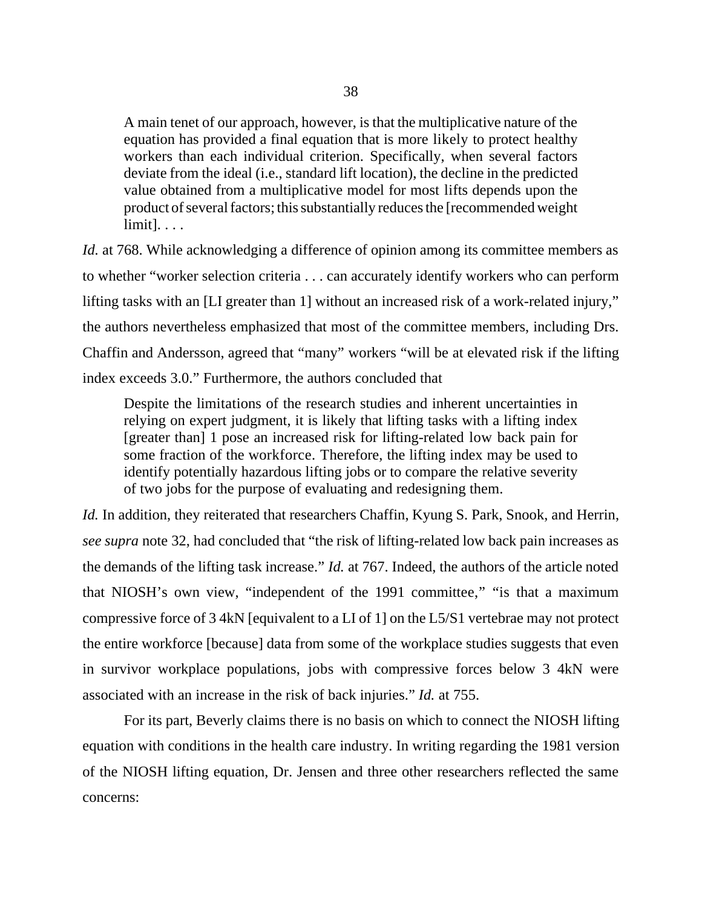> A main tenet of our approach, however, is that the multiplicative nature of the equation has provided a final equation that is more likely to protect healthy workers than each individual criterion. Specifically, when several factors deviate from the ideal (i.e., standard lift location), the decline in the predicted value obtained from a multiplicative model for most lifts depends upon the product of several factors; this substantially reduces the [recommended weight limit]. . . .

*Id.* at 768. While acknowledging a difference of opinion among its committee members as to whether "worker selection criteria . . . can accurately identify workers who can perform lifting tasks with an [LI greater than 1] without an increased risk of a work-related injury," the authors nevertheless emphasized that most of the committee members, including Drs. Chaffin and Andersson, agreed that "many" workers "will be at elevated risk if the lifting index exceeds 3.0." Furthermore, the authors concluded that

> Despite the limitations of the research studies and inherent uncertainties in relying on expert judgment, it is likely that lifting tasks with a lifting index [greater than] 1 pose an increased risk for lifting-related low back pain for some fraction of the workforce. Therefore, the lifting index may be used to identify potentially hazardous lifting jobs or to compare the relative severity of two jobs for the purpose of evaluating and redesigning them.

*Id.* In addition, they reiterated that researchers Chaffin, Kyung S. Park, Snook, and Herrin, *see supra* note 32, had concluded that "the risk of lifting-related low back pain increases as the demands of the lifting task increase." *Id.* at 767. Indeed, the authors of the article noted that NIOSH's own view, "independent of the 1991 committee," "is that a maximum compressive force of 3 4kN [equivalent to a LI of 1] on the L5/S1 vertebrae may not protect the entire workforce [because] data from some of the workplace studies suggests that even in survivor workplace populations, jobs with compressive forces below 3 4kN were associated with an increase in the risk of back injuries." *Id.* at 755.

For its part, Beverly claims there is no basis on which to connect the NIOSH lifting equation with conditions in the health care industry. In writing regarding the 1981 version of the NIOSH lifting equation, Dr. Jensen and three other researchers reflected the same concerns: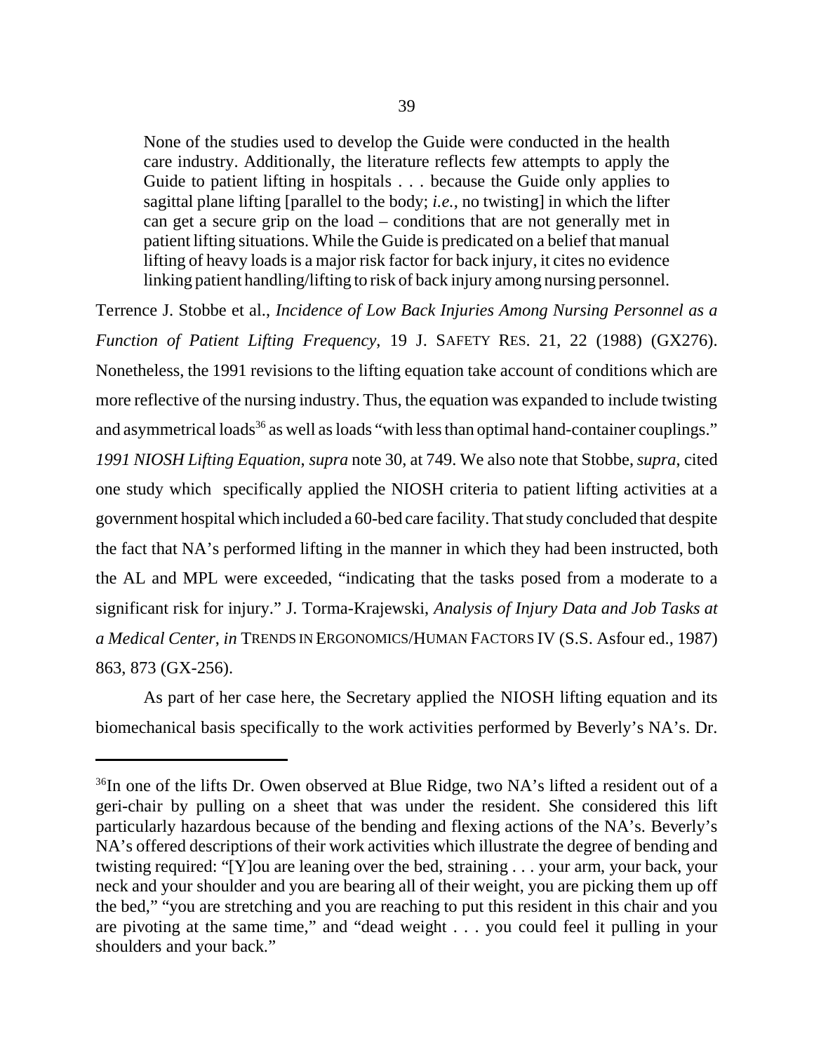> None of the studies used to develop the Guide were conducted in the health care industry. Additionally, the literature reflects few attempts to apply the Guide to patient lifting in hospitals . . . because the Guide only applies to sagittal plane lifting [parallel to the body; *i.e.*, no twisting] in which the lifter can get a secure grip on the load – conditions that are not generally met in patient lifting situations. While the Guide is predicated on a belief that manual lifting of heavy loads is a major risk factor for back injury, it cites no evidence linking patient handling/lifting to risk of back injury among nursing personnel.

Terrence J. Stobbe et al., *Incidence of Low Back Injuries Among Nursing Personnel as a Function of Patient Lifting Frequency*, 19 J. SAFETY RES. 21, 22 (1988) (GX276). Nonetheless, the 1991 revisions to the lifting equation take account of conditions which are more reflective of the nursing industry. Thus, the equation was expanded to include twisting and asymmetrical loads[36] as well as loads "with less than optimal hand-container couplings." *1991 NIOSH Lifting Equation*, *supra* note 30, at 749. We also note that Stobbe, *supra*, cited one study which specifically applied the NIOSH criteria to patient lifting activities at a government hospital which included a 60-bed care facility. That study concluded that despite the fact that NA's performed lifting in the manner in which they had been instructed, both the AL and MPL were exceeded, "indicating that the tasks posed from a moderate to a significant risk for injury." J. Torma-Krajewski, *Analysis of Injury Data and Job Tasks at a Medical Center*, *in* TRENDS IN ERGONOMICS/HUMAN FACTORS IV (S.S. Asfour ed., 1987) 863, 873 (GX-256).

As part of her case here, the Secretary applied the NIOSH lifting equation and its biomechanical basis specifically to the work activities performed by Beverly's NA's. Dr.

---

[36] In one of the lifts Dr. Owen observed at Blue Ridge, two NA's lifted a resident out of a geri-chair by pulling on a sheet that was under the resident. She considered this lift particularly hazardous because of the bending and flexing actions of the NA's. Beverly's NA's offered descriptions of their work activities which illustrate the degree of bending and twisting required: "[Y]ou are leaning over the bed, straining . . . your arm, your back, your neck and your shoulder and you are bearing all of their weight, you are picking them up off the bed," "you are stretching and you are reaching to put this resident in this chair and you are pivoting at the same time," and "dead weight . . . you could feel it pulling in your shoulders and your back."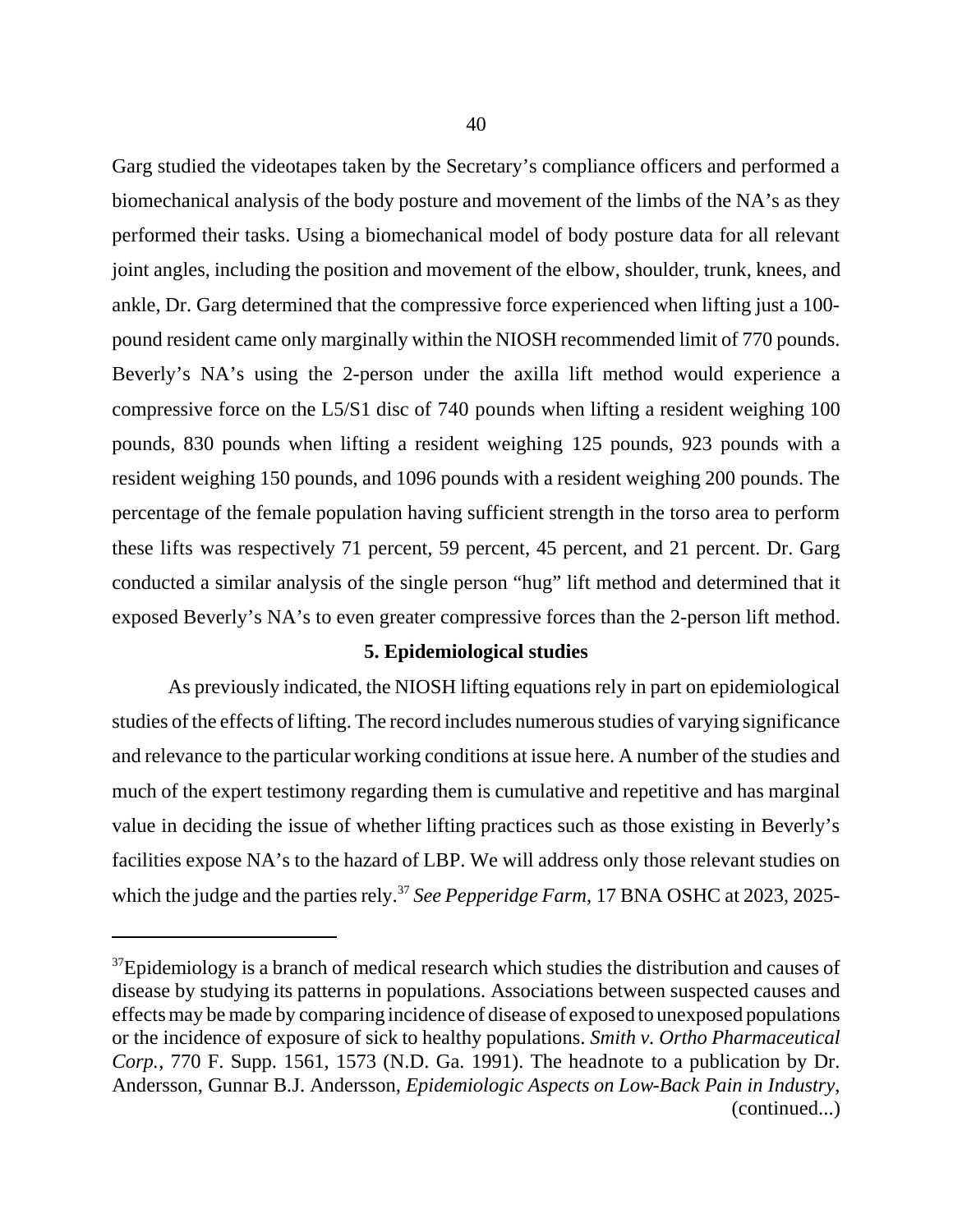Garg studied the videotapes taken by the Secretary's compliance officers and performed a biomechanical analysis of the body posture and movement of the limbs of the NA's as they performed their tasks. Using a biomechanical model of body posture data for all relevant joint angles, including the position and movement of the elbow, shoulder, trunk, knees, and ankle, Dr. Garg determined that the compressive force experienced when lifting just a 100-pound resident came only marginally within the NIOSH recommended limit of 770 pounds. Beverly's NA's using the 2-person under the axilla lift method would experience a compressive force on the L5/S1 disc of 740 pounds when lifting a resident weighing 100 pounds, 830 pounds when lifting a resident weighing 125 pounds, 923 pounds with a resident weighing 150 pounds, and 1096 pounds with a resident weighing 200 pounds. The percentage of the female population having sufficient strength in the torso area to perform these lifts was respectively 71 percent, 59 percent, 45 percent, and 21 percent. Dr. Garg conducted a similar analysis of the single person "hug" lift method and determined that it exposed Beverly's NA's to even greater compressive forces than the 2-person lift method.

### 5. Epidemiological studies

As previously indicated, the NIOSH lifting equations rely in part on epidemiological studies of the effects of lifting. The record includes numerous studies of varying significance and relevance to the particular working conditions at issue here. A number of the studies and much of the expert testimony regarding them is cumulative and repetitive and has marginal value in deciding the issue of whether lifting practices such as those existing in Beverly's facilities expose NA's to the hazard of LBP. We will address only those relevant studies on which the judge and the parties rely.[37] *See Pepperidge Farm*, 17 BNA OSHC at 2023, 2025-

---

[37]Epidemiology is a branch of medical research which studies the distribution and causes of disease by studying its patterns in populations. Associations between suspected causes and effects may be made by comparing incidence of disease of exposed to unexposed populations or the incidence of exposure of sick to healthy populations. *Smith v. Ortho Pharmaceutical Corp.*, 770 F. Supp. 1561, 1573 (N.D. Ga. 1991). The headnote to a publication by Dr. Andersson, Gunnar B.J. Andersson, *Epidemiologic Aspects on Low-Back Pain in Industry*, (continued...)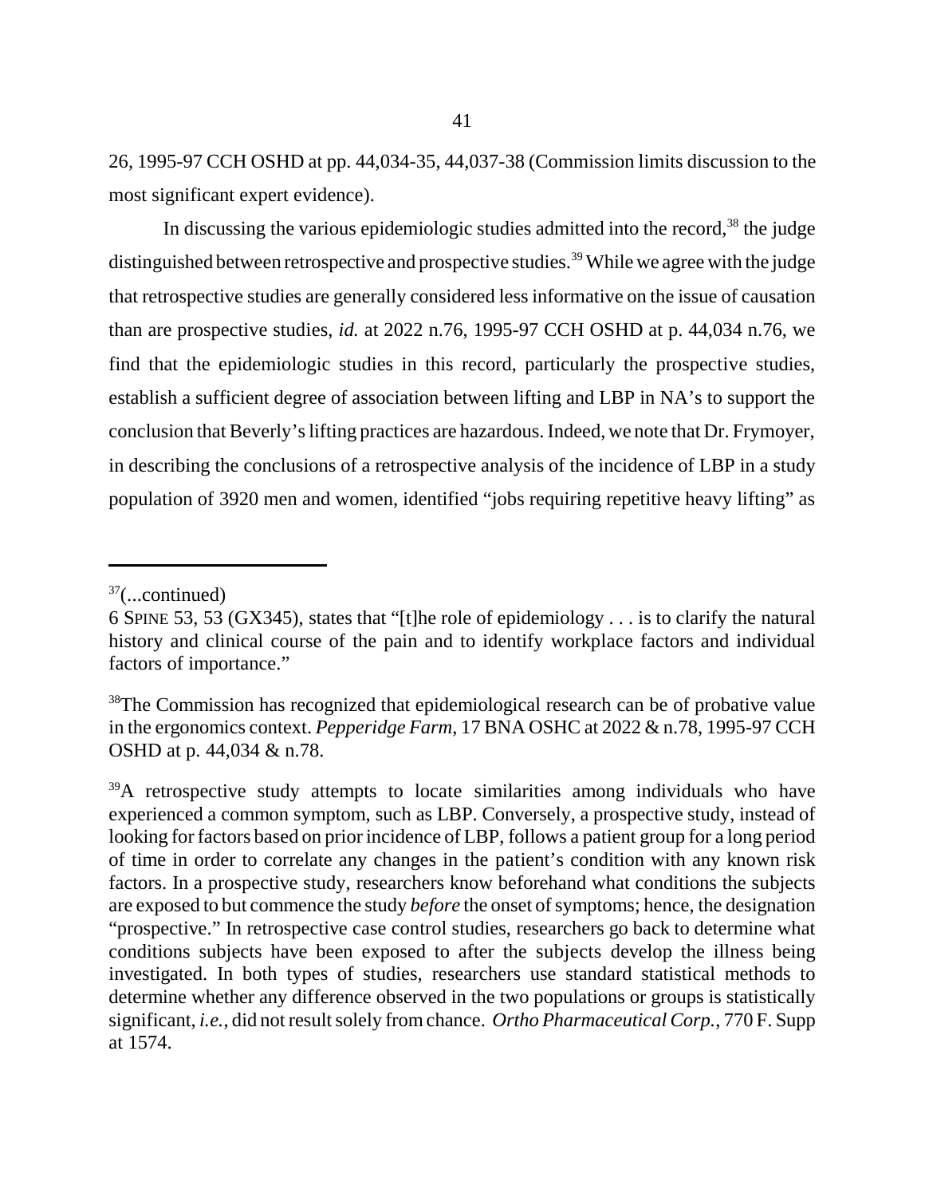26, 1995-97 CCH OSHD at pp. 44,034-35, 44,037-38 (Commission limits discussion to the most significant expert evidence).

In discussing the various epidemiologic studies admitted into the record,[38] the judge distinguished between retrospective and prospective studies.[39] While we agree with the judge that retrospective studies are generally considered less informative on the issue of causation than are prospective studies, *id.* at 2022 n.76, 1995-97 CCH OSHD at p. 44,034 n.76, we find that the epidemiologic studies in this record, particularly the prospective studies, establish a sufficient degree of association between lifting and LBP in NA's to support the conclusion that Beverly's lifting practices are hazardous. Indeed, we note that Dr. Frymoyer, in describing the conclusions of a retrospective analysis of the incidence of LBP in a study population of 3920 men and women, identified "jobs requiring repetitive heavy lifting" as

---

[37](...continued)
6 SPINE 53, 53 (GX345), states that "[t]he role of epidemiology . . . is to clarify the natural history and clinical course of the pain and to identify workplace factors and individual factors of importance."

[38]The Commission has recognized that epidemiological research can be of probative value in the ergonomics context. *Pepperidge Farm*, 17 BNA OSHC at 2022 & n.78, 1995-97 CCH OSHD at p. 44,034 & n.78.

[39]A retrospective study attempts to locate similarities among individuals who have experienced a common symptom, such as LBP. Conversely, a prospective study, instead of looking for factors based on prior incidence of LBP, follows a patient group for a long period of time in order to correlate any changes in the patient's condition with any known risk factors. In a prospective study, researchers know beforehand what conditions the subjects are exposed to but commence the study *before* the onset of symptoms; hence, the designation "prospective." In retrospective case control studies, researchers go back to determine what conditions subjects have been exposed to after the subjects develop the illness being investigated. In both types of studies, researchers use standard statistical methods to determine whether any difference observed in the two populations or groups is statistically significant, *i.e.*, did not result solely from chance. *Ortho Pharmaceutical Corp.*, 770 F. Supp at 1574.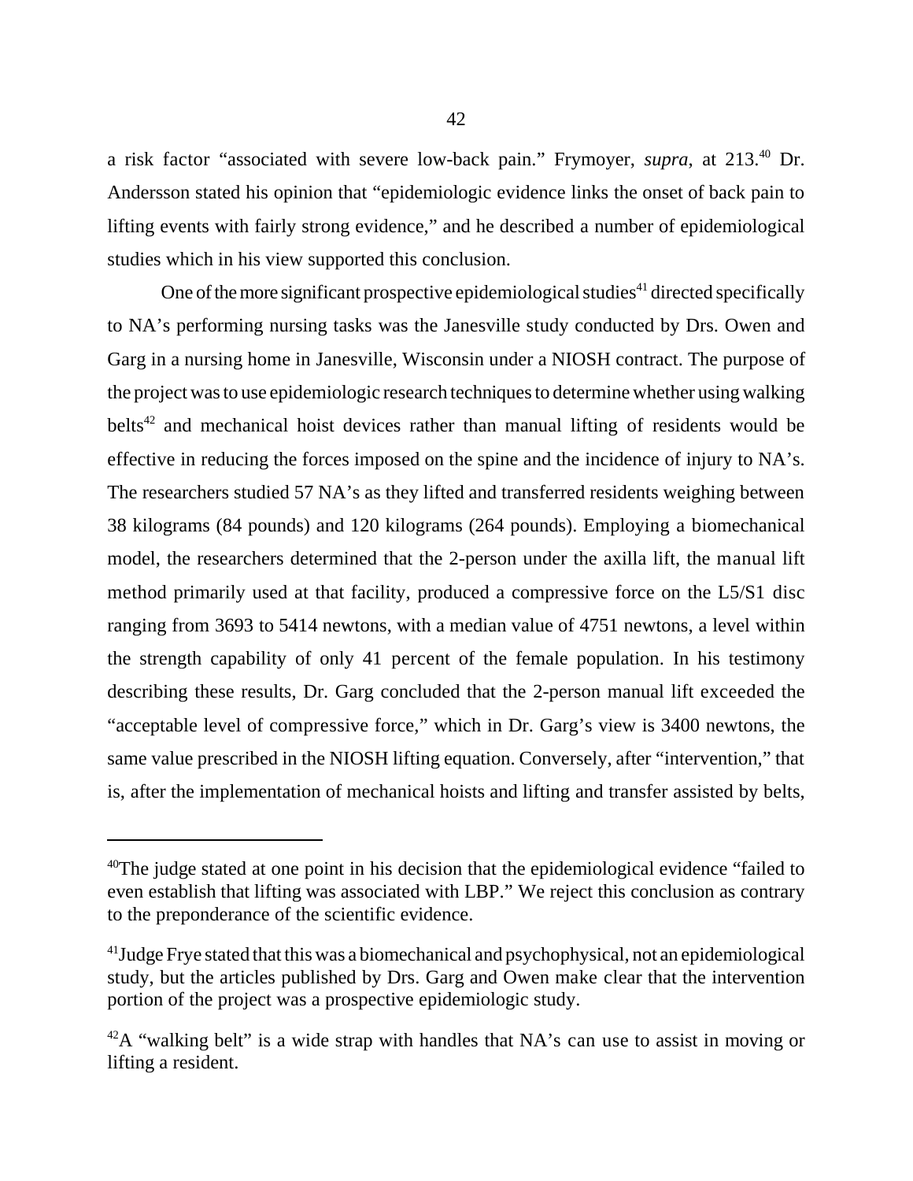a risk factor "associated with severe low-back pain." Frymoyer, *supra,* at 213.[40] Dr. Andersson stated his opinion that "epidemiologic evidence links the onset of back pain to lifting events with fairly strong evidence," and he described a number of epidemiological studies which in his view supported this conclusion.

One of the more significant prospective epidemiological studies[41] directed specifically to NA's performing nursing tasks was the Janesville study conducted by Drs. Owen and Garg in a nursing home in Janesville, Wisconsin under a NIOSH contract. The purpose of the project was to use epidemiologic research techniques to determine whether using walking belts[42] and mechanical hoist devices rather than manual lifting of residents would be effective in reducing the forces imposed on the spine and the incidence of injury to NA's. The researchers studied 57 NA's as they lifted and transferred residents weighing between 38 kilograms (84 pounds) and 120 kilograms (264 pounds). Employing a biomechanical model, the researchers determined that the 2-person under the axilla lift, the manual lift method primarily used at that facility, produced a compressive force on the L5/S1 disc ranging from 3693 to 5414 newtons, with a median value of 4751 newtons, a level within the strength capability of only 41 percent of the female population. In his testimony describing these results, Dr. Garg concluded that the 2-person manual lift exceeded the "acceptable level of compressive force," which in Dr. Garg's view is 3400 newtons, the same value prescribed in the NIOSH lifting equation. Conversely, after "intervention," that is, after the implementation of mechanical hoists and lifting and transfer assisted by belts,

---

[40] The judge stated at one point in his decision that the epidemiological evidence "failed to even establish that lifting was associated with LBP." We reject this conclusion as contrary to the preponderance of the scientific evidence.

[41] Judge Frye stated that this was a biomechanical and psychophysical, not an epidemiological study, but the articles published by Drs. Garg and Owen make clear that the intervention portion of the project was a prospective epidemiologic study.

[42] A "walking belt" is a wide strap with handles that NA's can use to assist in moving or lifting a resident.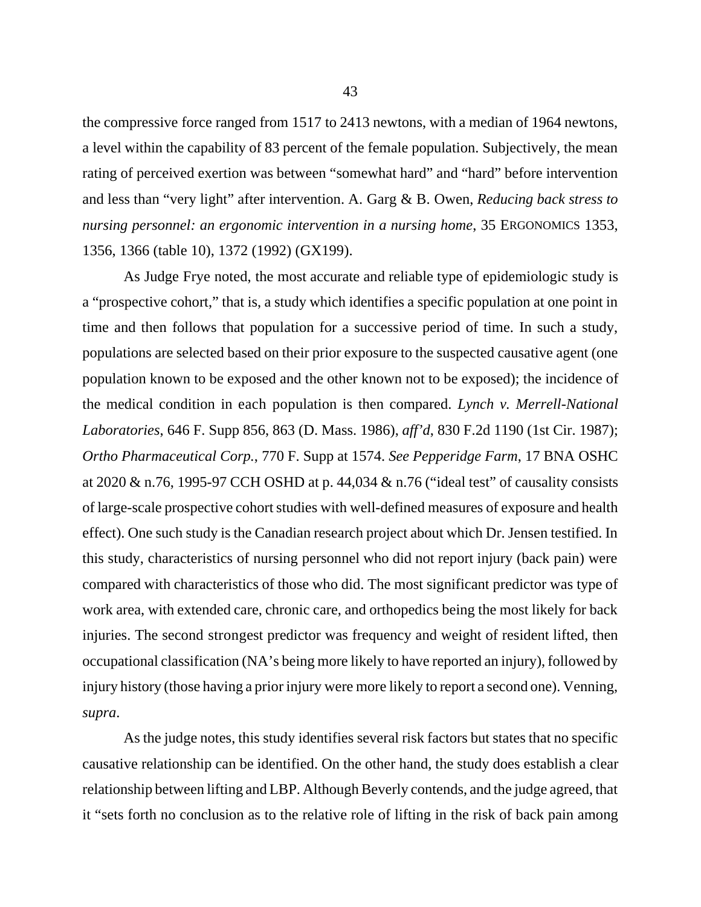the compressive force ranged from 1517 to 2413 newtons, with a median of 1964 newtons, a level within the capability of 83 percent of the female population. Subjectively, the mean rating of perceived exertion was between "somewhat hard" and "hard" before intervention and less than "very light" after intervention. A. Garg & B. Owen, *Reducing back stress to nursing personnel: an ergonomic intervention in a nursing home*, 35 ERGONOMICS 1353, 1356, 1366 (table 10), 1372 (1992) (GX199).

As Judge Frye noted, the most accurate and reliable type of epidemiologic study is a "prospective cohort," that is, a study which identifies a specific population at one point in time and then follows that population for a successive period of time. In such a study, populations are selected based on their prior exposure to the suspected causative agent (one population known to be exposed and the other known not to be exposed); the incidence of the medical condition in each population is then compared. *Lynch v. Merrell-National Laboratories*, 646 F. Supp 856, 863 (D. Mass. 1986), *aff'd*, 830 F.2d 1190 (1st Cir. 1987); *Ortho Pharmaceutical Corp.*, 770 F. Supp at 1574. *See Pepperidge Farm*, 17 BNA OSHC at 2020 & n.76, 1995-97 CCH OSHD at p. 44,034 & n.76 ("ideal test" of causality consists of large-scale prospective cohort studies with well-defined measures of exposure and health effect). One such study is the Canadian research project about which Dr. Jensen testified. In this study, characteristics of nursing personnel who did not report injury (back pain) were compared with characteristics of those who did. The most significant predictor was type of work area, with extended care, chronic care, and orthopedics being the most likely for back injuries. The second strongest predictor was frequency and weight of resident lifted, then occupational classification (NA's being more likely to have reported an injury), followed by injury history (those having a prior injury were more likely to report a second one). Venning, *supra*.

As the judge notes, this study identifies several risk factors but states that no specific causative relationship can be identified. On the other hand, the study does establish a clear relationship between lifting and LBP. Although Beverly contends, and the judge agreed, that it "sets forth no conclusion as to the relative role of lifting in the risk of back pain among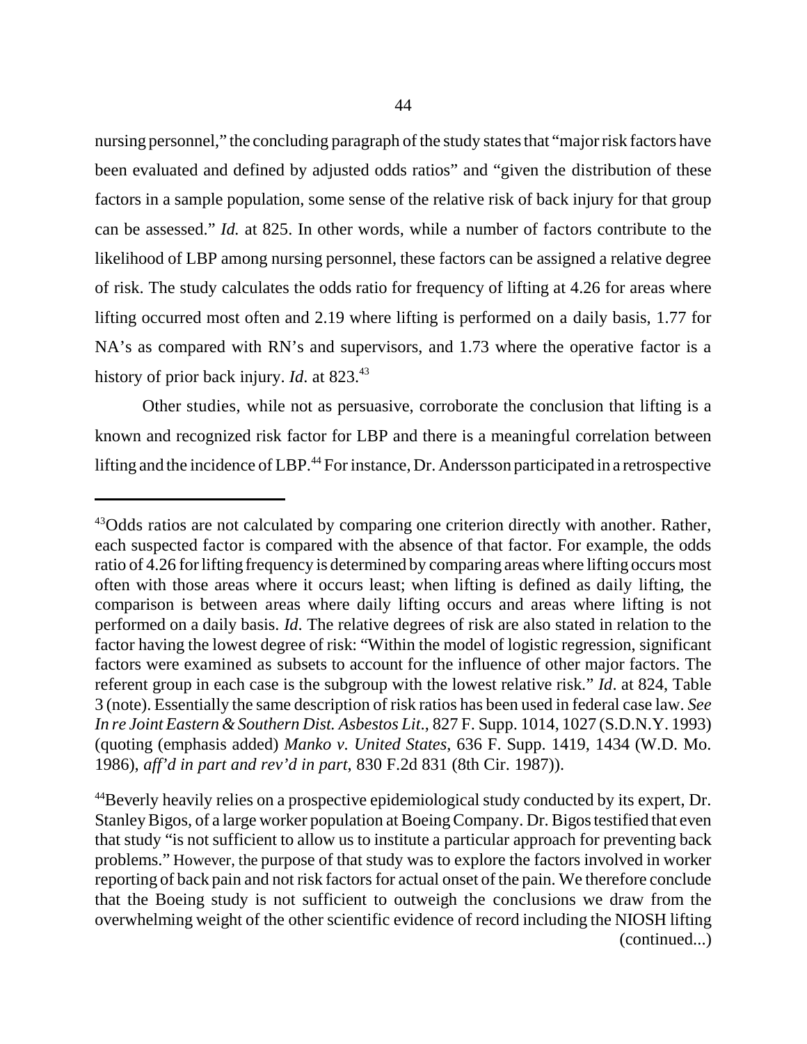nursing personnel," the concluding paragraph of the study states that "major risk factors have been evaluated and defined by adjusted odds ratios" and "given the distribution of these factors in a sample population, some sense of the relative risk of back injury for that group can be assessed." *Id.* at 825. In other words, while a number of factors contribute to the likelihood of LBP among nursing personnel, these factors can be assigned a relative degree of risk. The study calculates the odds ratio for frequency of lifting at 4.26 for areas where lifting occurred most often and 2.19 where lifting is performed on a daily basis, 1.77 for NA's as compared with RN's and supervisors, and 1.73 where the operative factor is a history of prior back injury. *Id*. at 823.[43]

Other studies, while not as persuasive, corroborate the conclusion that lifting is a known and recognized risk factor for LBP and there is a meaningful correlation between lifting and the incidence of LBP.[44] For instance, Dr. Andersson participated in a retrospective

---

[43]Odds ratios are not calculated by comparing one criterion directly with another. Rather, each suspected factor is compared with the absence of that factor. For example, the odds ratio of 4.26 for lifting frequency is determined by comparing areas where lifting occurs most often with those areas where it occurs least; when lifting is defined as daily lifting, the comparison is between areas where daily lifting occurs and areas where lifting is not performed on a daily basis. *Id*. The relative degrees of risk are also stated in relation to the factor having the lowest degree of risk: "Within the model of logistic regression, significant factors were examined as subsets to account for the influence of other major factors. The referent group in each case is the subgroup with the lowest relative risk." *Id*. at 824, Table 3 (note). Essentially the same description of risk ratios has been used in federal case law. *See In re Joint Eastern & Southern Dist. Asbestos Lit*., 827 F. Supp. 1014, 1027 (S.D.N.Y. 1993) (quoting (emphasis added) *Manko v. United States*, 636 F. Supp. 1419, 1434 (W.D. Mo. 1986), *aff'd in part and rev'd in part*, 830 F.2d 831 (8th Cir. 1987)).

[44]Beverly heavily relies on a prospective epidemiological study conducted by its expert, Dr. Stanley Bigos, of a large worker population at Boeing Company. Dr. Bigos testified that even that study "is not sufficient to allow us to institute a particular approach for preventing back problems." However, the purpose of that study was to explore the factors involved in worker reporting of back pain and not risk factors for actual onset of the pain. We therefore conclude that the Boeing study is not sufficient to outweigh the conclusions we draw from the overwhelming weight of the other scientific evidence of record including the NIOSH lifting (continued...)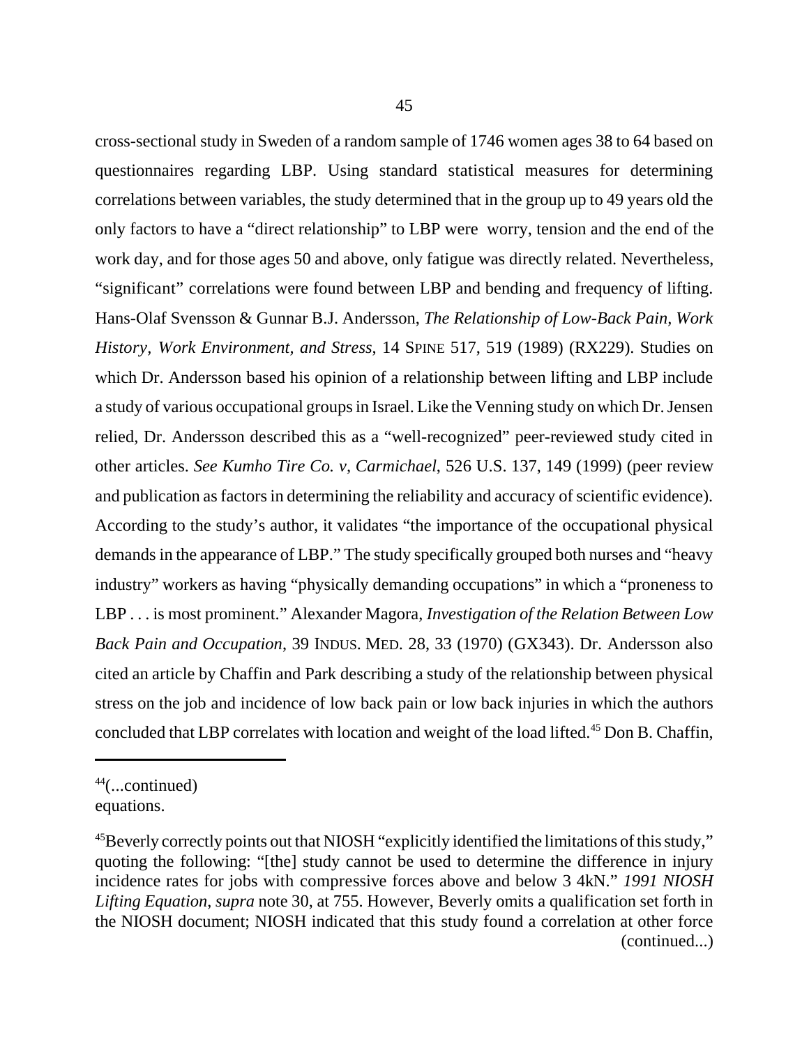cross-sectional study in Sweden of a random sample of 1746 women ages 38 to 64 based on questionnaires regarding LBP. Using standard statistical measures for determining correlations between variables, the study determined that in the group up to 49 years old the only factors to have a "direct relationship" to LBP were worry, tension and the end of the work day, and for those ages 50 and above, only fatigue was directly related. Nevertheless, "significant" correlations were found between LBP and bending and frequency of lifting. Hans-Olaf Svensson & Gunnar B.J. Andersson, *The Relationship of Low-Back Pain, Work History, Work Environment, and Stress*, 14 SPINE 517, 519 (1989) (RX229). Studies on which Dr. Andersson based his opinion of a relationship between lifting and LBP include a study of various occupational groups in Israel. Like the Venning study on which Dr. Jensen relied, Dr. Andersson described this as a "well-recognized" peer-reviewed study cited in other articles. *See Kumho Tire Co. v, Carmichael*, 526 U.S. 137, 149 (1999) (peer review and publication as factors in determining the reliability and accuracy of scientific evidence). According to the study's author, it validates "the importance of the occupational physical demands in the appearance of LBP." The study specifically grouped both nurses and "heavy industry" workers as having "physically demanding occupations" in which a "proneness to LBP . . . is most prominent." Alexander Magora, *Investigation of the Relation Between Low Back Pain and Occupation*, 39 INDUS. MED. 28, 33 (1970) (GX343). Dr. Andersson also cited an article by Chaffin and Park describing a study of the relationship between physical stress on the job and incidence of low back pain or low back injuries in which the authors concluded that LBP correlates with location and weight of the load lifted.[45] Don B. Chaffin,

---

[44](...continued)
equations.

[45]Beverly correctly points out that NIOSH "explicitly identified the limitations of this study," quoting the following: "[the] study cannot be used to determine the difference in injury incidence rates for jobs with compressive forces above and below 3 4kN." *1991 NIOSH Lifting Equation*, *supra* note 30, at 755. However, Beverly omits a qualification set forth in the NIOSH document; NIOSH indicated that this study found a correlation at other force (continued...)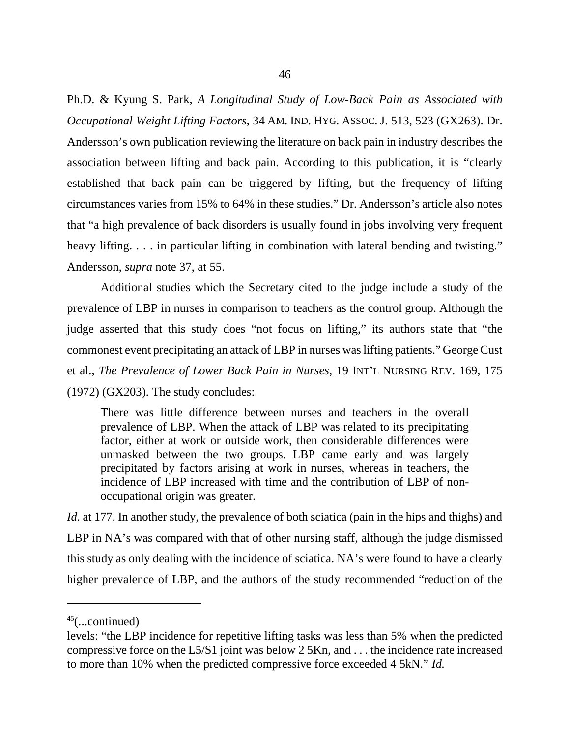Ph.D. & Kyung S. Park, *A Longitudinal Study of Low-Back Pain as Associated with Occupational Weight Lifting Factors*, 34 AM. IND. HYG. ASSOC. J. 513, 523 (GX263). Dr. Andersson's own publication reviewing the literature on back pain in industry describes the association between lifting and back pain. According to this publication, it is "clearly established that back pain can be triggered by lifting, but the frequency of lifting circumstances varies from 15% to 64% in these studies." Dr. Andersson's article also notes that "a high prevalence of back disorders is usually found in jobs involving very frequent heavy lifting. . . . in particular lifting in combination with lateral bending and twisting." Andersson, *supra* note 37, at 55.

Additional studies which the Secretary cited to the judge include a study of the prevalence of LBP in nurses in comparison to teachers as the control group. Although the judge asserted that this study does "not focus on lifting," its authors state that "the commonest event precipitating an attack of LBP in nurses was lifting patients." George Cust et al., *The Prevalence of Lower Back Pain in Nurses*, 19 INT'L NURSING REV. 169, 175 (1972) (GX203). The study concludes:

> There was little difference between nurses and teachers in the overall prevalence of LBP. When the attack of LBP was related to its precipitating factor, either at work or outside work, then considerable differences were unmasked between the two groups. LBP came early and was largely precipitated by factors arising at work in nurses, whereas in teachers, the incidence of LBP increased with time and the contribution of LBP of non-occupational origin was greater.

*Id.* at 177. In another study, the prevalence of both sciatica (pain in the hips and thighs) and LBP in NA's was compared with that of other nursing staff, although the judge dismissed this study as only dealing with the incidence of sciatica. NA's were found to have a clearly higher prevalence of LBP, and the authors of the study recommended "reduction of the

---

[45](...continued)
levels: "the LBP incidence for repetitive lifting tasks was less than 5% when the predicted compressive force on the L5/S1 joint was below 2 5Kn, and . . . the incidence rate increased to more than 10% when the predicted compressive force exceeded 4 5kN." *Id.*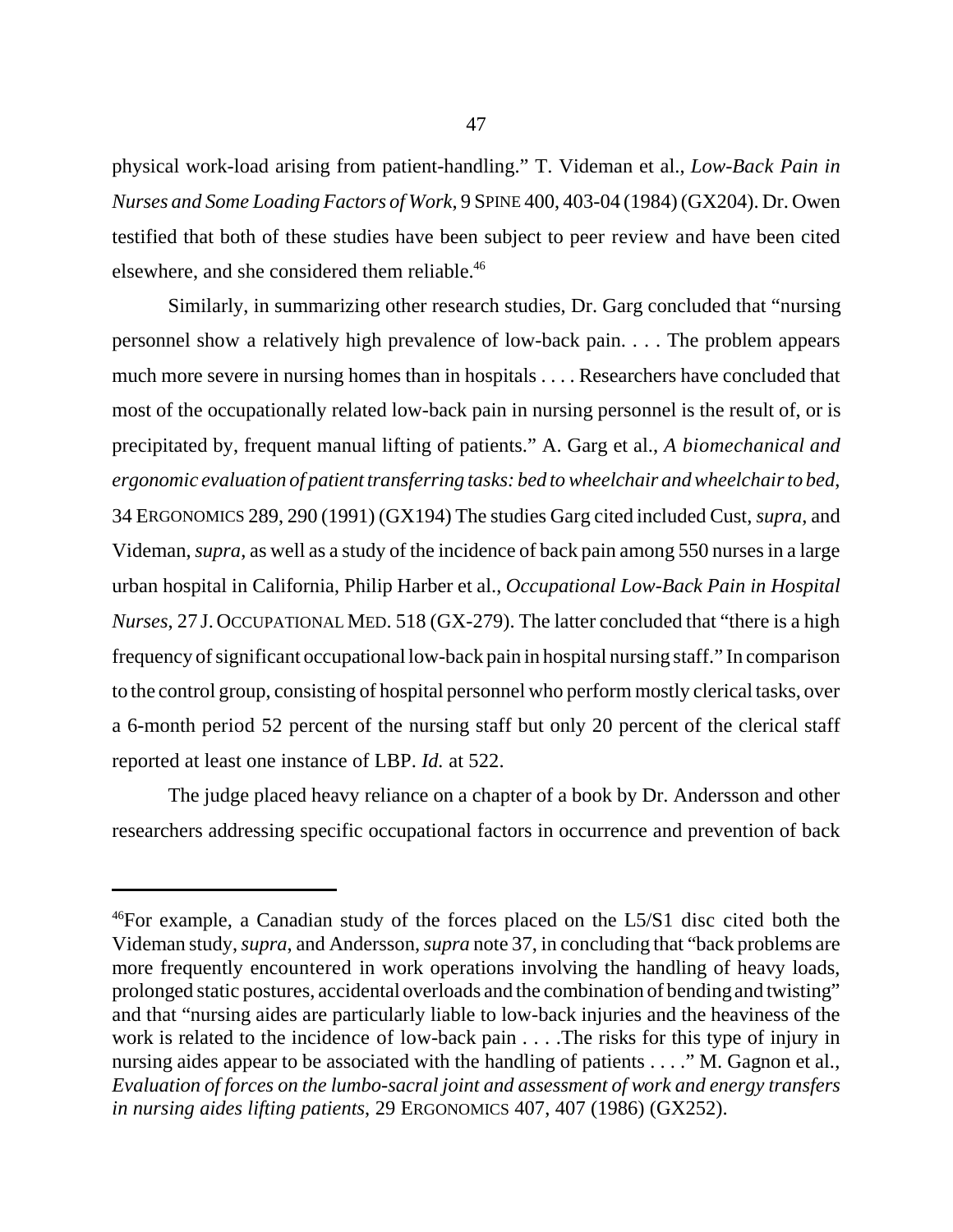physical work-load arising from patient-handling." T. Videman et al., *Low-Back Pain in Nurses and Some Loading Factors of Work,* 9 SPINE 400, 403-04 (1984) (GX204). Dr. Owen testified that both of these studies have been subject to peer review and have been cited elsewhere, and she considered them reliable.[46]

Similarly, in summarizing other research studies, Dr. Garg concluded that "nursing personnel show a relatively high prevalence of low-back pain. . . . The problem appears much more severe in nursing homes than in hospitals . . . . Researchers have concluded that most of the occupationally related low-back pain in nursing personnel is the result of, or is precipitated by, frequent manual lifting of patients." A. Garg et al., *A biomechanical and ergonomic evaluation of patient transferring tasks: bed to wheelchair and wheelchair to bed*, 34 ERGONOMICS 289, 290 (1991) (GX194) The studies Garg cited included Cust, *supra*, and Videman, *supra*, as well as a study of the incidence of back pain among 550 nurses in a large urban hospital in California, Philip Harber et al., *Occupational Low-Back Pain in Hospital Nurses*, 27 J. OCCUPATIONAL MED. 518 (GX-279). The latter concluded that "there is a high frequency of significant occupational low-back pain in hospital nursing staff." In comparison to the control group, consisting of hospital personnel who perform mostly clerical tasks, over a 6-month period 52 percent of the nursing staff but only 20 percent of the clerical staff reported at least one instance of LBP. *Id.* at 522.

The judge placed heavy reliance on a chapter of a book by Dr. Andersson and other researchers addressing specific occupational factors in occurrence and prevention of back

---

[46]For example, a Canadian study of the forces placed on the L5/S1 disc cited both the Videman study, *supra*, and Andersson, *supra* note 37, in concluding that "back problems are more frequently encountered in work operations involving the handling of heavy loads, prolonged static postures, accidental overloads and the combination of bending and twisting" and that "nursing aides are particularly liable to low-back injuries and the heaviness of the work is related to the incidence of low-back pain . . . .The risks for this type of injury in nursing aides appear to be associated with the handling of patients . . . ." M. Gagnon et al., *Evaluation of forces on the lumbo-sacral joint and assessment of work and energy transfers in nursing aides lifting patients*, 29 ERGONOMICS 407, 407 (1986) (GX252).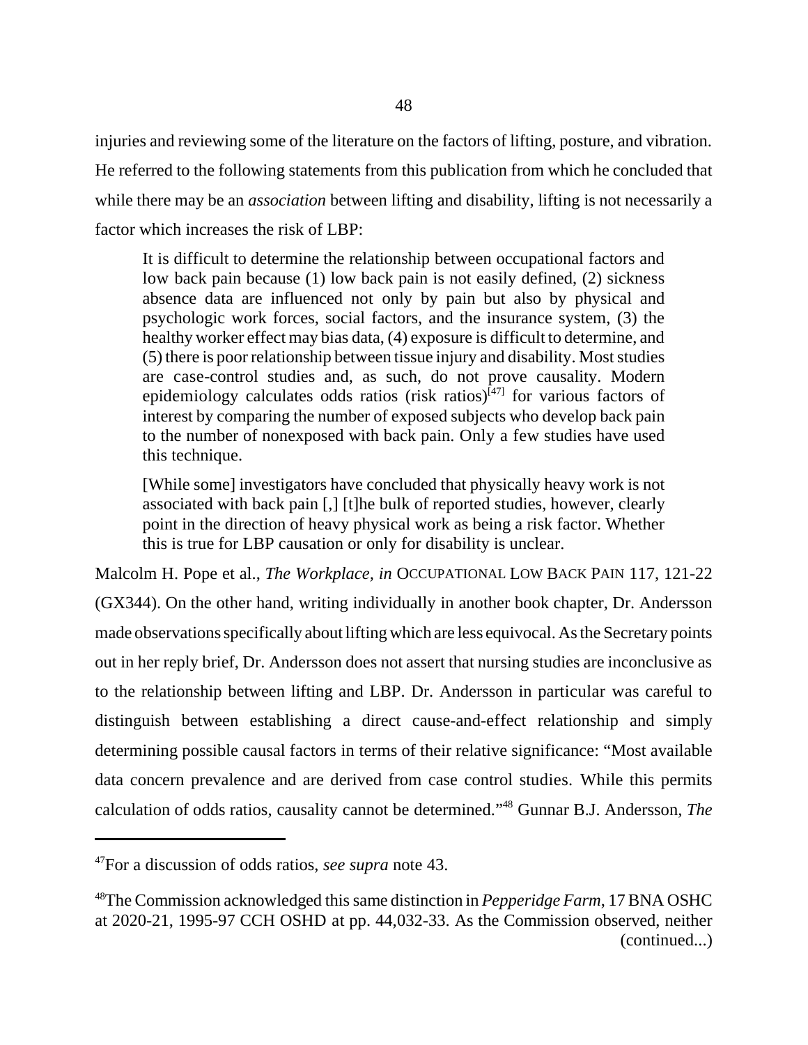injuries and reviewing some of the literature on the factors of lifting, posture, and vibration. He referred to the following statements from this publication from which he concluded that while there may be an *association* between lifting and disability, lifting is not necessarily a factor which increases the risk of LBP:

> It is difficult to determine the relationship between occupational factors and low back pain because (1) low back pain is not easily defined, (2) sickness absence data are influenced not only by pain but also by physical and psychologic work forces, social factors, and the insurance system, (3) the healthy worker effect may bias data, (4) exposure is difficult to determine, and (5) there is poor relationship between tissue injury and disability. Most studies are case-control studies and, as such, do not prove causality. Modern epidemiology calculates odds ratios (risk ratios)[47] for various factors of interest by comparing the number of exposed subjects who develop back pain to the number of nonexposed with back pain. Only a few studies have used this technique.
>
> [While some] investigators have concluded that physically heavy work is not associated with back pain [,] [t]he bulk of reported studies, however, clearly point in the direction of heavy physical work as being a risk factor. Whether this is true for LBP causation or only for disability is unclear.

Malcolm H. Pope et al., *The Workplace, in* OCCUPATIONAL LOW BACK PAIN 117, 121-22 (GX344). On the other hand, writing individually in another book chapter, Dr. Andersson made observations specifically about lifting which are less equivocal. As the Secretary points out in her reply brief, Dr. Andersson does not assert that nursing studies are inconclusive as to the relationship between lifting and LBP. Dr. Andersson in particular was careful to distinguish between establishing a direct cause-and-effect relationship and simply determining possible causal factors in terms of their relative significance: "Most available data concern prevalence and are derived from case control studies. While this permits calculation of odds ratios, causality cannot be determined."[48] Gunnar B.J. Andersson, *The*

---

[47]For a discussion of odds ratios, *see supra* note 43.

[48]The Commission acknowledged this same distinction in *Pepperidge Farm*, 17 BNA OSHC at 2020-21, 1995-97 CCH OSHD at pp. 44,032-33. As the Commission observed, neither (continued...)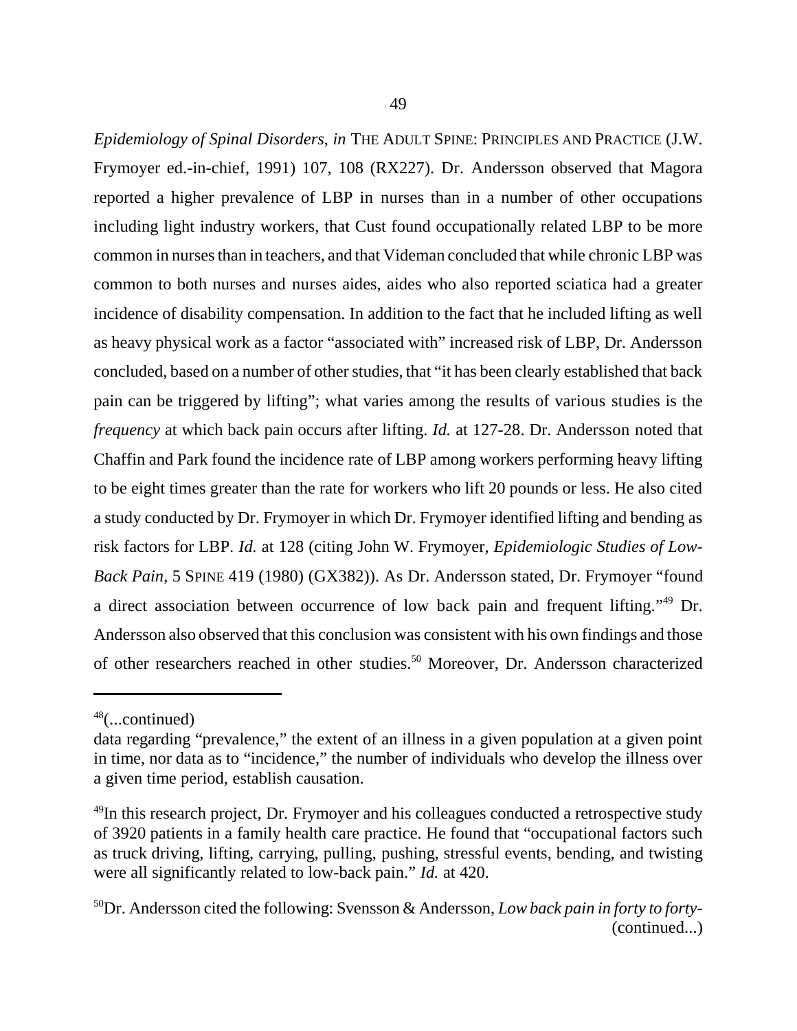*Epidemiology of Spinal Disorders*, *in* THE ADULT SPINE: PRINCIPLES AND PRACTICE (J.W. Frymoyer ed.-in-chief, 1991) 107, 108 (RX227). Dr. Andersson observed that Magora reported a higher prevalence of LBP in nurses than in a number of other occupations including light industry workers, that Cust found occupationally related LBP to be more common in nurses than in teachers, and that Videman concluded that while chronic LBP was common to both nurses and nurses aides, aides who also reported sciatica had a greater incidence of disability compensation. In addition to the fact that he included lifting as well as heavy physical work as a factor "associated with" increased risk of LBP, Dr. Andersson concluded, based on a number of other studies, that "it has been clearly established that back pain can be triggered by lifting"; what varies among the results of various studies is the *frequency* at which back pain occurs after lifting. *Id.* at 127-28. Dr. Andersson noted that Chaffin and Park found the incidence rate of LBP among workers performing heavy lifting to be eight times greater than the rate for workers who lift 20 pounds or less. He also cited a study conducted by Dr. Frymoyer in which Dr. Frymoyer identified lifting and bending as risk factors for LBP. *Id.* at 128 (citing John W. Frymoyer, *Epidemiologic Studies of Low-Back Pain*, 5 SPINE 419 (1980) (GX382)). As Dr. Andersson stated, Dr. Frymoyer "found a direct association between occurrence of low back pain and frequent lifting."[49] Dr. Andersson also observed that this conclusion was consistent with his own findings and those of other researchers reached in other studies.[50] Moreover, Dr. Andersson characterized

---

[48](...continued)
data regarding "prevalence," the extent of an illness in a given population at a given point in time, nor data as to "incidence," the number of individuals who develop the illness over a given time period, establish causation.

[49]In this research project, Dr. Frymoyer and his colleagues conducted a retrospective study of 3920 patients in a family health care practice. He found that "occupational factors such as truck driving, lifting, carrying, pulling, pushing, stressful events, bending, and twisting were all significantly related to low-back pain." *Id.* at 420.

[50]Dr. Andersson cited the following: Svensson & Andersson, *Low back pain in forty to forty-*
(continued...)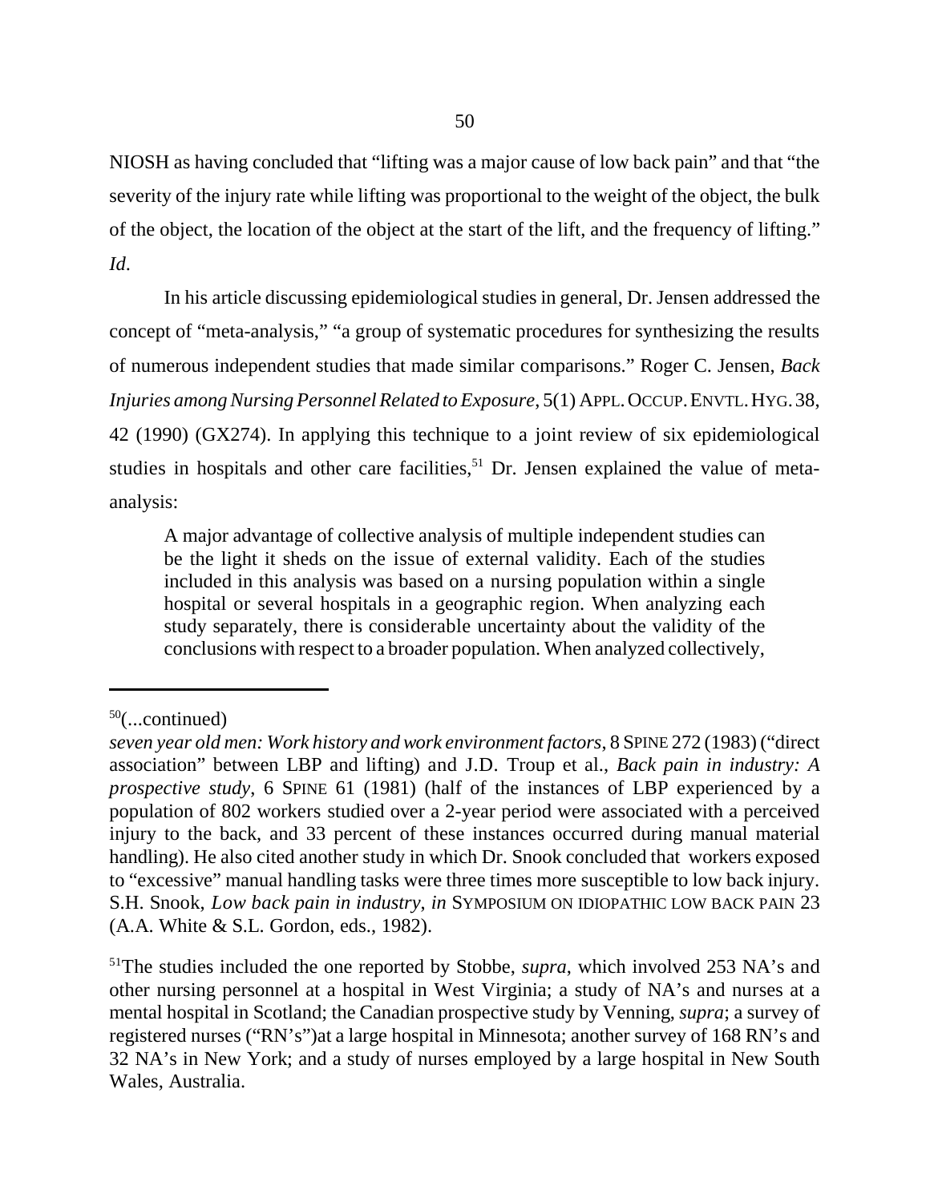NIOSH as having concluded that "lifting was a major cause of low back pain" and that "the severity of the injury rate while lifting was proportional to the weight of the object, the bulk of the object, the location of the object at the start of the lift, and the frequency of lifting." *Id*.

In his article discussing epidemiological studies in general, Dr. Jensen addressed the concept of "meta-analysis," "a group of systematic procedures for synthesizing the results of numerous independent studies that made similar comparisons." Roger C. Jensen, *Back Injuries among Nursing Personnel Related to Exposure*, 5(1) APPL. OCCUP. ENVTL. HYG. 38, 42 (1990) (GX274). In applying this technique to a joint review of six epidemiological studies in hospitals and other care facilities,[51] Dr. Jensen explained the value of meta-analysis:

> A major advantage of collective analysis of multiple independent studies can be the light it sheds on the issue of external validity. Each of the studies included in this analysis was based on a nursing population within a single hospital or several hospitals in a geographic region. When analyzing each study separately, there is considerable uncertainty about the validity of the conclusions with respect to a broader population. When analyzed collectively,

---

[50](...continued)
*seven year old men: Work history and work environment factors*, 8 SPINE 272 (1983) ("direct association" between LBP and lifting) and J.D. Troup et al., *Back pain in industry: A prospective study*, 6 SPINE 61 (1981) (half of the instances of LBP experienced by a population of 802 workers studied over a 2-year period were associated with a perceived injury to the back, and 33 percent of these instances occurred during manual material handling). He also cited another study in which Dr. Snook concluded that workers exposed to "excessive" manual handling tasks were three times more susceptible to low back injury. S.H. Snook, *Low back pain in industry*, *in* SYMPOSIUM ON IDIOPATHIC LOW BACK PAIN 23 (A.A. White & S.L. Gordon, eds., 1982).

[51]The studies included the one reported by Stobbe, *supra*, which involved 253 NA's and other nursing personnel at a hospital in West Virginia; a study of NA's and nurses at a mental hospital in Scotland; the Canadian prospective study by Venning, *supra*; a survey of registered nurses ("RN's")at a large hospital in Minnesota; another survey of 168 RN's and 32 NA's in New York; and a study of nurses employed by a large hospital in New South Wales, Australia.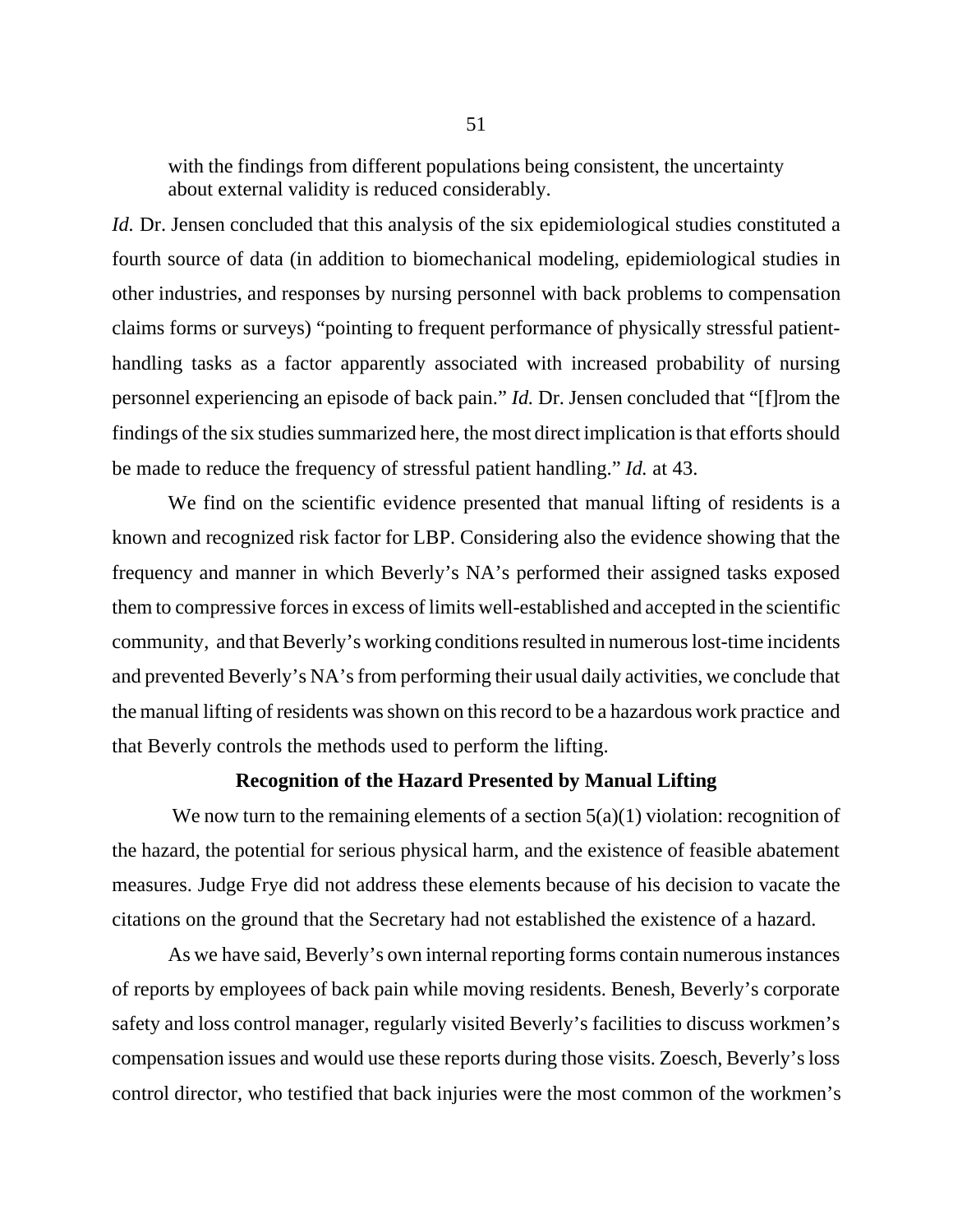with the findings from different populations being consistent, the uncertainty about external validity is reduced considerably.

*Id.* Dr. Jensen concluded that this analysis of the six epidemiological studies constituted a fourth source of data (in addition to biomechanical modeling, epidemiological studies in other industries, and responses by nursing personnel with back problems to compensation claims forms or surveys) "pointing to frequent performance of physically stressful patient-handling tasks as a factor apparently associated with increased probability of nursing personnel experiencing an episode of back pain." *Id.* Dr. Jensen concluded that "[f]rom the findings of the six studies summarized here, the most direct implication is that efforts should be made to reduce the frequency of stressful patient handling." *Id.* at 43.

We find on the scientific evidence presented that manual lifting of residents is a known and recognized risk factor for LBP. Considering also the evidence showing that the frequency and manner in which Beverly's NA's performed their assigned tasks exposed them to compressive forces in excess of limits well-established and accepted in the scientific community, and that Beverly's working conditions resulted in numerous lost-time incidents and prevented Beverly's NA's from performing their usual daily activities, we conclude that the manual lifting of residents was shown on this record to be a hazardous work practice and that Beverly controls the methods used to perform the lifting.

**Recognition of the Hazard Presented by Manual Lifting**

We now turn to the remaining elements of a section 5(a)(1) violation: recognition of the hazard, the potential for serious physical harm, and the existence of feasible abatement measures. Judge Frye did not address these elements because of his decision to vacate the citations on the ground that the Secretary had not established the existence of a hazard.

As we have said, Beverly's own internal reporting forms contain numerous instances of reports by employees of back pain while moving residents. Benesh, Beverly's corporate safety and loss control manager, regularly visited Beverly's facilities to discuss workmen's compensation issues and would use these reports during those visits. Zoesch, Beverly's loss control director, who testified that back injuries were the most common of the workmen's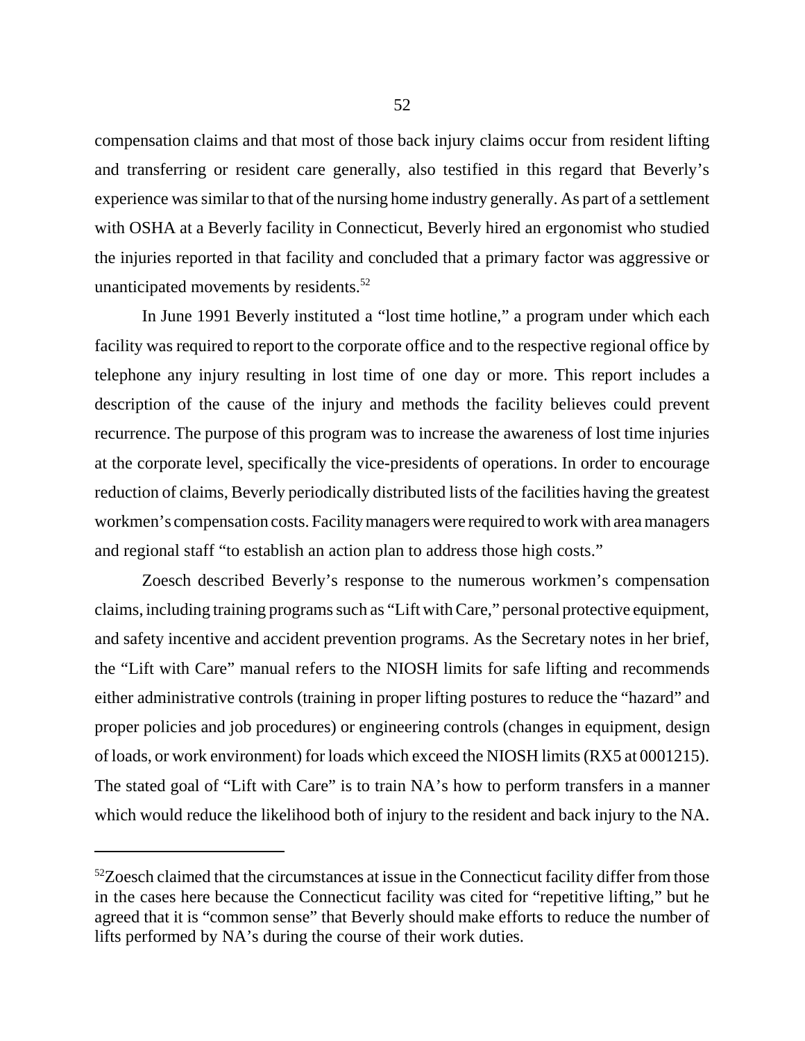compensation claims and that most of those back injury claims occur from resident lifting and transferring or resident care generally, also testified in this regard that Beverly's experience was similar to that of the nursing home industry generally. As part of a settlement with OSHA at a Beverly facility in Connecticut, Beverly hired an ergonomist who studied the injuries reported in that facility and concluded that a primary factor was aggressive or unanticipated movements by residents.[52]

In June 1991 Beverly instituted a "lost time hotline," a program under which each facility was required to report to the corporate office and to the respective regional office by telephone any injury resulting in lost time of one day or more. This report includes a description of the cause of the injury and methods the facility believes could prevent recurrence. The purpose of this program was to increase the awareness of lost time injuries at the corporate level, specifically the vice-presidents of operations. In order to encourage reduction of claims, Beverly periodically distributed lists of the facilities having the greatest workmen's compensation costs. Facility managers were required to work with area managers and regional staff "to establish an action plan to address those high costs."

Zoesch described Beverly's response to the numerous workmen's compensation claims, including training programs such as "Lift with Care," personal protective equipment, and safety incentive and accident prevention programs. As the Secretary notes in her brief, the "Lift with Care" manual refers to the NIOSH limits for safe lifting and recommends either administrative controls (training in proper lifting postures to reduce the "hazard" and proper policies and job procedures) or engineering controls (changes in equipment, design of loads, or work environment) for loads which exceed the NIOSH limits (RX5 at 0001215). The stated goal of "Lift with Care" is to train NA's how to perform transfers in a manner which would reduce the likelihood both of injury to the resident and back injury to the NA.

---

[52]Zoesch claimed that the circumstances at issue in the Connecticut facility differ from those in the cases here because the Connecticut facility was cited for "repetitive lifting," but he agreed that it is "common sense" that Beverly should make efforts to reduce the number of lifts performed by NA's during the course of their work duties.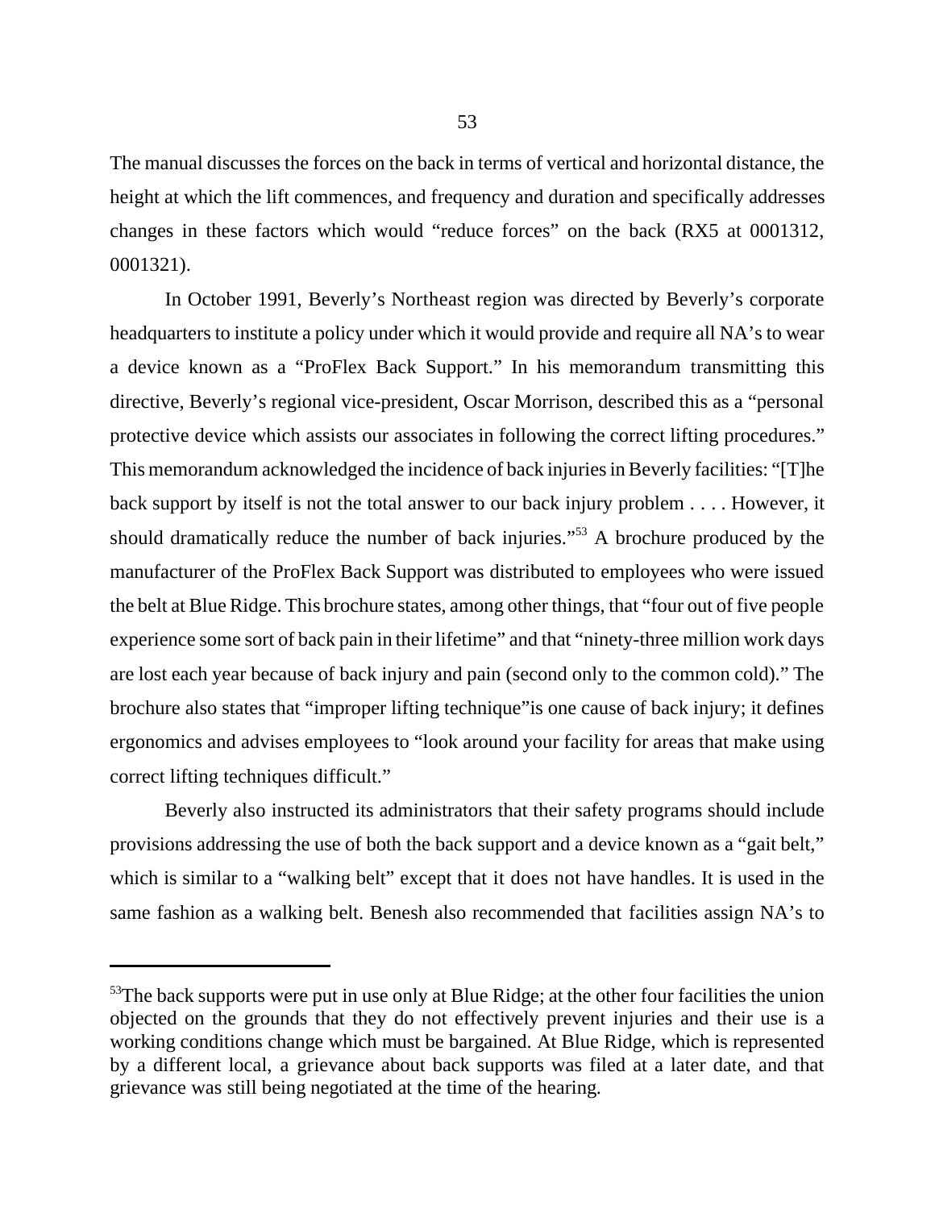The manual discusses the forces on the back in terms of vertical and horizontal distance, the height at which the lift commences, and frequency and duration and specifically addresses changes in these factors which would "reduce forces" on the back (RX5 at 0001312, 0001321).

In October 1991, Beverly's Northeast region was directed by Beverly's corporate headquarters to institute a policy under which it would provide and require all NA's to wear a device known as a "ProFlex Back Support." In his memorandum transmitting this directive, Beverly's regional vice-president, Oscar Morrison, described this as a "personal protective device which assists our associates in following the correct lifting procedures." This memorandum acknowledged the incidence of back injuries in Beverly facilities: "[T]he back support by itself is not the total answer to our back injury problem . . . . However, it should dramatically reduce the number of back injuries."[53] A brochure produced by the manufacturer of the ProFlex Back Support was distributed to employees who were issued the belt at Blue Ridge. This brochure states, among other things, that "four out of five people experience some sort of back pain in their lifetime" and that "ninety-three million work days are lost each year because of back injury and pain (second only to the common cold)." The brochure also states that "improper lifting technique"is one cause of back injury; it defines ergonomics and advises employees to "look around your facility for areas that make using correct lifting techniques difficult."

Beverly also instructed its administrators that their safety programs should include provisions addressing the use of both the back support and a device known as a "gait belt," which is similar to a "walking belt" except that it does not have handles. It is used in the same fashion as a walking belt. Benesh also recommended that facilities assign NA's to

---

[53]The back supports were put in use only at Blue Ridge; at the other four facilities the union objected on the grounds that they do not effectively prevent injuries and their use is a working conditions change which must be bargained. At Blue Ridge, which is represented by a different local, a grievance about back supports was filed at a later date, and that grievance was still being negotiated at the time of the hearing.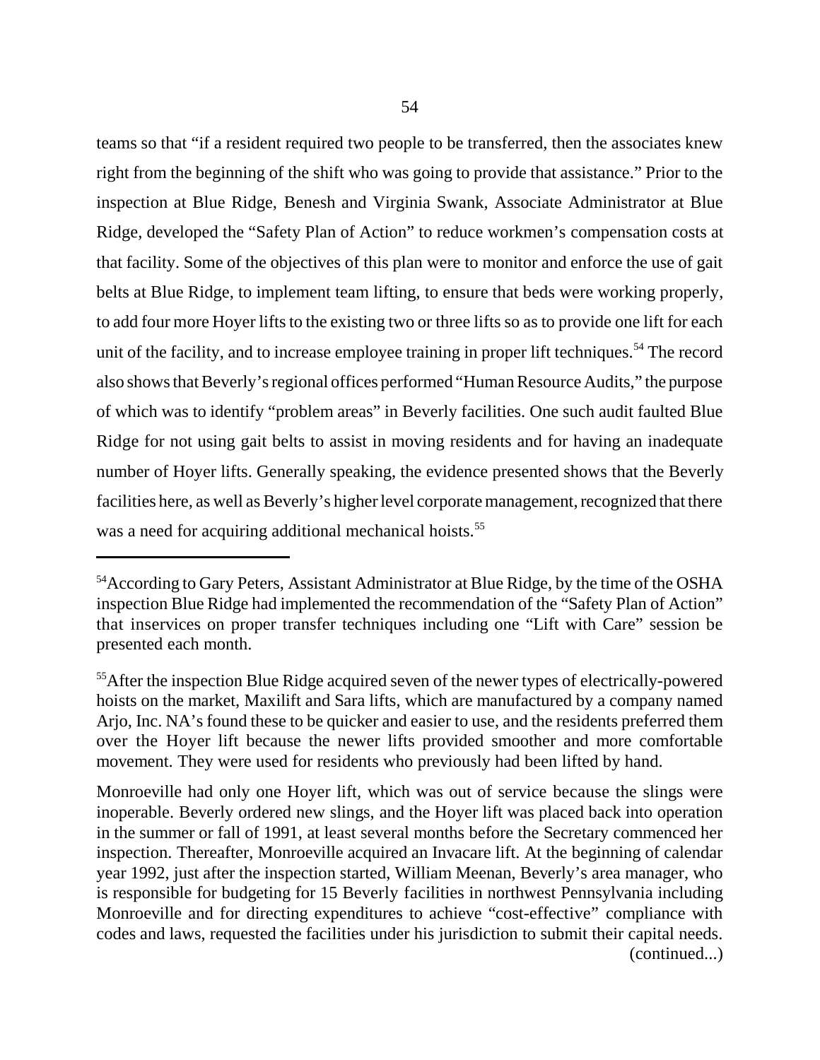teams so that "if a resident required two people to be transferred, then the associates knew right from the beginning of the shift who was going to provide that assistance." Prior to the inspection at Blue Ridge, Benesh and Virginia Swank, Associate Administrator at Blue Ridge, developed the "Safety Plan of Action" to reduce workmen's compensation costs at that facility. Some of the objectives of this plan were to monitor and enforce the use of gait belts at Blue Ridge, to implement team lifting, to ensure that beds were working properly, to add four more Hoyer lifts to the existing two or three lifts so as to provide one lift for each unit of the facility, and to increase employee training in proper lift techniques.[54] The record also shows that Beverly's regional offices performed "Human Resource Audits," the purpose of which was to identify "problem areas" in Beverly facilities. One such audit faulted Blue Ridge for not using gait belts to assist in moving residents and for having an inadequate number of Hoyer lifts. Generally speaking, the evidence presented shows that the Beverly facilities here, as well as Beverly's higher level corporate management, recognized that there was a need for acquiring additional mechanical hoists.[55]

---

[54]According to Gary Peters, Assistant Administrator at Blue Ridge, by the time of the OSHA inspection Blue Ridge had implemented the recommendation of the "Safety Plan of Action" that inservices on proper transfer techniques including one "Lift with Care" session be presented each month.

[55]After the inspection Blue Ridge acquired seven of the newer types of electrically-powered hoists on the market, Maxilift and Sara lifts, which are manufactured by a company named Arjo, Inc. NA's found these to be quicker and easier to use, and the residents preferred them over the Hoyer lift because the newer lifts provided smoother and more comfortable movement. They were used for residents who previously had been lifted by hand.

Monroeville had only one Hoyer lift, which was out of service because the slings were inoperable. Beverly ordered new slings, and the Hoyer lift was placed back into operation in the summer or fall of 1991, at least several months before the Secretary commenced her inspection. Thereafter, Monroeville acquired an Invacare lift. At the beginning of calendar year 1992, just after the inspection started, William Meenan, Beverly's area manager, who is responsible for budgeting for 15 Beverly facilities in northwest Pennsylvania including Monroeville and for directing expenditures to achieve "cost-effective" compliance with codes and laws, requested the facilities under his jurisdiction to submit their capital needs. (continued...)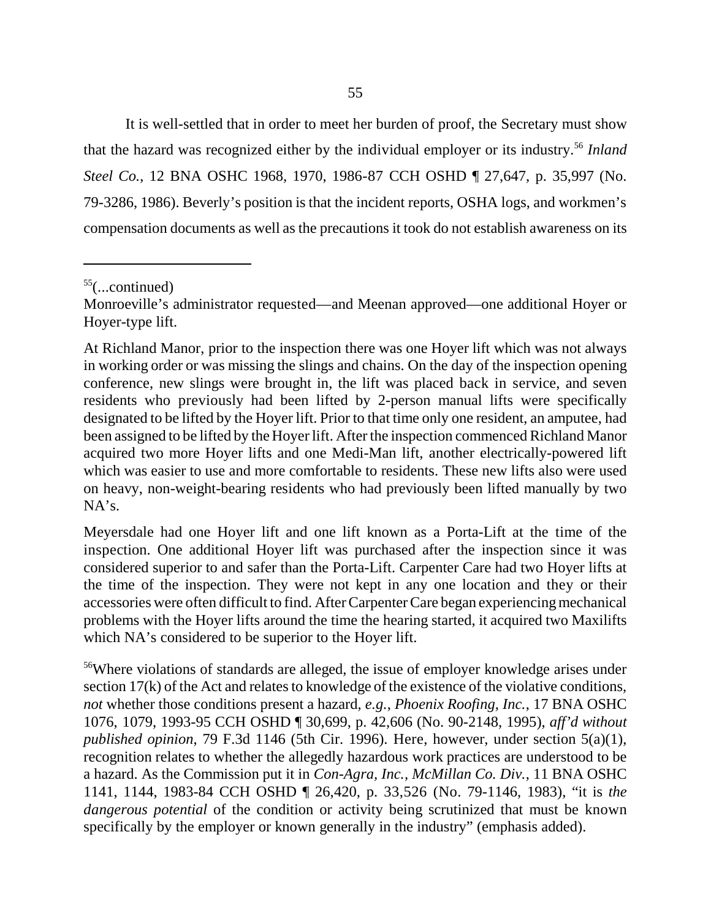It is well-settled that in order to meet her burden of proof, the Secretary must show that the hazard was recognized either by the individual employer or its industry.[56] *Inland Steel Co.*, 12 BNA OSHC 1968, 1970, 1986-87 CCH OSHD ¶ 27,647, p. 35,997 (No. 79-3286, 1986). Beverly's position is that the incident reports, OSHA logs, and workmen's compensation documents as well as the precautions it took do not establish awareness on its

---

[55](...continued)

Monroeville's administrator requested—and Meenan approved—one additional Hoyer or Hoyer-type lift.

At Richland Manor, prior to the inspection there was one Hoyer lift which was not always in working order or was missing the slings and chains. On the day of the inspection opening conference, new slings were brought in, the lift was placed back in service, and seven residents who previously had been lifted by 2-person manual lifts were specifically designated to be lifted by the Hoyer lift. Prior to that time only one resident, an amputee, had been assigned to be lifted by the Hoyer lift. After the inspection commenced Richland Manor acquired two more Hoyer lifts and one Medi-Man lift, another electrically-powered lift which was easier to use and more comfortable to residents. These new lifts also were used on heavy, non-weight-bearing residents who had previously been lifted manually by two NA's.

Meyersdale had one Hoyer lift and one lift known as a Porta-Lift at the time of the inspection. One additional Hoyer lift was purchased after the inspection since it was considered superior to and safer than the Porta-Lift. Carpenter Care had two Hoyer lifts at the time of the inspection. They were not kept in any one location and they or their accessories were often difficult to find. After Carpenter Care began experiencing mechanical problems with the Hoyer lifts around the time the hearing started, it acquired two Maxilifts which NA's considered to be superior to the Hoyer lift.

[56]Where violations of standards are alleged, the issue of employer knowledge arises under section 17(k) of the Act and relates to knowledge of the existence of the violative conditions, *not* whether those conditions present a hazard, *e.g.*, *Phoenix Roofing, Inc.*, 17 BNA OSHC 1076, 1079, 1993-95 CCH OSHD ¶ 30,699, p. 42,606 (No. 90-2148, 1995), *aff'd without published opinion*, 79 F.3d 1146 (5th Cir. 1996). Here, however, under section 5(a)(1), recognition relates to whether the allegedly hazardous work practices are understood to be a hazard. As the Commission put it in *Con-Agra, Inc., McMillan Co. Div.*, 11 BNA OSHC 1141, 1144, 1983-84 CCH OSHD ¶ 26,420, p. 33,526 (No. 79-1146, 1983), "it is *the dangerous potential* of the condition or activity being scrutinized that must be known specifically by the employer or known generally in the industry" (emphasis added).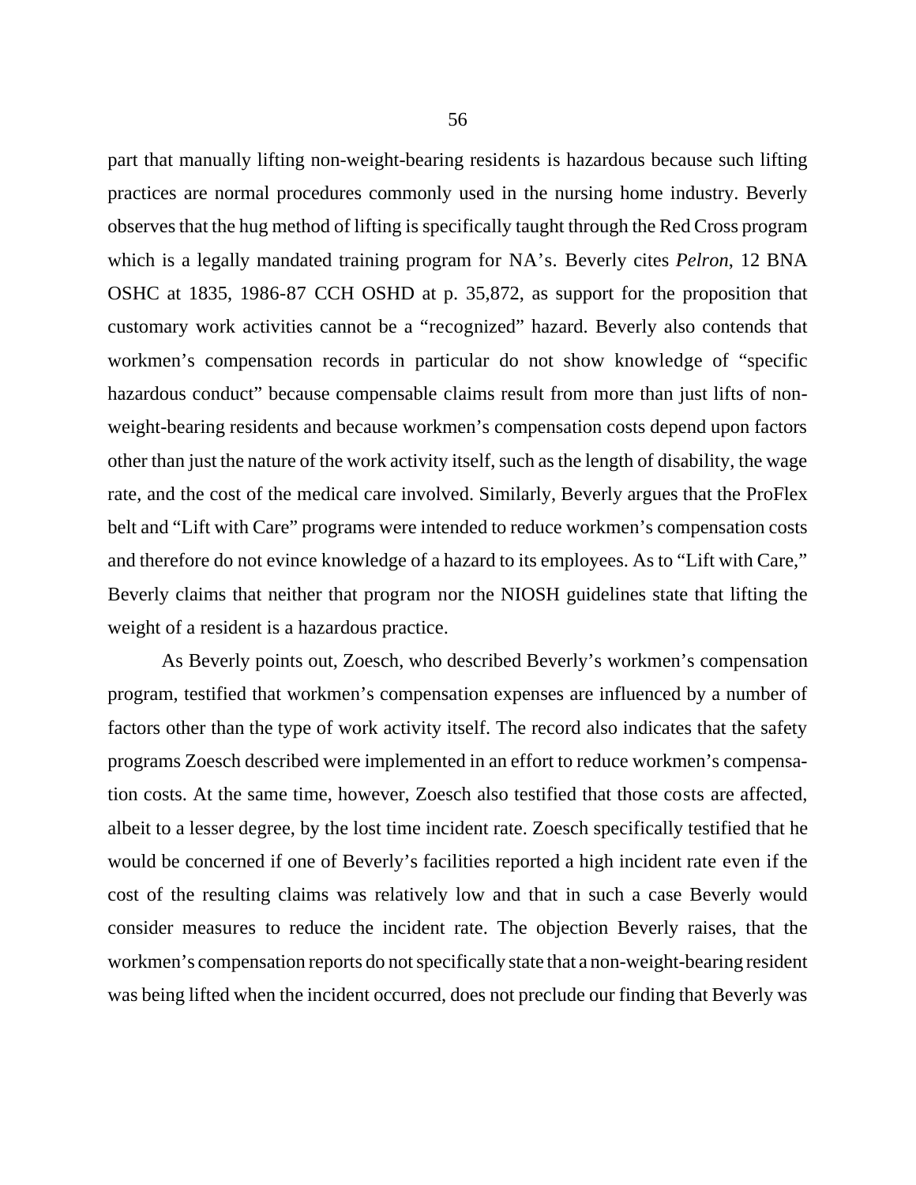part that manually lifting non-weight-bearing residents is hazardous because such lifting practices are normal procedures commonly used in the nursing home industry. Beverly observes that the hug method of lifting is specifically taught through the Red Cross program which is a legally mandated training program for NA's. Beverly cites *Pelron*, 12 BNA OSHC at 1835, 1986-87 CCH OSHD at p. 35,872, as support for the proposition that customary work activities cannot be a "recognized" hazard. Beverly also contends that workmen's compensation records in particular do not show knowledge of "specific hazardous conduct" because compensable claims result from more than just lifts of non-weight-bearing residents and because workmen's compensation costs depend upon factors other than just the nature of the work activity itself, such as the length of disability, the wage rate, and the cost of the medical care involved. Similarly, Beverly argues that the ProFlex belt and "Lift with Care" programs were intended to reduce workmen's compensation costs and therefore do not evince knowledge of a hazard to its employees. As to "Lift with Care," Beverly claims that neither that program nor the NIOSH guidelines state that lifting the weight of a resident is a hazardous practice.

As Beverly points out, Zoesch, who described Beverly's workmen's compensation program, testified that workmen's compensation expenses are influenced by a number of factors other than the type of work activity itself. The record also indicates that the safety programs Zoesch described were implemented in an effort to reduce workmen's compensation costs. At the same time, however, Zoesch also testified that those costs are affected, albeit to a lesser degree, by the lost time incident rate. Zoesch specifically testified that he would be concerned if one of Beverly's facilities reported a high incident rate even if the cost of the resulting claims was relatively low and that in such a case Beverly would consider measures to reduce the incident rate. The objection Beverly raises, that the workmen's compensation reports do not specifically state that a non-weight-bearing resident was being lifted when the incident occurred, does not preclude our finding that Beverly was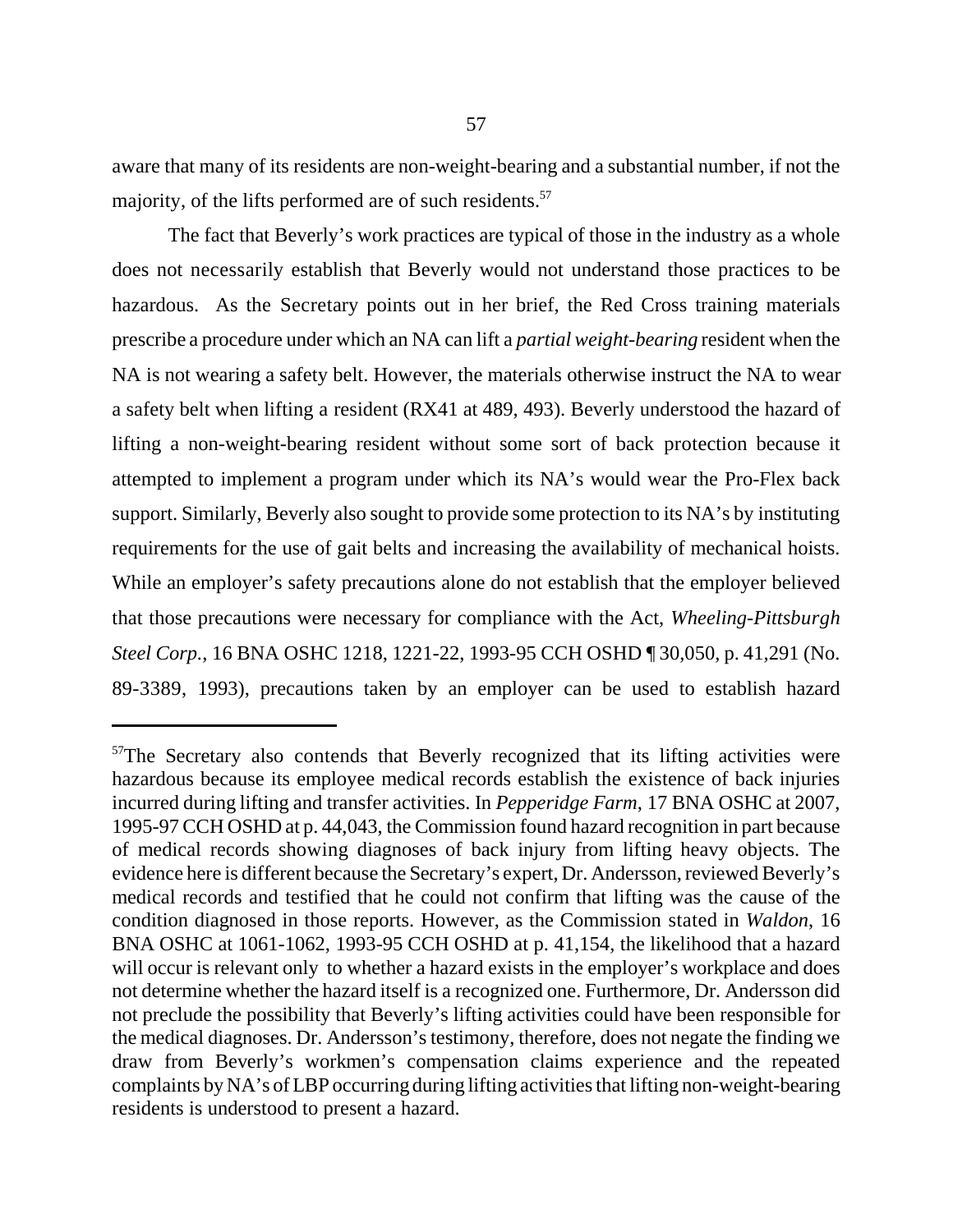aware that many of its residents are non-weight-bearing and a substantial number, if not the majority, of the lifts performed are of such residents.[57]

The fact that Beverly's work practices are typical of those in the industry as a whole does not necessarily establish that Beverly would not understand those practices to be hazardous. As the Secretary points out in her brief, the Red Cross training materials prescribe a procedure under which an NA can lift a *partial weight-bearing* resident when the NA is not wearing a safety belt. However, the materials otherwise instruct the NA to wear a safety belt when lifting a resident (RX41 at 489, 493). Beverly understood the hazard of lifting a non-weight-bearing resident without some sort of back protection because it attempted to implement a program under which its NA's would wear the Pro-Flex back support. Similarly, Beverly also sought to provide some protection to its NA's by instituting requirements for the use of gait belts and increasing the availability of mechanical hoists. While an employer's safety precautions alone do not establish that the employer believed that those precautions were necessary for compliance with the Act, *Wheeling-Pittsburgh Steel Corp.*, 16 BNA OSHC 1218, 1221-22, 1993-95 CCH OSHD ¶ 30,050, p. 41,291 (No. 89-3389, 1993), precautions taken by an employer can be used to establish hazard

---

[57] The Secretary also contends that Beverly recognized that its lifting activities were hazardous because its employee medical records establish the existence of back injuries incurred during lifting and transfer activities. In *Pepperidge Farm*, 17 BNA OSHC at 2007, 1995-97 CCH OSHD at p. 44,043, the Commission found hazard recognition in part because of medical records showing diagnoses of back injury from lifting heavy objects. The evidence here is different because the Secretary's expert, Dr. Andersson, reviewed Beverly's medical records and testified that he could not confirm that lifting was the cause of the condition diagnosed in those reports. However, as the Commission stated in *Waldon*, 16 BNA OSHC at 1061-1062, 1993-95 CCH OSHD at p. 41,154, the likelihood that a hazard will occur is relevant only to whether a hazard exists in the employer's workplace and does not determine whether the hazard itself is a recognized one. Furthermore, Dr. Andersson did not preclude the possibility that Beverly's lifting activities could have been responsible for the medical diagnoses. Dr. Andersson's testimony, therefore, does not negate the finding we draw from Beverly's workmen's compensation claims experience and the repeated complaints by NA's of LBP occurring during lifting activities that lifting non-weight-bearing residents is understood to present a hazard.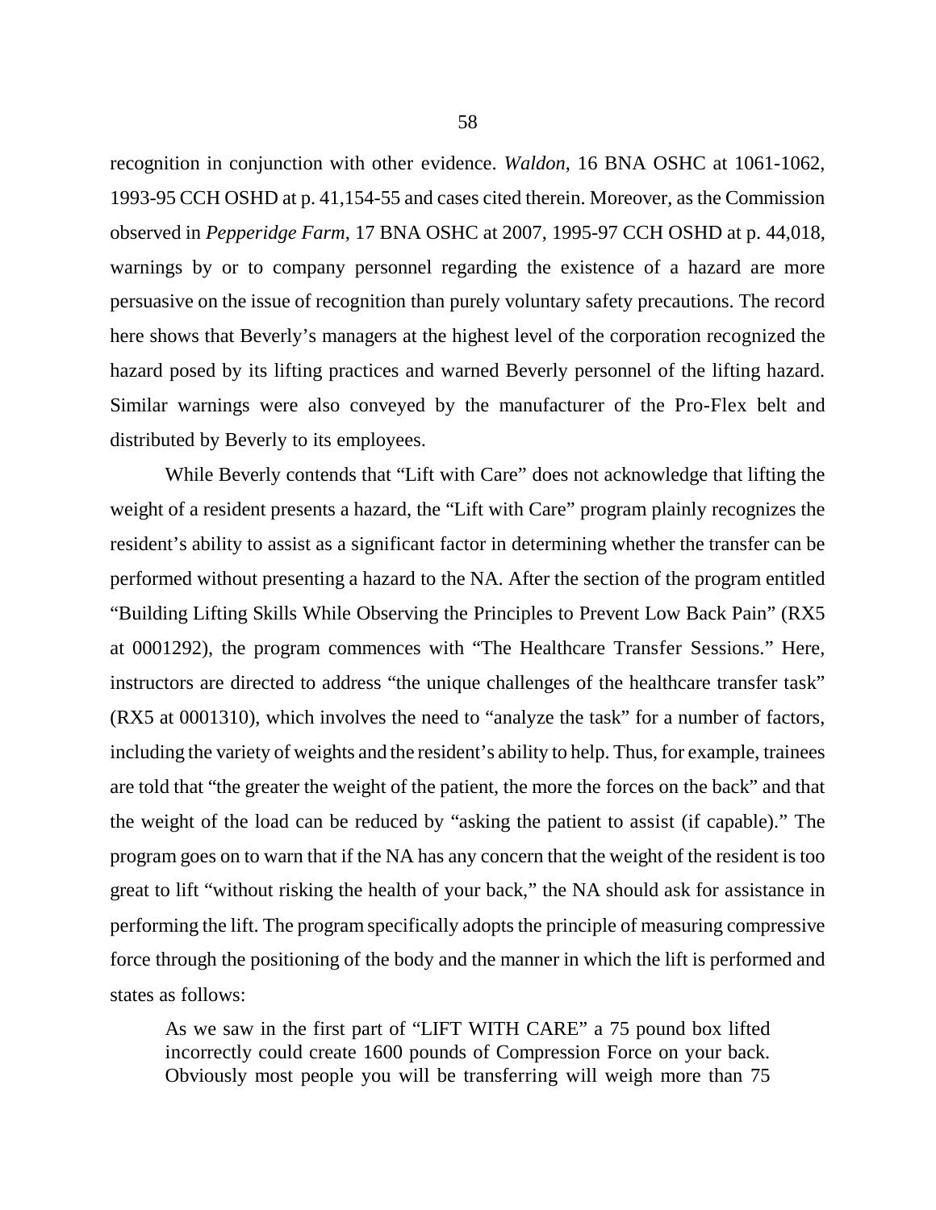recognition in conjunction with other evidence. *Waldon*, 16 BNA OSHC at 1061-1062, 1993-95 CCH OSHD at p. 41,154-55 and cases cited therein. Moreover, as the Commission observed in *Pepperidge Farm*, 17 BNA OSHC at 2007, 1995-97 CCH OSHD at p. 44,018, warnings by or to company personnel regarding the existence of a hazard are more persuasive on the issue of recognition than purely voluntary safety precautions. The record here shows that Beverly's managers at the highest level of the corporation recognized the hazard posed by its lifting practices and warned Beverly personnel of the lifting hazard. Similar warnings were also conveyed by the manufacturer of the Pro-Flex belt and distributed by Beverly to its employees.

While Beverly contends that "Lift with Care" does not acknowledge that lifting the weight of a resident presents a hazard, the "Lift with Care" program plainly recognizes the resident's ability to assist as a significant factor in determining whether the transfer can be performed without presenting a hazard to the NA. After the section of the program entitled "Building Lifting Skills While Observing the Principles to Prevent Low Back Pain" (RX5 at 0001292), the program commences with "The Healthcare Transfer Sessions." Here, instructors are directed to address "the unique challenges of the healthcare transfer task" (RX5 at 0001310), which involves the need to "analyze the task" for a number of factors, including the variety of weights and the resident's ability to help. Thus, for example, trainees are told that "the greater the weight of the patient, the more the forces on the back" and that the weight of the load can be reduced by "asking the patient to assist (if capable)." The program goes on to warn that if the NA has any concern that the weight of the resident is too great to lift "without risking the health of your back," the NA should ask for assistance in performing the lift. The program specifically adopts the principle of measuring compressive force through the positioning of the body and the manner in which the lift is performed and states as follows:

> As we saw in the first part of "LIFT WITH CARE" a 75 pound box lifted incorrectly could create 1600 pounds of Compression Force on your back. Obviously most people you will be transferring will weigh more than 75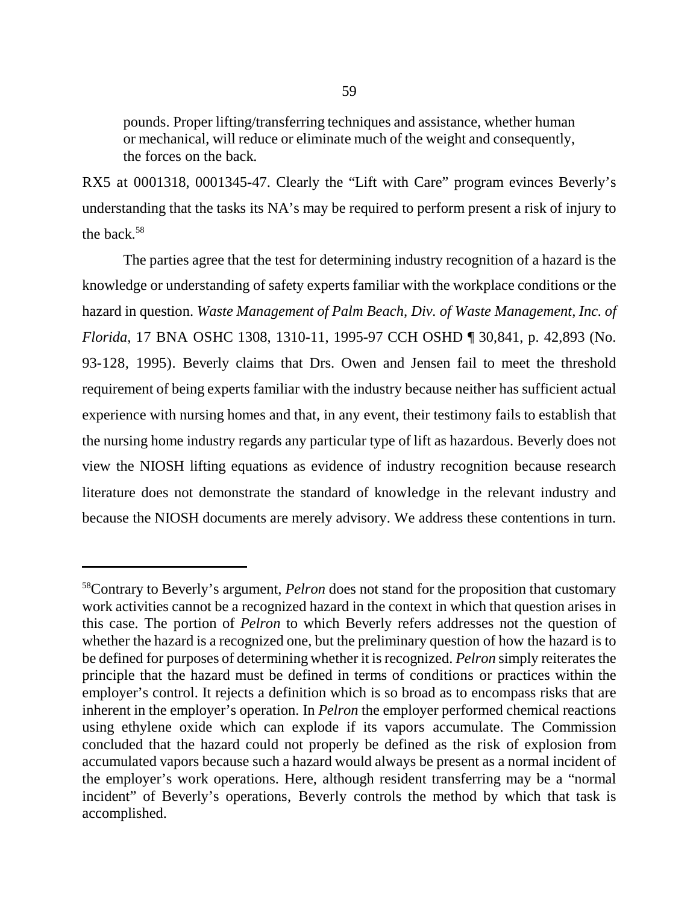> pounds. Proper lifting/transferring techniques and assistance, whether human or mechanical, will reduce or eliminate much of the weight and consequently, the forces on the back.

RX5 at 0001318, 0001345-47. Clearly the "Lift with Care" program evinces Beverly's understanding that the tasks its NA's may be required to perform present a risk of injury to the back.[58]

The parties agree that the test for determining industry recognition of a hazard is the knowledge or understanding of safety experts familiar with the workplace conditions or the hazard in question. *Waste Management of Palm Beach, Div. of Waste Management, Inc. of Florida*, 17 BNA OSHC 1308, 1310-11, 1995-97 CCH OSHD ¶ 30,841, p. 42,893 (No. 93-128, 1995). Beverly claims that Drs. Owen and Jensen fail to meet the threshold requirement of being experts familiar with the industry because neither has sufficient actual experience with nursing homes and that, in any event, their testimony fails to establish that the nursing home industry regards any particular type of lift as hazardous. Beverly does not view the NIOSH lifting equations as evidence of industry recognition because research literature does not demonstrate the standard of knowledge in the relevant industry and because the NIOSH documents are merely advisory. We address these contentions in turn.

---

[58]Contrary to Beverly's argument, *Pelron* does not stand for the proposition that customary work activities cannot be a recognized hazard in the context in which that question arises in this case. The portion of *Pelron* to which Beverly refers addresses not the question of whether the hazard is a recognized one, but the preliminary question of how the hazard is to be defined for purposes of determining whether it is recognized. *Pelron* simply reiterates the principle that the hazard must be defined in terms of conditions or practices within the employer's control. It rejects a definition which is so broad as to encompass risks that are inherent in the employer's operation. In *Pelron* the employer performed chemical reactions using ethylene oxide which can explode if its vapors accumulate. The Commission concluded that the hazard could not properly be defined as the risk of explosion from accumulated vapors because such a hazard would always be present as a normal incident of the employer's work operations. Here, although resident transferring may be a "normal incident" of Beverly's operations, Beverly controls the method by which that task is accomplished.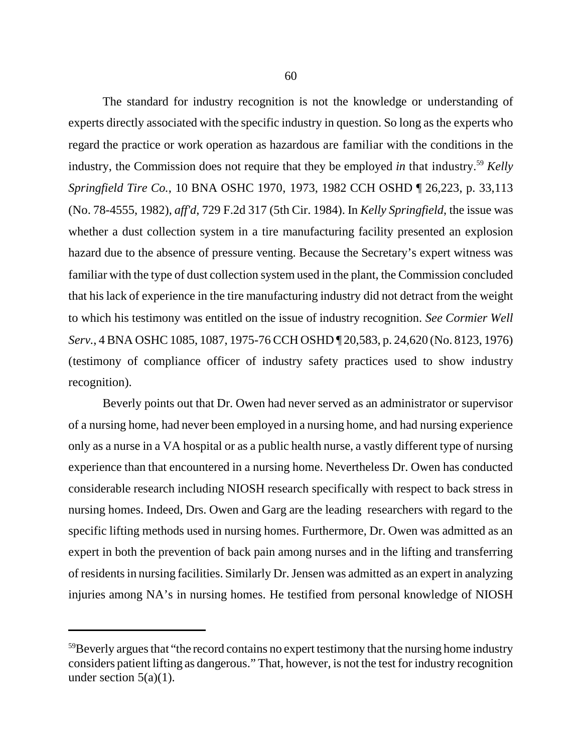The standard for industry recognition is not the knowledge or understanding of experts directly associated with the specific industry in question. So long as the experts who regard the practice or work operation as hazardous are familiar with the conditions in the industry, the Commission does not require that they be employed *in* that industry.[59] *Kelly Springfield Tire Co.*, 10 BNA OSHC 1970, 1973, 1982 CCH OSHD ¶ 26,223, p. 33,113 (No. 78-4555, 1982), *aff'd*, 729 F.2d 317 (5th Cir. 1984). In *Kelly Springfield*, the issue was whether a dust collection system in a tire manufacturing facility presented an explosion hazard due to the absence of pressure venting. Because the Secretary's expert witness was familiar with the type of dust collection system used in the plant, the Commission concluded that his lack of experience in the tire manufacturing industry did not detract from the weight to which his testimony was entitled on the issue of industry recognition. *See Cormier Well Serv.*, 4 BNA OSHC 1085, 1087, 1975-76 CCH OSHD ¶ 20,583, p. 24,620 (No. 8123, 1976) (testimony of compliance officer of industry safety practices used to show industry recognition).

Beverly points out that Dr. Owen had never served as an administrator or supervisor of a nursing home, had never been employed in a nursing home, and had nursing experience only as a nurse in a VA hospital or as a public health nurse, a vastly different type of nursing experience than that encountered in a nursing home. Nevertheless Dr. Owen has conducted considerable research including NIOSH research specifically with respect to back stress in nursing homes. Indeed, Drs. Owen and Garg are the leading researchers with regard to the specific lifting methods used in nursing homes. Furthermore, Dr. Owen was admitted as an expert in both the prevention of back pain among nurses and in the lifting and transferring of residents in nursing facilities. Similarly Dr. Jensen was admitted as an expert in analyzing injuries among NA's in nursing homes. He testified from personal knowledge of NIOSH

---

[59] Beverly argues that "the record contains no expert testimony that the nursing home industry considers patient lifting as dangerous." That, however, is not the test for industry recognition under section 5(a)(1).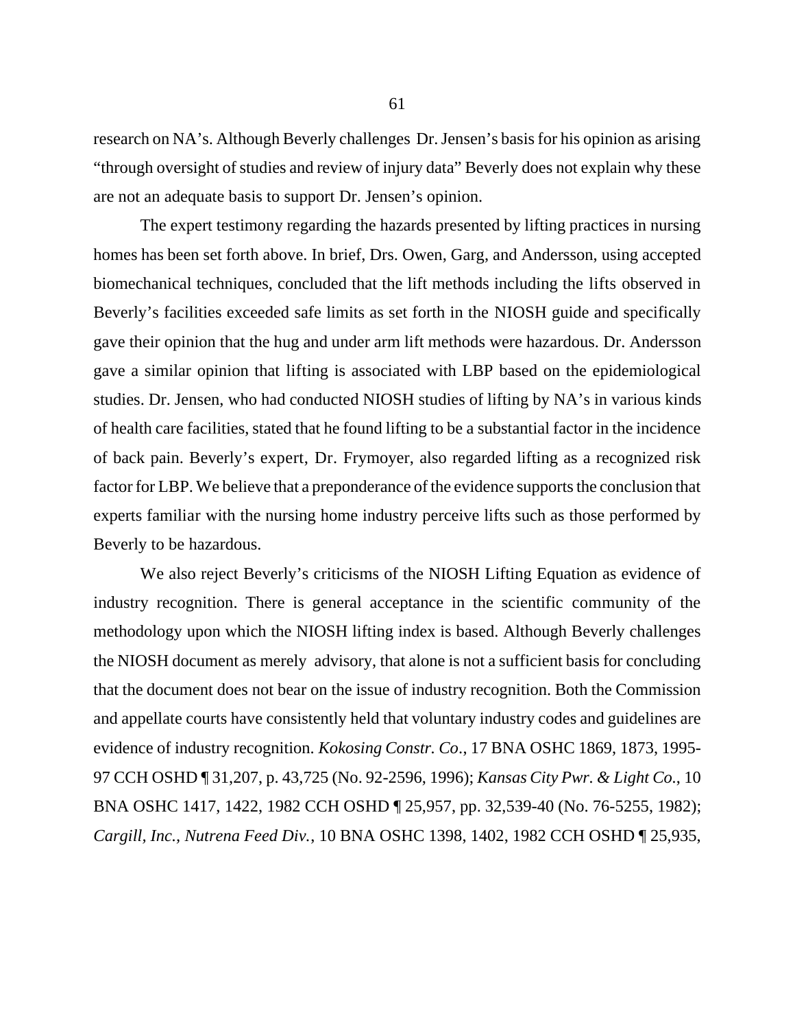research on NA's. Although Beverly challenges Dr. Jensen's basis for his opinion as arising "through oversight of studies and review of injury data" Beverly does not explain why these are not an adequate basis to support Dr. Jensen's opinion.

The expert testimony regarding the hazards presented by lifting practices in nursing homes has been set forth above. In brief, Drs. Owen, Garg, and Andersson, using accepted biomechanical techniques, concluded that the lift methods including the lifts observed in Beverly's facilities exceeded safe limits as set forth in the NIOSH guide and specifically gave their opinion that the hug and under arm lift methods were hazardous. Dr. Andersson gave a similar opinion that lifting is associated with LBP based on the epidemiological studies. Dr. Jensen, who had conducted NIOSH studies of lifting by NA's in various kinds of health care facilities, stated that he found lifting to be a substantial factor in the incidence of back pain. Beverly's expert, Dr. Frymoyer, also regarded lifting as a recognized risk factor for LBP. We believe that a preponderance of the evidence supports the conclusion that experts familiar with the nursing home industry perceive lifts such as those performed by Beverly to be hazardous.

We also reject Beverly's criticisms of the NIOSH Lifting Equation as evidence of industry recognition. There is general acceptance in the scientific community of the methodology upon which the NIOSH lifting index is based. Although Beverly challenges the NIOSH document as merely advisory, that alone is not a sufficient basis for concluding that the document does not bear on the issue of industry recognition. Both the Commission and appellate courts have consistently held that voluntary industry codes and guidelines are evidence of industry recognition. *Kokosing Constr. Co.*, 17 BNA OSHC 1869, 1873, 1995-97 CCH OSHD ¶ 31,207, p. 43,725 (No. 92-2596, 1996); *Kansas City Pwr. & Light Co.*, 10 BNA OSHC 1417, 1422, 1982 CCH OSHD ¶ 25,957, pp. 32,539-40 (No. 76-5255, 1982); *Cargill, Inc., Nutrena Feed Div.*, 10 BNA OSHC 1398, 1402, 1982 CCH OSHD ¶ 25,935,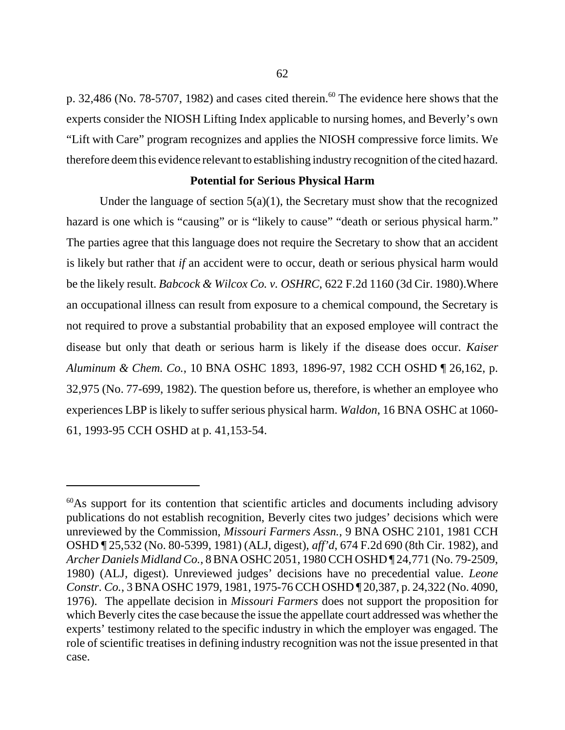p. 32,486 (No. 78-5707, 1982) and cases cited therein.[60] The evidence here shows that the experts consider the NIOSH Lifting Index applicable to nursing homes, and Beverly's own "Lift with Care" program recognizes and applies the NIOSH compressive force limits. We therefore deem this evidence relevant to establishing industry recognition of the cited hazard.

**Potential for Serious Physical Harm**

Under the language of section 5(a)(1), the Secretary must show that the recognized hazard is one which is "causing" or is "likely to cause" "death or serious physical harm." The parties agree that this language does not require the Secretary to show that an accident is likely but rather that *if* an accident were to occur, death or serious physical harm would be the likely result. *Babcock & Wilcox Co. v. OSHRC*, 622 F.2d 1160 (3d Cir. 1980).Where an occupational illness can result from exposure to a chemical compound, the Secretary is not required to prove a substantial probability that an exposed employee will contract the disease but only that death or serious harm is likely if the disease does occur. *Kaiser Aluminum & Chem. Co.*, 10 BNA OSHC 1893, 1896-97, 1982 CCH OSHD ¶ 26,162, p. 32,975 (No. 77-699, 1982). The question before us, therefore, is whether an employee who experiences LBP is likely to suffer serious physical harm. *Waldon*, 16 BNA OSHC at 1060-61, 1993-95 CCH OSHD at p. 41,153-54.

---

[60]As support for its contention that scientific articles and documents including advisory publications do not establish recognition, Beverly cites two judges' decisions which were unreviewed by the Commission, *Missouri Farmers Assn.*, 9 BNA OSHC 2101, 1981 CCH OSHD ¶ 25,532 (No. 80-5399, 1981) (ALJ, digest), *aff'd*, 674 F.2d 690 (8th Cir. 1982), and *Archer Daniels Midland Co.*, 8 BNA OSHC 2051, 1980 CCH OSHD ¶ 24,771 (No. 79-2509, 1980) (ALJ, digest). Unreviewed judges' decisions have no precedential value. *Leone Constr. Co.*, 3 BNA OSHC 1979, 1981, 1975-76 CCH OSHD ¶ 20,387, p. 24,322 (No. 4090, 1976). The appellate decision in *Missouri Farmers* does not support the proposition for which Beverly cites the case because the issue the appellate court addressed was whether the experts' testimony related to the specific industry in which the employer was engaged. The role of scientific treatises in defining industry recognition was not the issue presented in that case.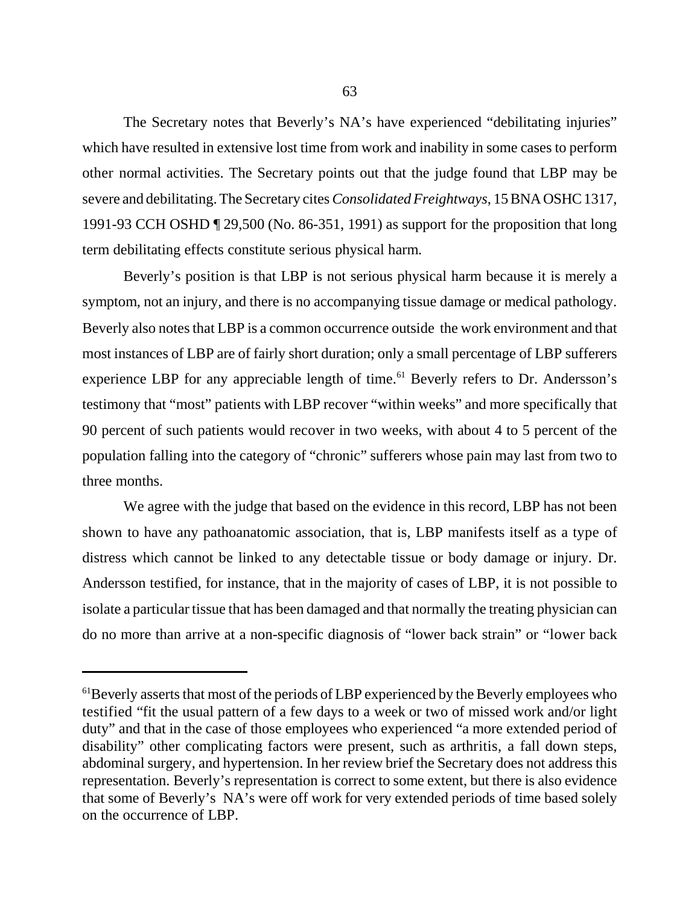The Secretary notes that Beverly's NA's have experienced "debilitating injuries" which have resulted in extensive lost time from work and inability in some cases to perform other normal activities. The Secretary points out that the judge found that LBP may be severe and debilitating. The Secretary cites *Consolidated Freightways*, 15 BNA OSHC 1317, 1991-93 CCH OSHD ¶ 29,500 (No. 86-351, 1991) as support for the proposition that long term debilitating effects constitute serious physical harm.

Beverly's position is that LBP is not serious physical harm because it is merely a symptom, not an injury, and there is no accompanying tissue damage or medical pathology. Beverly also notes that LBP is a common occurrence outside the work environment and that most instances of LBP are of fairly short duration; only a small percentage of LBP sufferers experience LBP for any appreciable length of time.[61] Beverly refers to Dr. Andersson's testimony that "most" patients with LBP recover "within weeks" and more specifically that 90 percent of such patients would recover in two weeks, with about 4 to 5 percent of the population falling into the category of "chronic" sufferers whose pain may last from two to three months.

We agree with the judge that based on the evidence in this record, LBP has not been shown to have any pathoanatomic association, that is, LBP manifests itself as a type of distress which cannot be linked to any detectable tissue or body damage or injury. Dr. Andersson testified, for instance, that in the majority of cases of LBP, it is not possible to isolate a particular tissue that has been damaged and that normally the treating physician can do no more than arrive at a non-specific diagnosis of "lower back strain" or "lower back

---

[61]Beverly asserts that most of the periods of LBP experienced by the Beverly employees who testified "fit the usual pattern of a few days to a week or two of missed work and/or light duty" and that in the case of those employees who experienced "a more extended period of disability" other complicating factors were present, such as arthritis, a fall down steps, abdominal surgery, and hypertension. In her review brief the Secretary does not address this representation. Beverly's representation is correct to some extent, but there is also evidence that some of Beverly's NA's were off work for very extended periods of time based solely on the occurrence of LBP.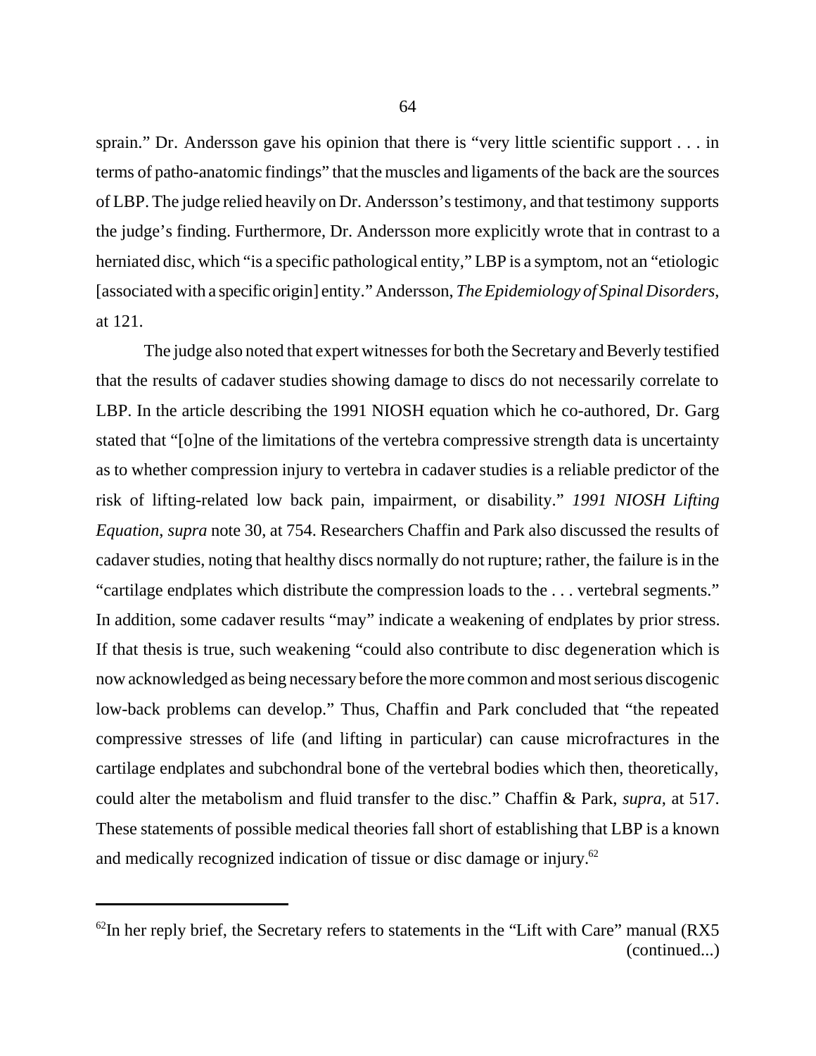sprain." Dr. Andersson gave his opinion that there is "very little scientific support . . . in terms of patho-anatomic findings" that the muscles and ligaments of the back are the sources of LBP. The judge relied heavily on Dr. Andersson's testimony, and that testimony supports the judge's finding. Furthermore, Dr. Andersson more explicitly wrote that in contrast to a herniated disc, which "is a specific pathological entity," LBP is a symptom, not an "etiologic [associated with a specific origin] entity." Andersson, *The Epidemiology of Spinal Disorders*, at 121.

The judge also noted that expert witnesses for both the Secretary and Beverly testified that the results of cadaver studies showing damage to discs do not necessarily correlate to LBP. In the article describing the 1991 NIOSH equation which he co-authored, Dr. Garg stated that "[o]ne of the limitations of the vertebra compressive strength data is uncertainty as to whether compression injury to vertebra in cadaver studies is a reliable predictor of the risk of lifting-related low back pain, impairment, or disability." *1991 NIOSH Lifting Equation*, *supra* note 30, at 754. Researchers Chaffin and Park also discussed the results of cadaver studies, noting that healthy discs normally do not rupture; rather, the failure is in the "cartilage endplates which distribute the compression loads to the . . . vertebral segments." In addition, some cadaver results "may" indicate a weakening of endplates by prior stress. If that thesis is true, such weakening "could also contribute to disc degeneration which is now acknowledged as being necessary before the more common and most serious discogenic low-back problems can develop." Thus, Chaffin and Park concluded that "the repeated compressive stresses of life (and lifting in particular) can cause microfractures in the cartilage endplates and subchondral bone of the vertebral bodies which then, theoretically, could alter the metabolism and fluid transfer to the disc." Chaffin & Park, *supra*, at 517. These statements of possible medical theories fall short of establishing that LBP is a known and medically recognized indication of tissue or disc damage or injury.[62]

---

[62]In her reply brief, the Secretary refers to statements in the "Lift with Care" manual (RX5 (continued...)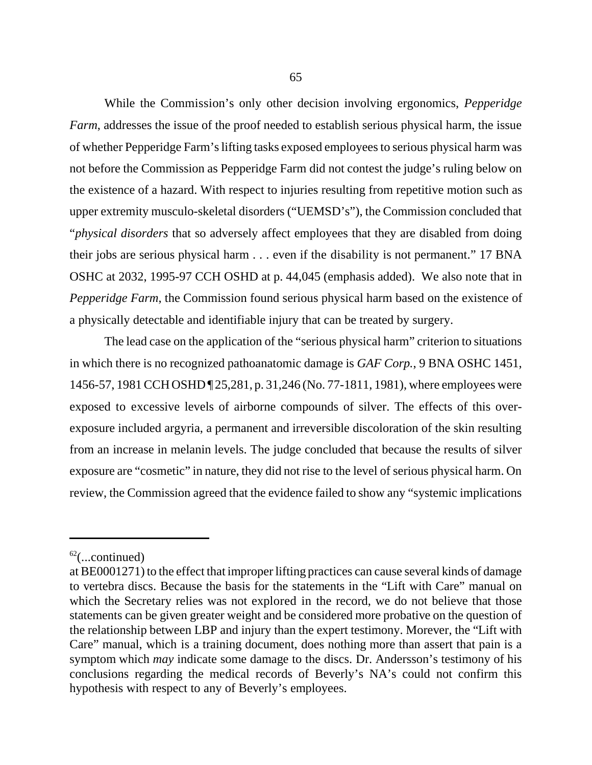While the Commission's only other decision involving ergonomics, *Pepperidge Farm*, addresses the issue of the proof needed to establish serious physical harm, the issue of whether Pepperidge Farm's lifting tasks exposed employees to serious physical harm was not before the Commission as Pepperidge Farm did not contest the judge's ruling below on the existence of a hazard. With respect to injuries resulting from repetitive motion such as upper extremity musculo-skeletal disorders ("UEMSD's"), the Commission concluded that "*physical disorders* that so adversely affect employees that they are disabled from doing their jobs are serious physical harm . . . even if the disability is not permanent." 17 BNA OSHC at 2032, 1995-97 CCH OSHD at p. 44,045 (emphasis added). We also note that in *Pepperidge Farm*, the Commission found serious physical harm based on the existence of a physically detectable and identifiable injury that can be treated by surgery.

The lead case on the application of the "serious physical harm" criterion to situations in which there is no recognized pathoanatomic damage is *GAF Corp.*, 9 BNA OSHC 1451, 1456-57, 1981 CCH OSHD ¶ 25,281, p. 31,246 (No. 77-1811, 1981), where employees were exposed to excessive levels of airborne compounds of silver. The effects of this over-exposure included argyria, a permanent and irreversible discoloration of the skin resulting from an increase in melanin levels. The judge concluded that because the results of silver exposure are "cosmetic" in nature, they did not rise to the level of serious physical harm. On review, the Commission agreed that the evidence failed to show any "systemic implications

---

[62](...continued)
at BE0001271) to the effect that improper lifting practices can cause several kinds of damage to vertebra discs. Because the basis for the statements in the "Lift with Care" manual on which the Secretary relies was not explored in the record, we do not believe that those statements can be given greater weight and be considered more probative on the question of the relationship between LBP and injury than the expert testimony. Morever, the "Lift with Care" manual, which is a training document, does nothing more than assert that pain is a symptom which *may* indicate some damage to the discs. Dr. Andersson's testimony of his conclusions regarding the medical records of Beverly's NA's could not confirm this hypothesis with respect to any of Beverly's employees.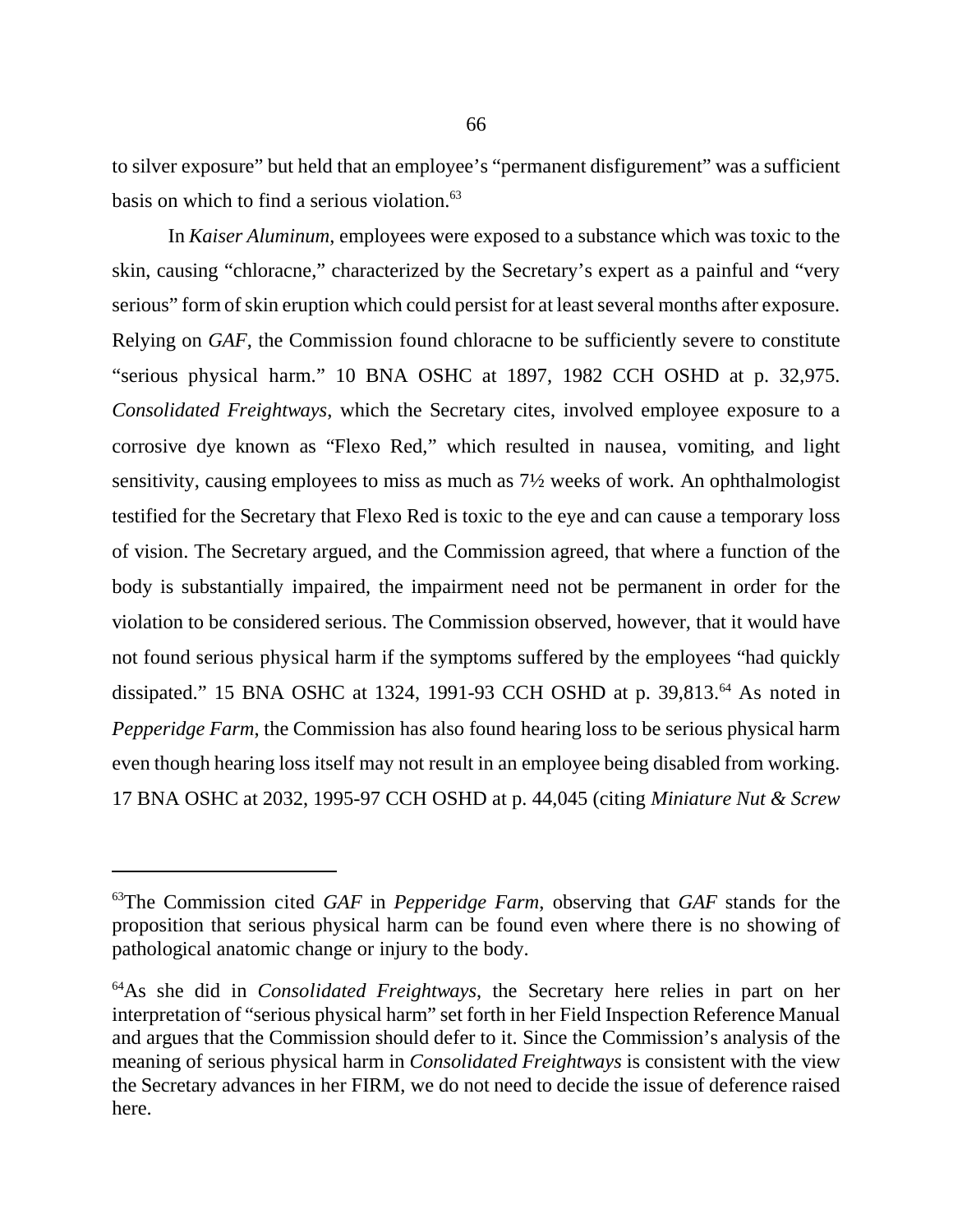to silver exposure" but held that an employee's "permanent disfigurement" was a sufficient basis on which to find a serious violation.[63]

In *Kaiser Aluminum*, employees were exposed to a substance which was toxic to the skin, causing "chloracne," characterized by the Secretary's expert as a painful and "very serious" form of skin eruption which could persist for at least several months after exposure. Relying on *GAF*, the Commission found chloracne to be sufficiently severe to constitute "serious physical harm." 10 BNA OSHC at 1897, 1982 CCH OSHD at p. 32,975. *Consolidated Freightways*, which the Secretary cites, involved employee exposure to a corrosive dye known as "Flexo Red," which resulted in nausea, vomiting, and light sensitivity, causing employees to miss as much as 7½ weeks of work. An ophthalmologist testified for the Secretary that Flexo Red is toxic to the eye and can cause a temporary loss of vision. The Secretary argued, and the Commission agreed, that where a function of the body is substantially impaired, the impairment need not be permanent in order for the violation to be considered serious. The Commission observed, however, that it would have not found serious physical harm if the symptoms suffered by the employees "had quickly dissipated." 15 BNA OSHC at 1324, 1991-93 CCH OSHD at p. 39,813.[64] As noted in *Pepperidge Farm*, the Commission has also found hearing loss to be serious physical harm even though hearing loss itself may not result in an employee being disabled from working. 17 BNA OSHC at 2032, 1995-97 CCH OSHD at p. 44,045 (citing *Miniature Nut & Screw*

---

[63]The Commission cited *GAF* in *Pepperidge Farm*, observing that *GAF* stands for the proposition that serious physical harm can be found even where there is no showing of pathological anatomic change or injury to the body.

[64]As she did in *Consolidated Freightways*, the Secretary here relies in part on her interpretation of "serious physical harm" set forth in her Field Inspection Reference Manual and argues that the Commission should defer to it. Since the Commission's analysis of the meaning of serious physical harm in *Consolidated Freightways* is consistent with the view the Secretary advances in her FIRM, we do not need to decide the issue of deference raised here.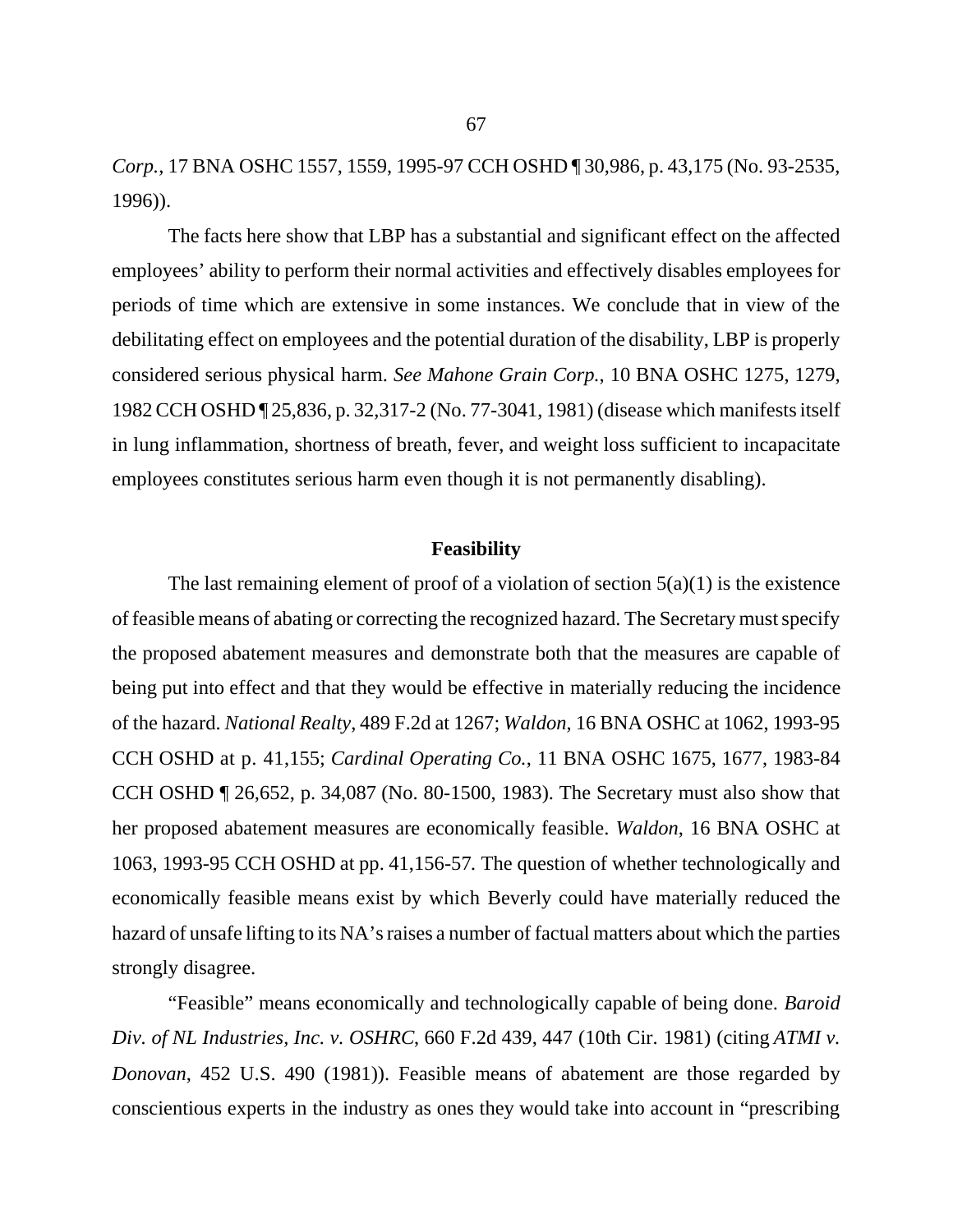*Corp.*, 17 BNA OSHC 1557, 1559, 1995-97 CCH OSHD ¶ 30,986, p. 43,175 (No. 93-2535, 1996)).

The facts here show that LBP has a substantial and significant effect on the affected employees' ability to perform their normal activities and effectively disables employees for periods of time which are extensive in some instances. We conclude that in view of the debilitating effect on employees and the potential duration of the disability, LBP is properly considered serious physical harm. *See Mahone Grain Corp.*, 10 BNA OSHC 1275, 1279, 1982 CCH OSHD ¶ 25,836, p. 32,317-2 (No. 77-3041, 1981) (disease which manifests itself in lung inflammation, shortness of breath, fever, and weight loss sufficient to incapacitate employees constitutes serious harm even though it is not permanently disabling).

**Feasibility**

The last remaining element of proof of a violation of section 5(a)(1) is the existence of feasible means of abating or correcting the recognized hazard. The Secretary must specify the proposed abatement measures and demonstrate both that the measures are capable of being put into effect and that they would be effective in materially reducing the incidence of the hazard. *National Realty*, 489 F.2d at 1267; *Waldon*, 16 BNA OSHC at 1062, 1993-95 CCH OSHD at p. 41,155; *Cardinal Operating Co.*, 11 BNA OSHC 1675, 1677, 1983-84 CCH OSHD ¶ 26,652, p. 34,087 (No. 80-1500, 1983). The Secretary must also show that her proposed abatement measures are economically feasible. *Waldon*, 16 BNA OSHC at 1063, 1993-95 CCH OSHD at pp. 41,156-57. The question of whether technologically and economically feasible means exist by which Beverly could have materially reduced the hazard of unsafe lifting to its NA's raises a number of factual matters about which the parties strongly disagree.

"Feasible" means economically and technologically capable of being done. *Baroid Div. of NL Industries, Inc. v. OSHRC*, 660 F.2d 439, 447 (10th Cir. 1981) (citing *ATMI v. Donovan*, 452 U.S. 490 (1981)). Feasible means of abatement are those regarded by conscientious experts in the industry as ones they would take into account in "prescribing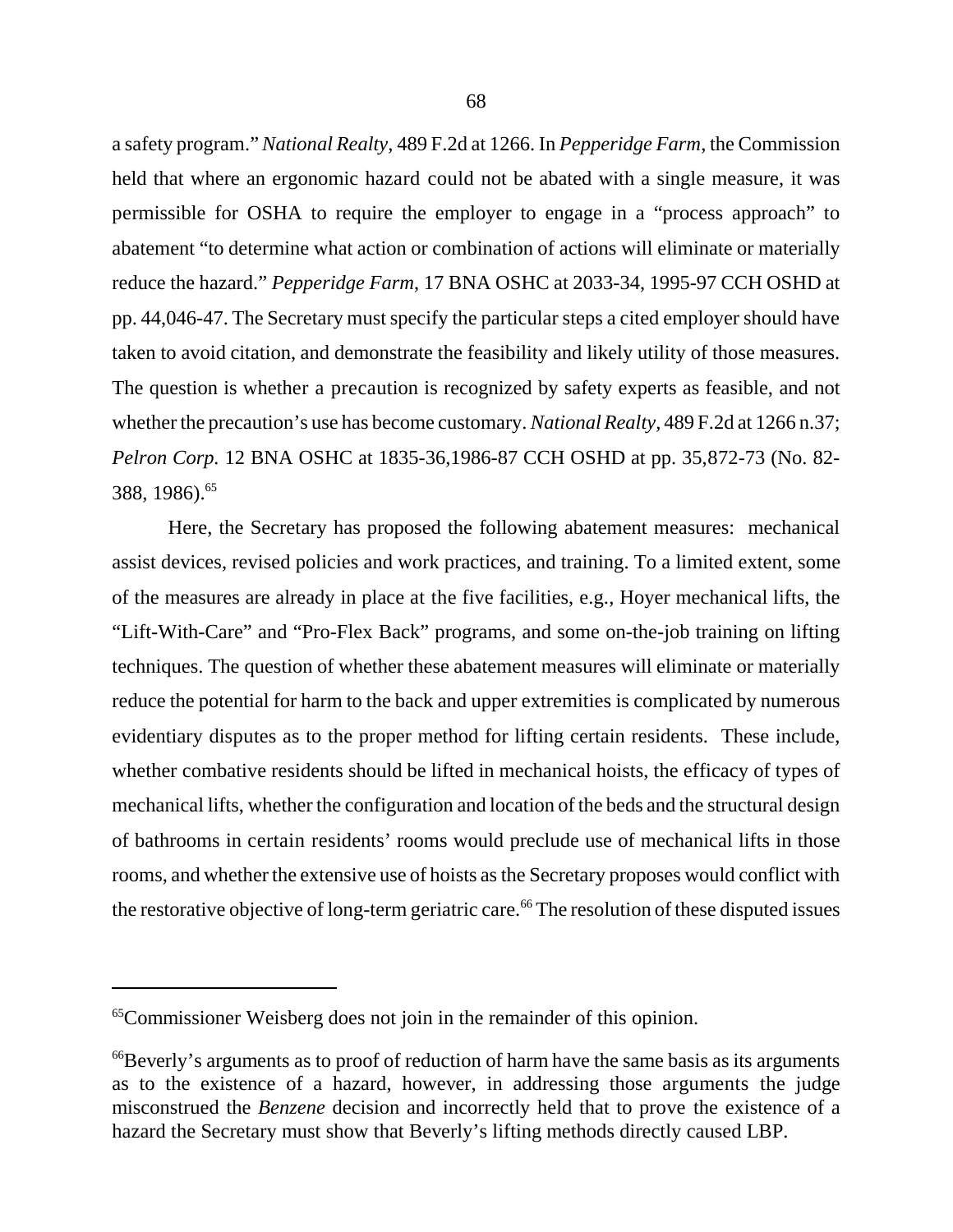a safety program." *National Realty*, 489 F.2d at 1266. In *Pepperidge Farm*, the Commission held that where an ergonomic hazard could not be abated with a single measure, it was permissible for OSHA to require the employer to engage in a "process approach" to abatement "to determine what action or combination of actions will eliminate or materially reduce the hazard." *Pepperidge Farm*, 17 BNA OSHC at 2033-34, 1995-97 CCH OSHD at pp. 44,046-47. The Secretary must specify the particular steps a cited employer should have taken to avoid citation, and demonstrate the feasibility and likely utility of those measures. The question is whether a precaution is recognized by safety experts as feasible, and not whether the precaution's use has become customary. *National Realty*, 489 F.2d at 1266 n.37; *Pelron Corp.* 12 BNA OSHC at 1835-36,1986-87 CCH OSHD at pp. 35,872-73 (No. 82-388, 1986).[65]

Here, the Secretary has proposed the following abatement measures: mechanical assist devices, revised policies and work practices, and training. To a limited extent, some of the measures are already in place at the five facilities, e.g., Hoyer mechanical lifts, the "Lift-With-Care" and "Pro-Flex Back" programs, and some on-the-job training on lifting techniques. The question of whether these abatement measures will eliminate or materially reduce the potential for harm to the back and upper extremities is complicated by numerous evidentiary disputes as to the proper method for lifting certain residents. These include, whether combative residents should be lifted in mechanical hoists, the efficacy of types of mechanical lifts, whether the configuration and location of the beds and the structural design of bathrooms in certain residents' rooms would preclude use of mechanical lifts in those rooms, and whether the extensive use of hoists as the Secretary proposes would conflict with the restorative objective of long-term geriatric care.[66] The resolution of these disputed issues

---

[65]Commissioner Weisberg does not join in the remainder of this opinion.

[66]Beverly's arguments as to proof of reduction of harm have the same basis as its arguments as to the existence of a hazard, however, in addressing those arguments the judge misconstrued the *Benzene* decision and incorrectly held that to prove the existence of a hazard the Secretary must show that Beverly's lifting methods directly caused LBP.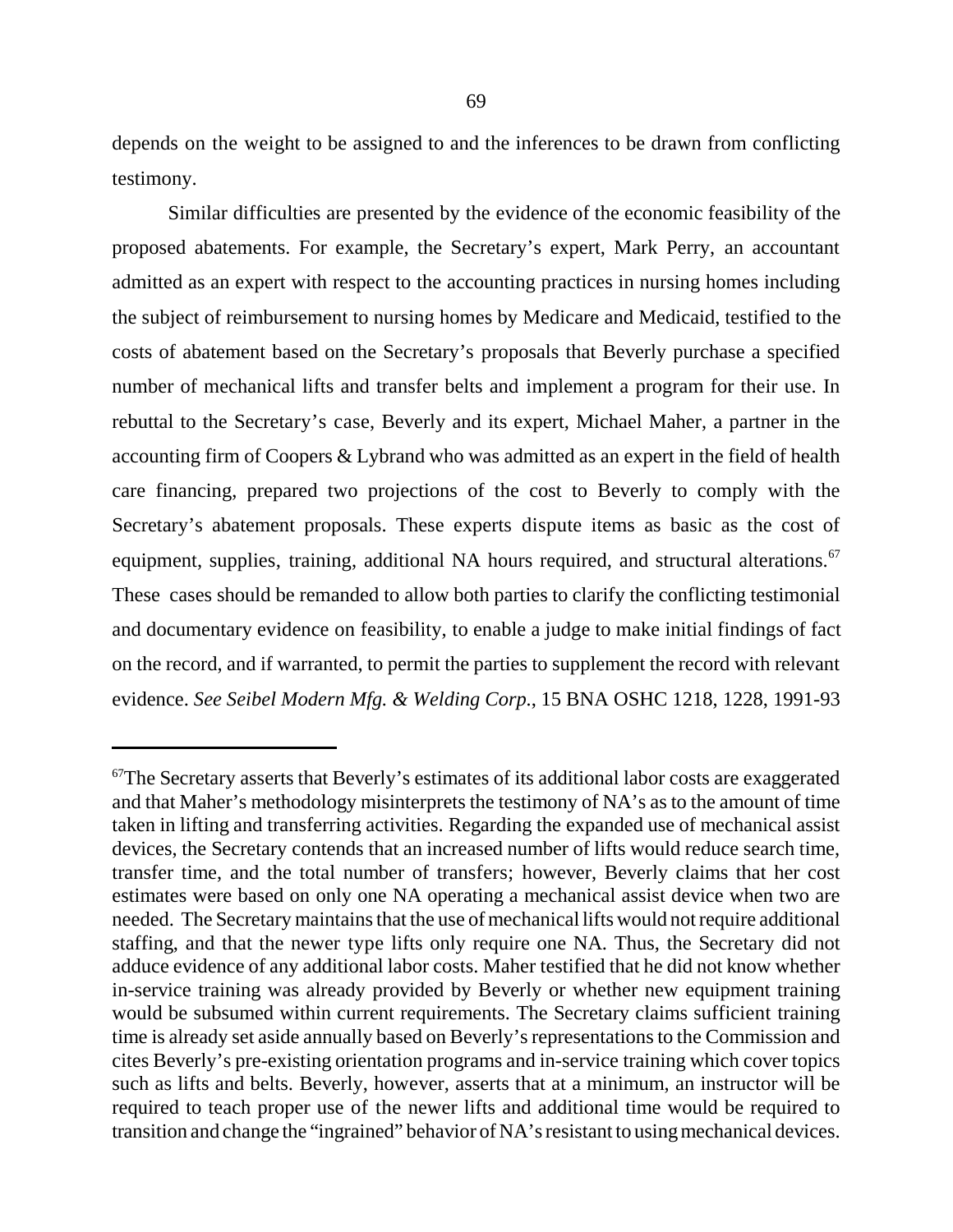depends on the weight to be assigned to and the inferences to be drawn from conflicting testimony.

Similar difficulties are presented by the evidence of the economic feasibility of the proposed abatements. For example, the Secretary's expert, Mark Perry, an accountant admitted as an expert with respect to the accounting practices in nursing homes including the subject of reimbursement to nursing homes by Medicare and Medicaid, testified to the costs of abatement based on the Secretary's proposals that Beverly purchase a specified number of mechanical lifts and transfer belts and implement a program for their use. In rebuttal to the Secretary's case, Beverly and its expert, Michael Maher, a partner in the accounting firm of Coopers & Lybrand who was admitted as an expert in the field of health care financing, prepared two projections of the cost to Beverly to comply with the Secretary's abatement proposals. These experts dispute items as basic as the cost of equipment, supplies, training, additional NA hours required, and structural alterations.[67] These cases should be remanded to allow both parties to clarify the conflicting testimonial and documentary evidence on feasibility, to enable a judge to make initial findings of fact on the record, and if warranted, to permit the parties to supplement the record with relevant evidence. *See Seibel Modern Mfg. & Welding Corp.*, 15 BNA OSHC 1218, 1228, 1991-93

---

[67]The Secretary asserts that Beverly's estimates of its additional labor costs are exaggerated and that Maher's methodology misinterprets the testimony of NA's as to the amount of time taken in lifting and transferring activities. Regarding the expanded use of mechanical assist devices, the Secretary contends that an increased number of lifts would reduce search time, transfer time, and the total number of transfers; however, Beverly claims that her cost estimates were based on only one NA operating a mechanical assist device when two are needed. The Secretary maintains that the use of mechanical lifts would not require additional staffing, and that the newer type lifts only require one NA. Thus, the Secretary did not adduce evidence of any additional labor costs. Maher testified that he did not know whether in-service training was already provided by Beverly or whether new equipment training would be subsumed within current requirements. The Secretary claims sufficient training time is already set aside annually based on Beverly's representations to the Commission and cites Beverly's pre-existing orientation programs and in-service training which cover topics such as lifts and belts. Beverly, however, asserts that at a minimum, an instructor will be required to teach proper use of the newer lifts and additional time would be required to transition and change the "ingrained" behavior of NA's resistant to using mechanical devices.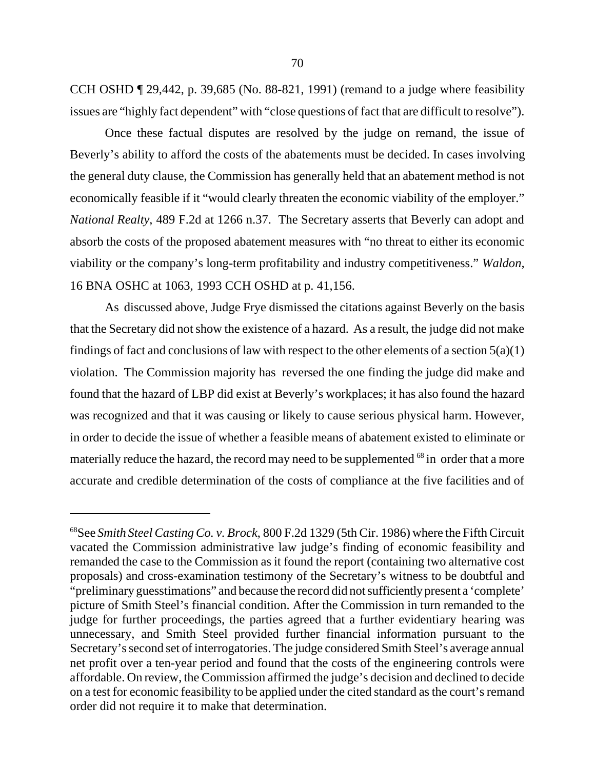CCH OSHD ¶ 29,442, p. 39,685 (No. 88-821, 1991) (remand to a judge where feasibility issues are "highly fact dependent" with "close questions of fact that are difficult to resolve").

Once these factual disputes are resolved by the judge on remand, the issue of Beverly's ability to afford the costs of the abatements must be decided. In cases involving the general duty clause, the Commission has generally held that an abatement method is not economically feasible if it "would clearly threaten the economic viability of the employer." *National Realty*, 489 F.2d at 1266 n.37. The Secretary asserts that Beverly can adopt and absorb the costs of the proposed abatement measures with "no threat to either its economic viability or the company's long-term profitability and industry competitiveness." *Waldon*, 16 BNA OSHC at 1063, 1993 CCH OSHD at p. 41,156.

As discussed above, Judge Frye dismissed the citations against Beverly on the basis that the Secretary did not show the existence of a hazard. As a result, the judge did not make findings of fact and conclusions of law with respect to the other elements of a section 5(a)(1) violation. The Commission majority has reversed the one finding the judge did make and found that the hazard of LBP did exist at Beverly's workplaces; it has also found the hazard was recognized and that it was causing or likely to cause serious physical harm. However, in order to decide the issue of whether a feasible means of abatement existed to eliminate or materially reduce the hazard, the record may need to be supplemented [68] in order that a more accurate and credible determination of the costs of compliance at the five facilities and of

---

[68]See *Smith Steel Casting Co. v. Brock*, 800 F.2d 1329 (5th Cir. 1986) where the Fifth Circuit vacated the Commission administrative law judge's finding of economic feasibility and remanded the case to the Commission as it found the report (containing two alternative cost proposals) and cross-examination testimony of the Secretary's witness to be doubtful and "preliminary guesstimations" and because the record did not sufficiently present a 'complete' picture of Smith Steel's financial condition. After the Commission in turn remanded to the judge for further proceedings, the parties agreed that a further evidentiary hearing was unnecessary, and Smith Steel provided further financial information pursuant to the Secretary's second set of interrogatories. The judge considered Smith Steel's average annual net profit over a ten-year period and found that the costs of the engineering controls were affordable. On review, the Commission affirmed the judge's decision and declined to decide on a test for economic feasibility to be applied under the cited standard as the court's remand order did not require it to make that determination.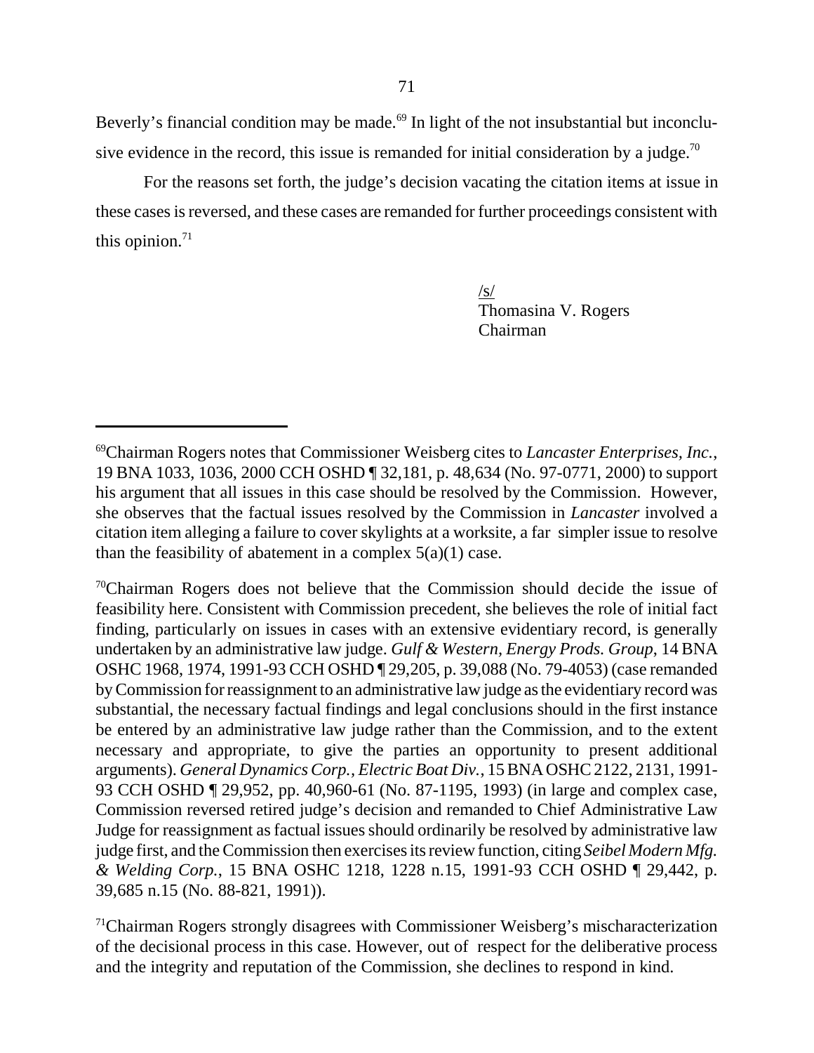Beverly's financial condition may be made.[69] In light of the not insubstantial but inconclusive evidence in the record, this issue is remanded for initial consideration by a judge.[70]

For the reasons set forth, the judge's decision vacating the citation items at issue in these cases is reversed, and these cases are remanded for further proceedings consistent with this opinion.[71]

/s/
Thomasina V. Rogers
Chairman

---

[69]Chairman Rogers notes that Commissioner Weisberg cites to *Lancaster Enterprises, Inc.*, 19 BNA 1033, 1036, 2000 CCH OSHD ¶ 32,181, p. 48,634 (No. 97-0771, 2000) to support his argument that all issues in this case should be resolved by the Commission. However, she observes that the factual issues resolved by the Commission in *Lancaster* involved a citation item alleging a failure to cover skylights at a worksite, a far simpler issue to resolve than the feasibility of abatement in a complex 5(a)(1) case.

[70]Chairman Rogers does not believe that the Commission should decide the issue of feasibility here. Consistent with Commission precedent, she believes the role of initial fact finding, particularly on issues in cases with an extensive evidentiary record, is generally undertaken by an administrative law judge. *Gulf & Western, Energy Prods. Group*, 14 BNA OSHC 1968, 1974, 1991-93 CCH OSHD ¶ 29,205, p. 39,088 (No. 79-4053) (case remanded by Commission for reassignment to an administrative law judge as the evidentiary record was substantial, the necessary factual findings and legal conclusions should in the first instance be entered by an administrative law judge rather than the Commission, and to the extent necessary and appropriate, to give the parties an opportunity to present additional arguments). *General Dynamics Corp., Electric Boat Div.*, 15 BNA OSHC 2122, 2131, 1991-93 CCH OSHD ¶ 29,952, pp. 40,960-61 (No. 87-1195, 1993) (in large and complex case, Commission reversed retired judge's decision and remanded to Chief Administrative Law Judge for reassignment as factual issues should ordinarily be resolved by administrative law judge first, and the Commission then exercises its review function, citing *Seibel Modern Mfg. & Welding Corp.*, 15 BNA OSHC 1218, 1228 n.15, 1991-93 CCH OSHD ¶ 29,442, p. 39,685 n.15 (No. 88-821, 1991)).

[71]Chairman Rogers strongly disagrees with Commissioner Weisberg's mischaracterization of the decisional process in this case. However, out of respect for the deliberative process and the integrity and reputation of the Commission, she declines to respond in kind.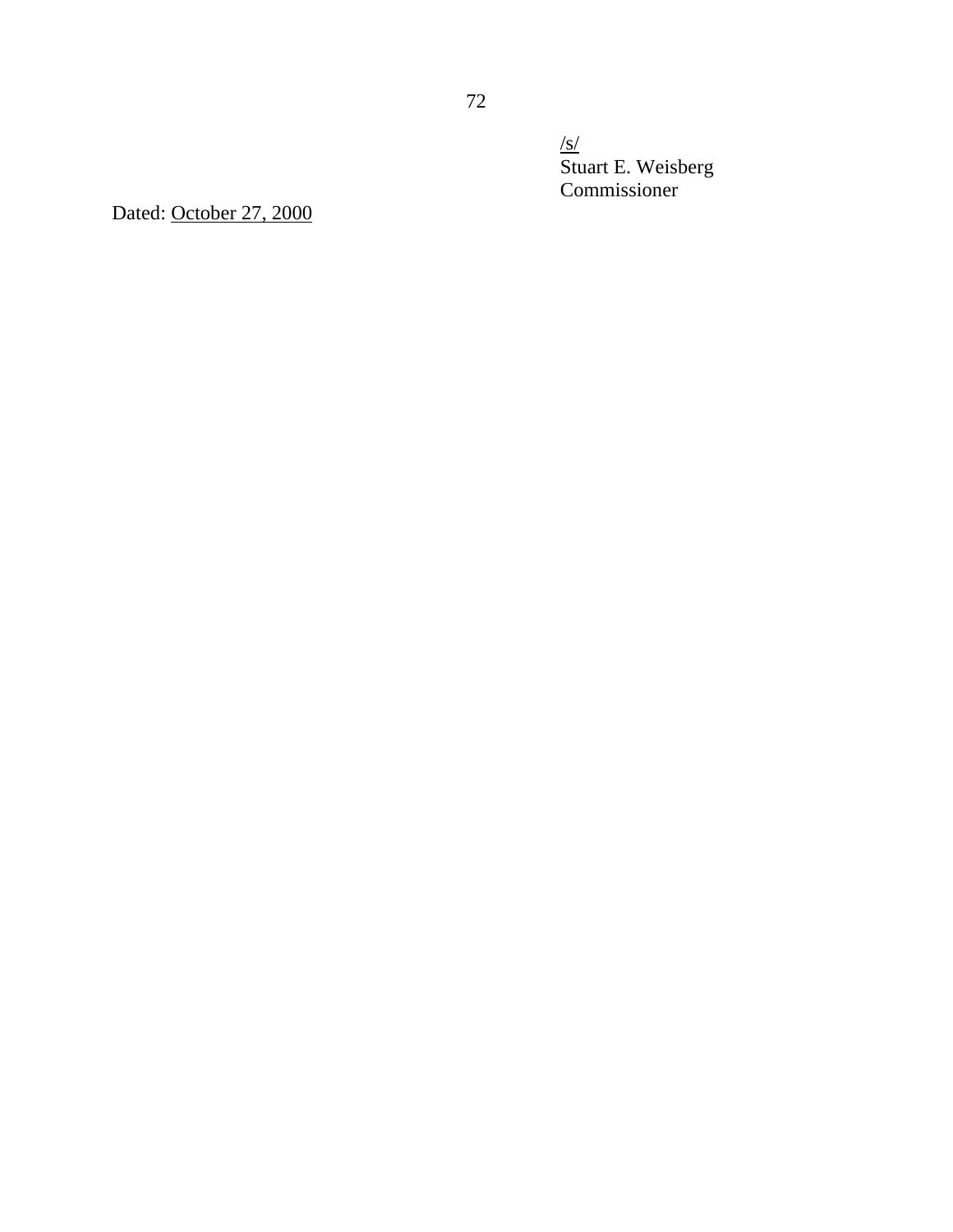/s/
Stuart E. Weisberg
Commissioner

Dated: October 27, 2000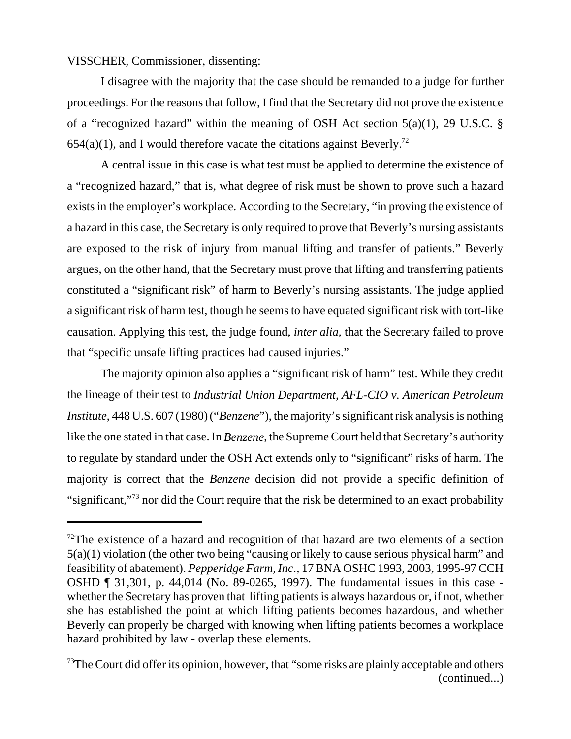VISSCHER, Commissioner, dissenting:

I disagree with the majority that the case should be remanded to a judge for further proceedings. For the reasons that follow, I find that the Secretary did not prove the existence of a "recognized hazard" within the meaning of OSH Act section 5(a)(1), 29 U.S.C. § 654(a)(1), and I would therefore vacate the citations against Beverly.[72]

A central issue in this case is what test must be applied to determine the existence of a "recognized hazard," that is, what degree of risk must be shown to prove such a hazard exists in the employer's workplace. According to the Secretary, "in proving the existence of a hazard in this case, the Secretary is only required to prove that Beverly's nursing assistants are exposed to the risk of injury from manual lifting and transfer of patients." Beverly argues, on the other hand, that the Secretary must prove that lifting and transferring patients constituted a "significant risk" of harm to Beverly's nursing assistants. The judge applied a significant risk of harm test, though he seems to have equated significant risk with tort-like causation. Applying this test, the judge found, *inter alia*, that the Secretary failed to prove that "specific unsafe lifting practices had caused injuries."

The majority opinion also applies a "significant risk of harm" test. While they credit the lineage of their test to *Industrial Union Department, AFL-CIO v. American Petroleum Institute*, 448 U.S. 607 (1980) ("*Benzene*"), the majority's significant risk analysis is nothing like the one stated in that case. In *Benzene*, the Supreme Court held that Secretary's authority to regulate by standard under the OSH Act extends only to "significant" risks of harm. The majority is correct that the *Benzene* decision did not provide a specific definition of "significant,"[73] nor did the Court require that the risk be determined to an exact probability

---

[72]The existence of a hazard and recognition of that hazard are two elements of a section 5(a)(1) violation (the other two being "causing or likely to cause serious physical harm" and feasibility of abatement). *Pepperidge Farm, Inc*., 17 BNA OSHC 1993, 2003, 1995-97 CCH OSHD ¶ 31,301, p. 44,014 (No. 89-0265, 1997). The fundamental issues in this case - whether the Secretary has proven that lifting patients is always hazardous or, if not, whether she has established the point at which lifting patients becomes hazardous, and whether Beverly can properly be charged with knowing when lifting patients becomes a workplace hazard prohibited by law - overlap these elements.

[73]The Court did offer its opinion, however, that "some risks are plainly acceptable and others (continued...)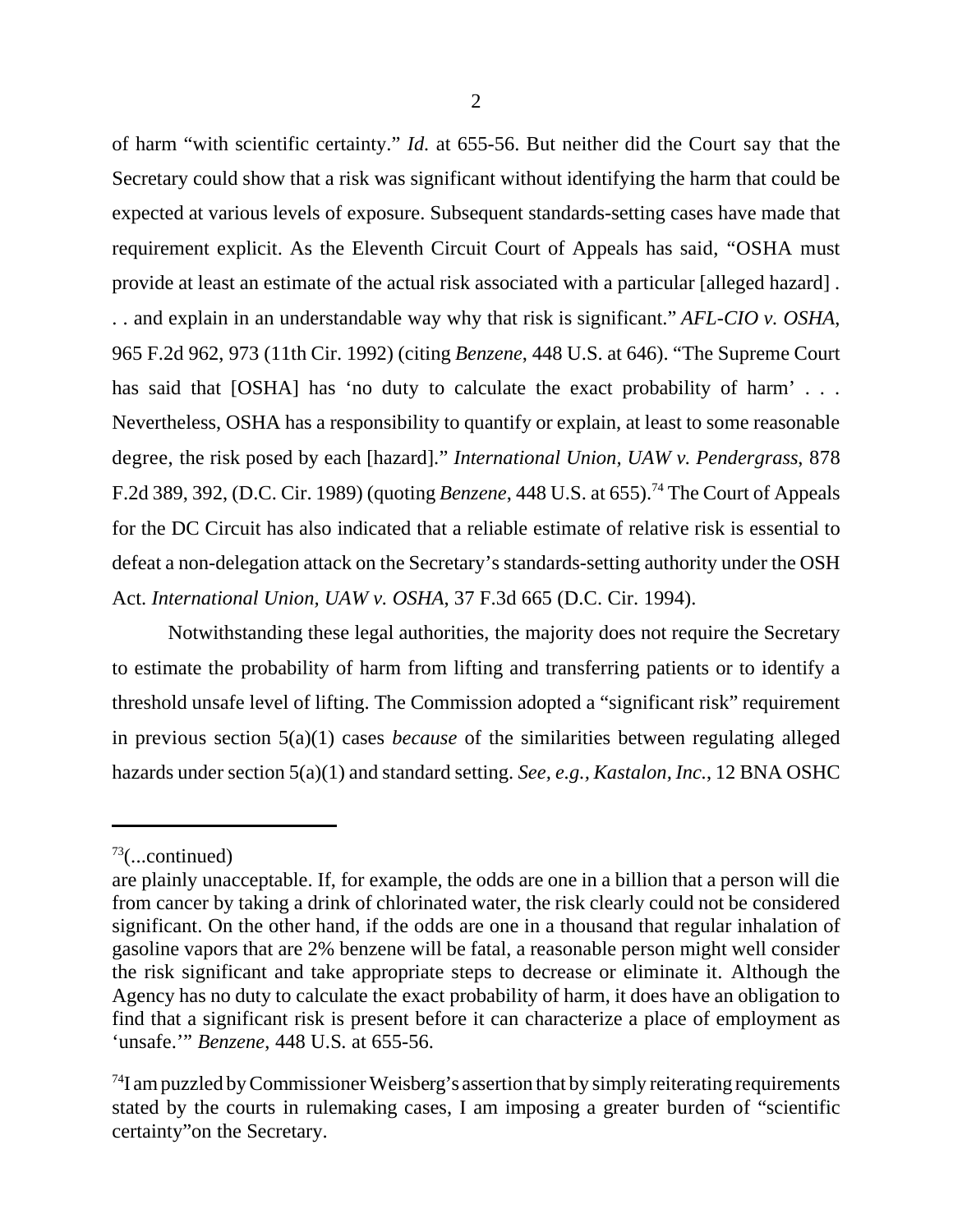of harm "with scientific certainty." *Id.* at 655-56. But neither did the Court say that the Secretary could show that a risk was significant without identifying the harm that could be expected at various levels of exposure. Subsequent standards-setting cases have made that requirement explicit. As the Eleventh Circuit Court of Appeals has said, "OSHA must provide at least an estimate of the actual risk associated with a particular [alleged hazard] . . . and explain in an understandable way why that risk is significant." *AFL-CIO v. OSHA*, 965 F.2d 962, 973 (11th Cir. 1992) (citing *Benzene*, 448 U.S. at 646). "The Supreme Court has said that [OSHA] has 'no duty to calculate the exact probability of harm' . . . Nevertheless, OSHA has a responsibility to quantify or explain, at least to some reasonable degree, the risk posed by each [hazard]." *International Union, UAW v. Pendergrass*, 878 F.2d 389, 392, (D.C. Cir. 1989) (quoting *Benzene*, 448 U.S. at 655).[74] The Court of Appeals for the DC Circuit has also indicated that a reliable estimate of relative risk is essential to defeat a non-delegation attack on the Secretary's standards-setting authority under the OSH Act. *International Union, UAW v. OSHA*, 37 F.3d 665 (D.C. Cir. 1994).

Notwithstanding these legal authorities, the majority does not require the Secretary to estimate the probability of harm from lifting and transferring patients or to identify a threshold unsafe level of lifting. The Commission adopted a "significant risk" requirement in previous section 5(a)(1) cases *because* of the similarities between regulating alleged hazards under section 5(a)(1) and standard setting. *See, e.g.*, *Kastalon, Inc.*, 12 BNA OSHC

---

[73](...continued)
are plainly unacceptable. If, for example, the odds are one in a billion that a person will die from cancer by taking a drink of chlorinated water, the risk clearly could not be considered significant. On the other hand, if the odds are one in a thousand that regular inhalation of gasoline vapors that are 2% benzene will be fatal, a reasonable person might well consider the risk significant and take appropriate steps to decrease or eliminate it. Although the Agency has no duty to calculate the exact probability of harm, it does have an obligation to find that a significant risk is present before it can characterize a place of employment as 'unsafe.'" *Benzene*, 448 U.S. at 655-56.

[74]I am puzzled by Commissioner Weisberg's assertion that by simply reiterating requirements stated by the courts in rulemaking cases, I am imposing a greater burden of "scientific certainty"on the Secretary.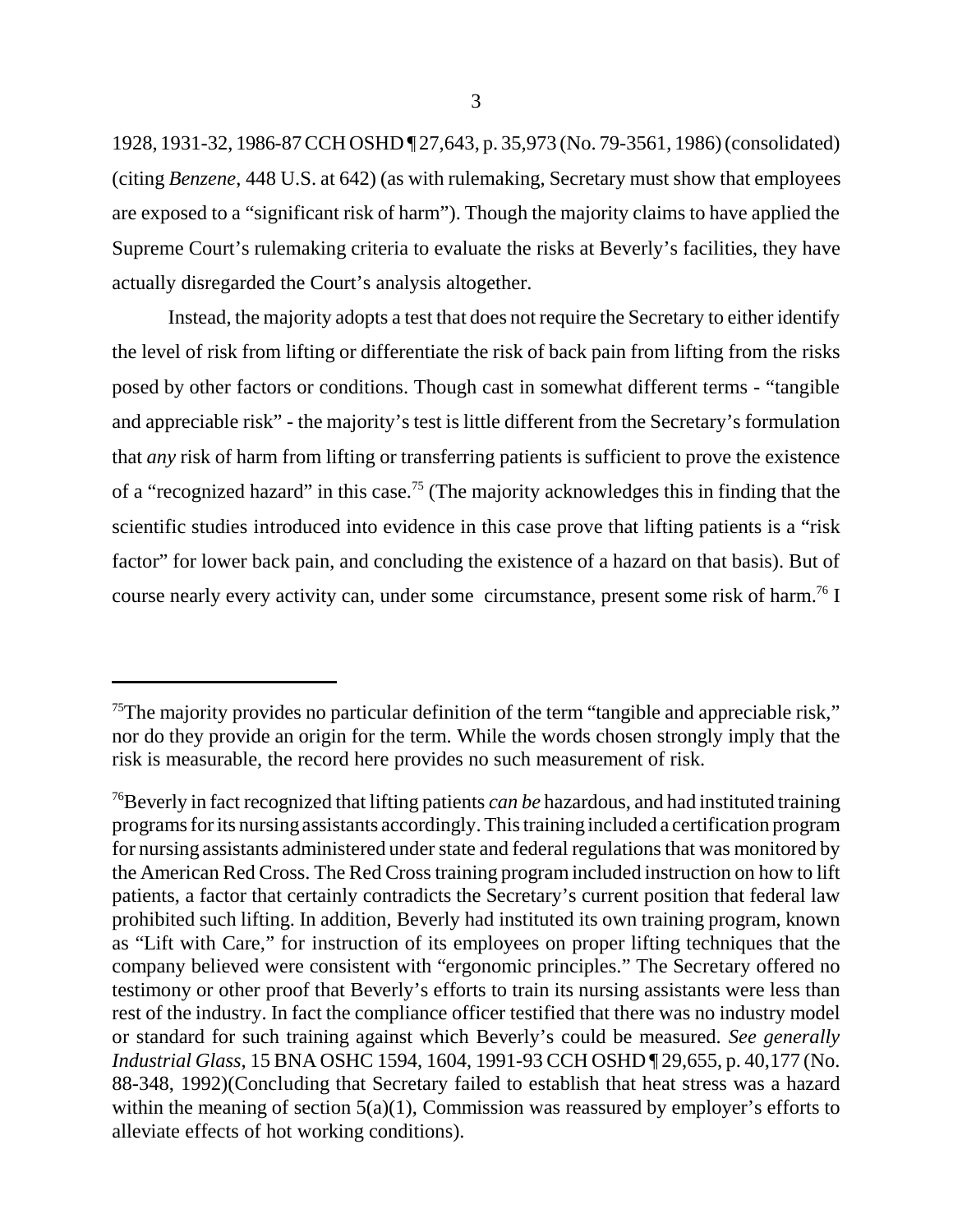1928, 1931-32, 1986-87 CCH OSHD ¶ 27,643, p. 35,973 (No. 79-3561, 1986) (consolidated) (citing *Benzene*, 448 U.S. at 642) (as with rulemaking, Secretary must show that employees are exposed to a "significant risk of harm"). Though the majority claims to have applied the Supreme Court's rulemaking criteria to evaluate the risks at Beverly's facilities, they have actually disregarded the Court's analysis altogether.

Instead, the majority adopts a test that does not require the Secretary to either identify the level of risk from lifting or differentiate the risk of back pain from lifting from the risks posed by other factors or conditions. Though cast in somewhat different terms - "tangible and appreciable risk" - the majority's test is little different from the Secretary's formulation that *any* risk of harm from lifting or transferring patients is sufficient to prove the existence of a "recognized hazard" in this case.[75] (The majority acknowledges this in finding that the scientific studies introduced into evidence in this case prove that lifting patients is a "risk factor" for lower back pain, and concluding the existence of a hazard on that basis). But of course nearly every activity can, under some circumstance, present some risk of harm.[76] I

---

[75]The majority provides no particular definition of the term "tangible and appreciable risk," nor do they provide an origin for the term. While the words chosen strongly imply that the risk is measurable, the record here provides no such measurement of risk.

[76]Beverly in fact recognized that lifting patients *can be* hazardous, and had instituted training programs for its nursing assistants accordingly. This training included a certification program for nursing assistants administered under state and federal regulations that was monitored by the American Red Cross. The Red Cross training program included instruction on how to lift patients, a factor that certainly contradicts the Secretary's current position that federal law prohibited such lifting. In addition, Beverly had instituted its own training program, known as "Lift with Care," for instruction of its employees on proper lifting techniques that the company believed were consistent with "ergonomic principles." The Secretary offered no testimony or other proof that Beverly's efforts to train its nursing assistants were less than rest of the industry. In fact the compliance officer testified that there was no industry model or standard for such training against which Beverly's could be measured. *See generally Industrial Glass*, 15 BNA OSHC 1594, 1604, 1991-93 CCH OSHD ¶ 29,655, p. 40,177 (No. 88-348, 1992)(Concluding that Secretary failed to establish that heat stress was a hazard within the meaning of section 5(a)(1), Commission was reassured by employer's efforts to alleviate effects of hot working conditions).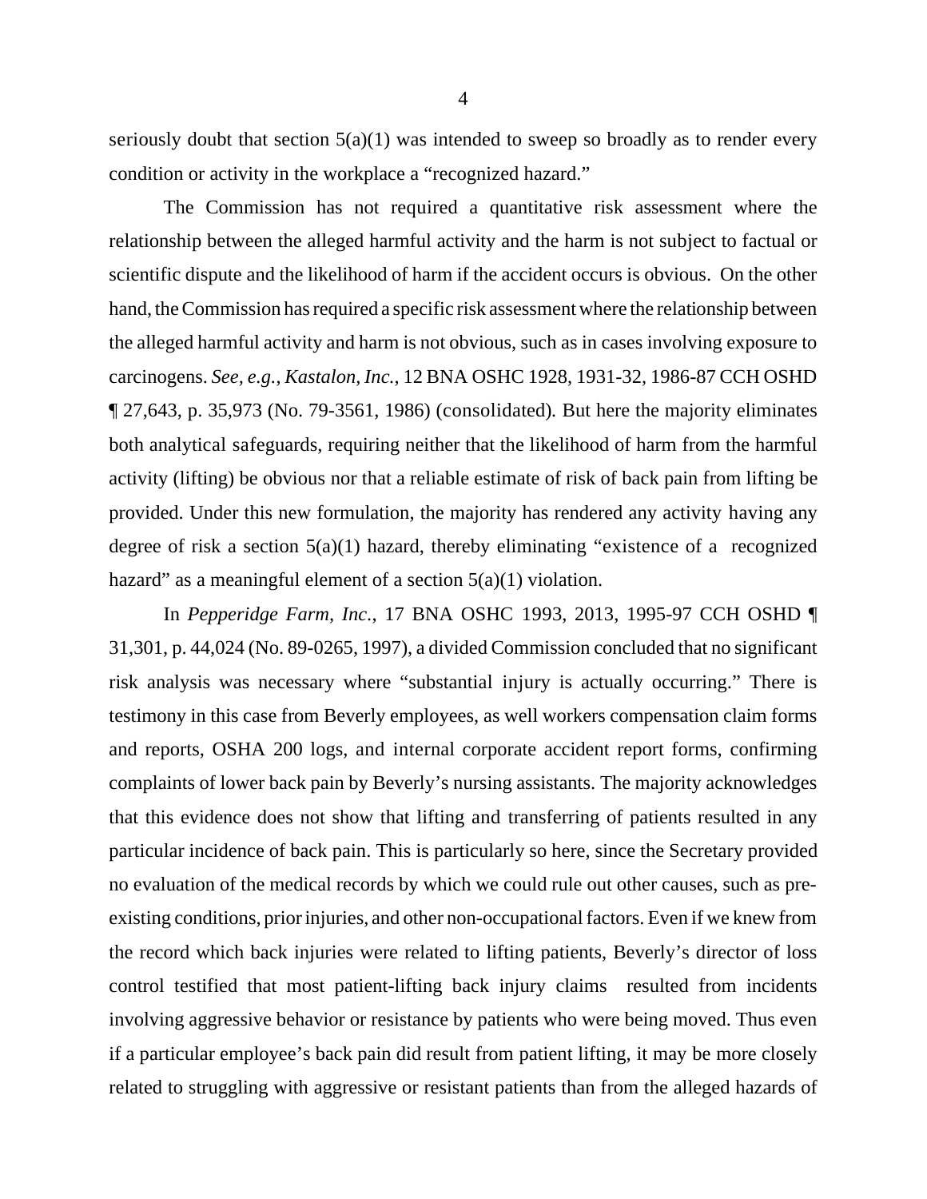seriously doubt that section 5(a)(1) was intended to sweep so broadly as to render every condition or activity in the workplace a "recognized hazard."

The Commission has not required a quantitative risk assessment where the relationship between the alleged harmful activity and the harm is not subject to factual or scientific dispute and the likelihood of harm if the accident occurs is obvious. On the other hand, the Commission has required a specific risk assessment where the relationship between the alleged harmful activity and harm is not obvious, such as in cases involving exposure to carcinogens. *See, e.g.*, *Kastalon, Inc.*, 12 BNA OSHC 1928, 1931-32, 1986-87 CCH OSHD ¶ 27,643, p. 35,973 (No. 79-3561, 1986) (consolidated). But here the majority eliminates both analytical safeguards, requiring neither that the likelihood of harm from the harmful activity (lifting) be obvious nor that a reliable estimate of risk of back pain from lifting be provided. Under this new formulation, the majority has rendered any activity having any degree of risk a section 5(a)(1) hazard, thereby eliminating "existence of a recognized hazard" as a meaningful element of a section 5(a)(1) violation.

In *Pepperidge Farm, Inc.*, 17 BNA OSHC 1993, 2013, 1995-97 CCH OSHD ¶ 31,301, p. 44,024 (No. 89-0265, 1997), a divided Commission concluded that no significant risk analysis was necessary where "substantial injury is actually occurring." There is testimony in this case from Beverly employees, as well workers compensation claim forms and reports, OSHA 200 logs, and internal corporate accident report forms, confirming complaints of lower back pain by Beverly's nursing assistants. The majority acknowledges that this evidence does not show that lifting and transferring of patients resulted in any particular incidence of back pain. This is particularly so here, since the Secretary provided no evaluation of the medical records by which we could rule out other causes, such as pre-existing conditions, prior injuries, and other non-occupational factors. Even if we knew from the record which back injuries were related to lifting patients, Beverly's director of loss control testified that most patient-lifting back injury claims resulted from incidents involving aggressive behavior or resistance by patients who were being moved. Thus even if a particular employee's back pain did result from patient lifting, it may be more closely related to struggling with aggressive or resistant patients than from the alleged hazards of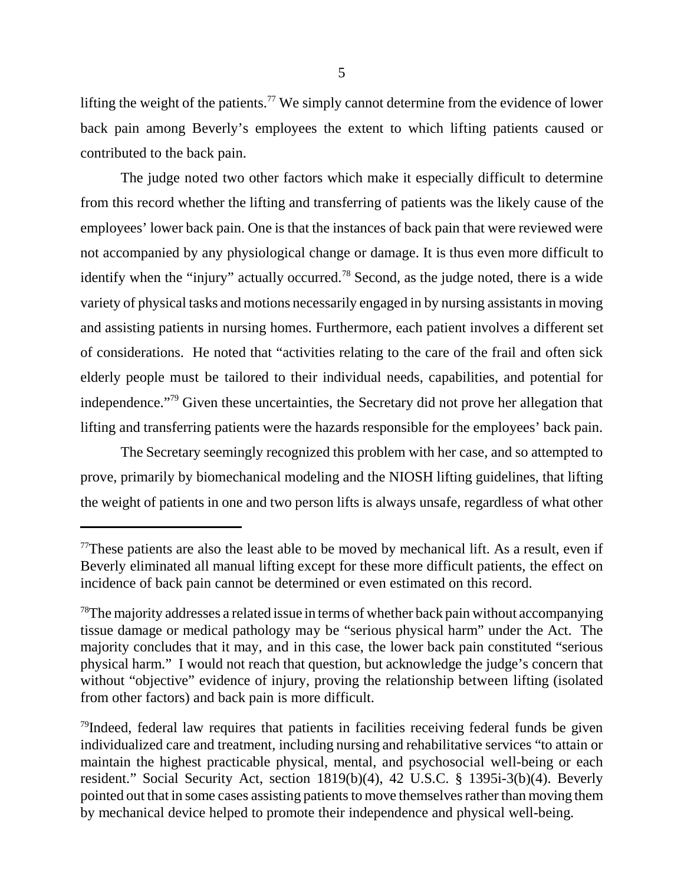lifting the weight of the patients.[77] We simply cannot determine from the evidence of lower back pain among Beverly's employees the extent to which lifting patients caused or contributed to the back pain.

The judge noted two other factors which make it especially difficult to determine from this record whether the lifting and transferring of patients was the likely cause of the employees' lower back pain. One is that the instances of back pain that were reviewed were not accompanied by any physiological change or damage. It is thus even more difficult to identify when the "injury" actually occurred.[78] Second, as the judge noted, there is a wide variety of physical tasks and motions necessarily engaged in by nursing assistants in moving and assisting patients in nursing homes. Furthermore, each patient involves a different set of considerations. He noted that "activities relating to the care of the frail and often sick elderly people must be tailored to their individual needs, capabilities, and potential for independence."[79] Given these uncertainties, the Secretary did not prove her allegation that lifting and transferring patients were the hazards responsible for the employees' back pain.

The Secretary seemingly recognized this problem with her case, and so attempted to prove, primarily by biomechanical modeling and the NIOSH lifting guidelines, that lifting the weight of patients in one and two person lifts is always unsafe, regardless of what other

---

[77]These patients are also the least able to be moved by mechanical lift. As a result, even if Beverly eliminated all manual lifting except for these more difficult patients, the effect on incidence of back pain cannot be determined or even estimated on this record.

[78]The majority addresses a related issue in terms of whether back pain without accompanying tissue damage or medical pathology may be "serious physical harm" under the Act. The majority concludes that it may, and in this case, the lower back pain constituted "serious physical harm." I would not reach that question, but acknowledge the judge's concern that without "objective" evidence of injury, proving the relationship between lifting (isolated from other factors) and back pain is more difficult.

[79]Indeed, federal law requires that patients in facilities receiving federal funds be given individualized care and treatment, including nursing and rehabilitative services "to attain or maintain the highest practicable physical, mental, and psychosocial well-being or each resident." Social Security Act, section 1819(b)(4), 42 U.S.C. § 1395i-3(b)(4). Beverly pointed out that in some cases assisting patients to move themselves rather than moving them by mechanical device helped to promote their independence and physical well-being.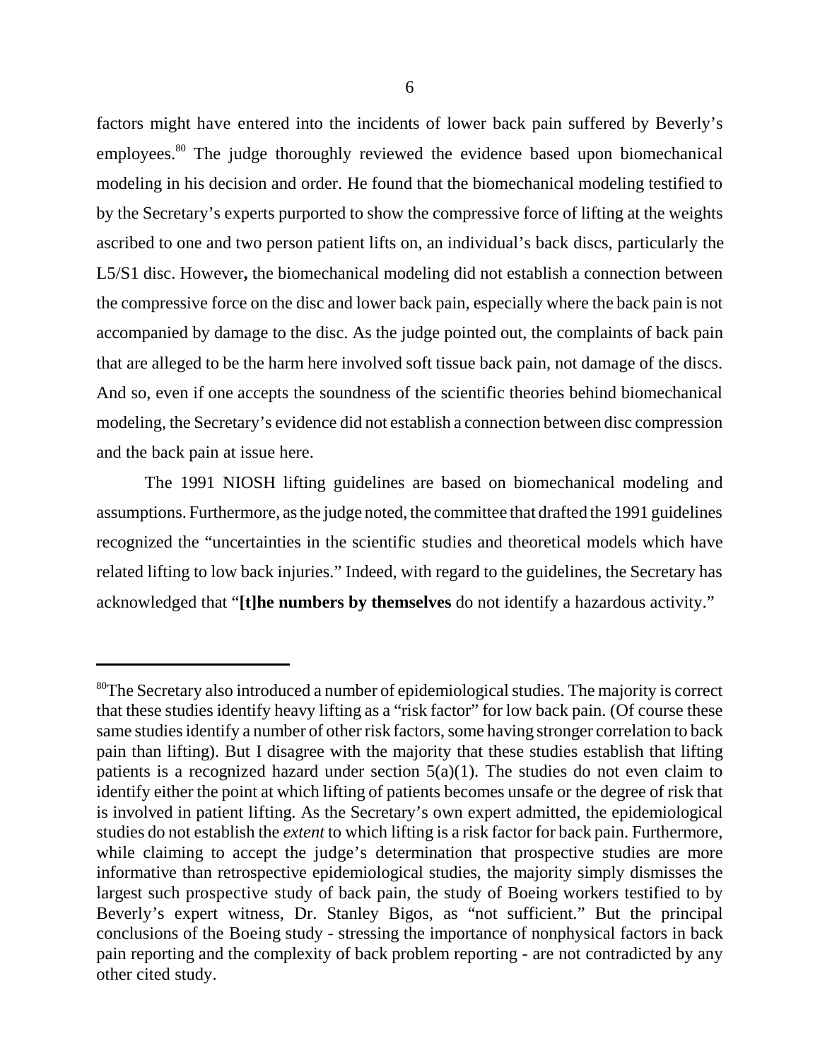factors might have entered into the incidents of lower back pain suffered by Beverly's employees.[80] The judge thoroughly reviewed the evidence based upon biomechanical modeling in his decision and order. He found that the biomechanical modeling testified to by the Secretary's experts purported to show the compressive force of lifting at the weights ascribed to one and two person patient lifts on, an individual's back discs, particularly the L5/S1 disc. However**,** the biomechanical modeling did not establish a connection between the compressive force on the disc and lower back pain, especially where the back pain is not accompanied by damage to the disc. As the judge pointed out, the complaints of back pain that are alleged to be the harm here involved soft tissue back pain, not damage of the discs. And so, even if one accepts the soundness of the scientific theories behind biomechanical modeling, the Secretary's evidence did not establish a connection between disc compression and the back pain at issue here.

The 1991 NIOSH lifting guidelines are based on biomechanical modeling and assumptions. Furthermore, as the judge noted, the committee that drafted the 1991 guidelines recognized the "uncertainties in the scientific studies and theoretical models which have related lifting to low back injuries." Indeed, with regard to the guidelines, the Secretary has acknowledged that "**[t]he numbers by themselves** do not identify a hazardous activity."

---

[80]The Secretary also introduced a number of epidemiological studies. The majority is correct that these studies identify heavy lifting as a "risk factor" for low back pain. (Of course these same studies identify a number of other risk factors, some having stronger correlation to back pain than lifting). But I disagree with the majority that these studies establish that lifting patients is a recognized hazard under section 5(a)(1). The studies do not even claim to identify either the point at which lifting of patients becomes unsafe or the degree of risk that is involved in patient lifting. As the Secretary's own expert admitted, the epidemiological studies do not establish the *extent* to which lifting is a risk factor for back pain. Furthermore, while claiming to accept the judge's determination that prospective studies are more informative than retrospective epidemiological studies, the majority simply dismisses the largest such prospective study of back pain, the study of Boeing workers testified to by Beverly's expert witness, Dr. Stanley Bigos, as "not sufficient." But the principal conclusions of the Boeing study - stressing the importance of nonphysical factors in back pain reporting and the complexity of back problem reporting - are not contradicted by any other cited study.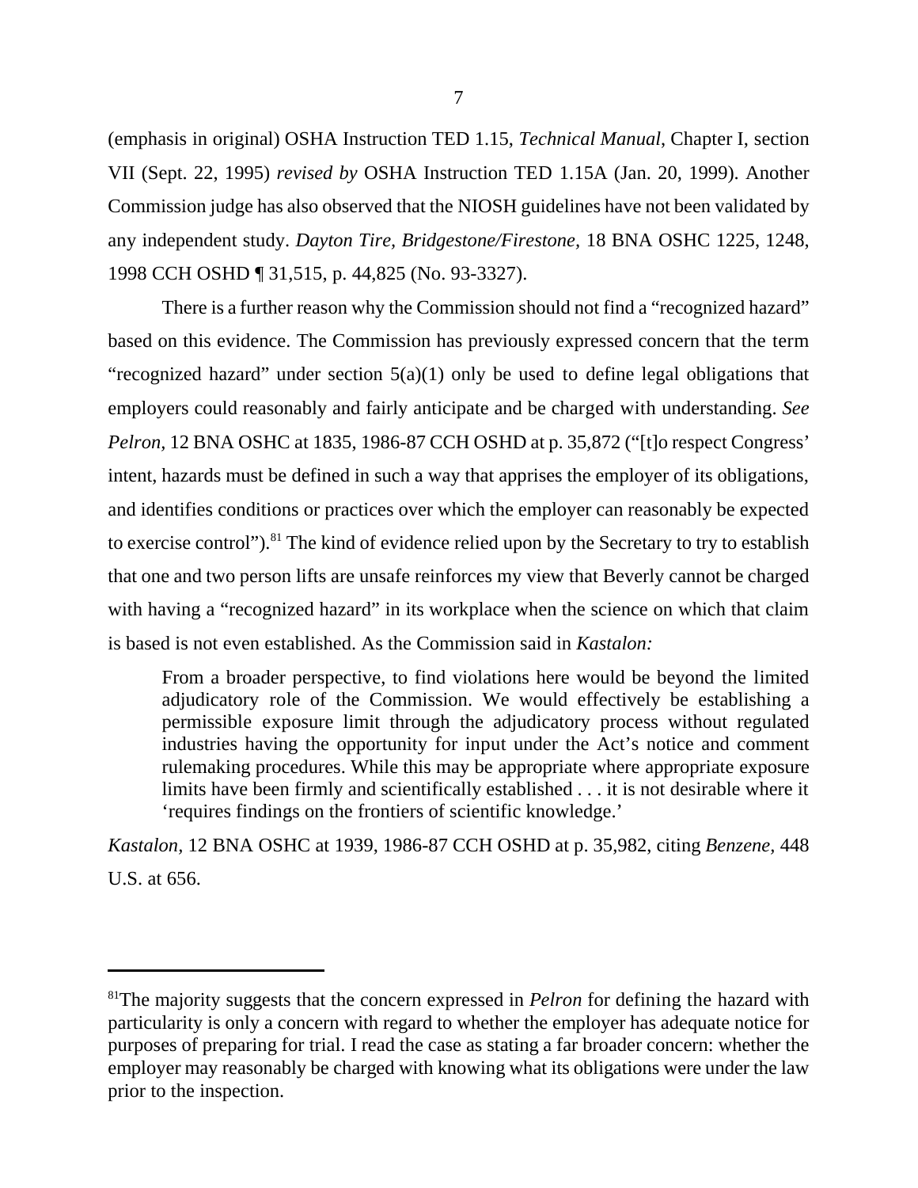(emphasis in original) OSHA Instruction TED 1.15, *Technical Manual*, Chapter I, section VII (Sept. 22, 1995) *revised by* OSHA Instruction TED 1.15A (Jan. 20, 1999). Another Commission judge has also observed that the NIOSH guidelines have not been validated by any independent study. *Dayton Tire, Bridgestone/Firestone*, 18 BNA OSHC 1225, 1248, 1998 CCH OSHD ¶ 31,515, p. 44,825 (No. 93-3327).

There is a further reason why the Commission should not find a "recognized hazard" based on this evidence. The Commission has previously expressed concern that the term "recognized hazard" under section 5(a)(1) only be used to define legal obligations that employers could reasonably and fairly anticipate and be charged with understanding. *See Pelron*, 12 BNA OSHC at 1835, 1986-87 CCH OSHD at p. 35,872 ("[t]o respect Congress' intent, hazards must be defined in such a way that apprises the employer of its obligations, and identifies conditions or practices over which the employer can reasonably be expected to exercise control").[81] The kind of evidence relied upon by the Secretary to try to establish that one and two person lifts are unsafe reinforces my view that Beverly cannot be charged with having a "recognized hazard" in its workplace when the science on which that claim is based is not even established. As the Commission said in *Kastalon:*

> From a broader perspective, to find violations here would be beyond the limited adjudicatory role of the Commission. We would effectively be establishing a permissible exposure limit through the adjudicatory process without regulated industries having the opportunity for input under the Act's notice and comment rulemaking procedures. While this may be appropriate where appropriate exposure limits have been firmly and scientifically established . . . it is not desirable where it 'requires findings on the frontiers of scientific knowledge.'

*Kastalon*, 12 BNA OSHC at 1939, 1986-87 CCH OSHD at p. 35,982, citing *Benzene,* 448 U.S. at 656.

---

[81]The majority suggests that the concern expressed in *Pelron* for defining the hazard with particularity is only a concern with regard to whether the employer has adequate notice for purposes of preparing for trial. I read the case as stating a far broader concern: whether the employer may reasonably be charged with knowing what its obligations were under the law prior to the inspection.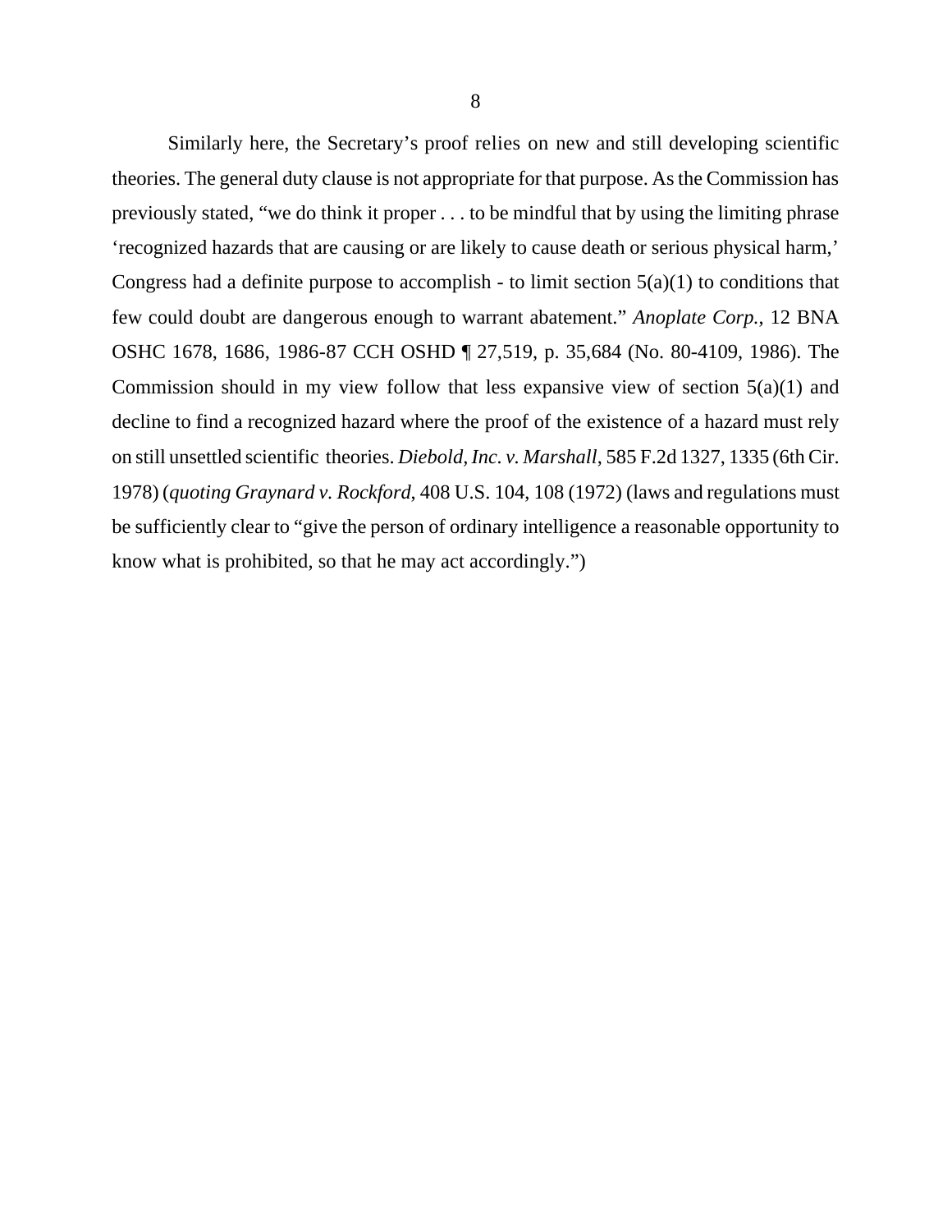Similarly here, the Secretary's proof relies on new and still developing scientific theories. The general duty clause is not appropriate for that purpose. As the Commission has previously stated, "we do think it proper . . . to be mindful that by using the limiting phrase 'recognized hazards that are causing or are likely to cause death or serious physical harm,' Congress had a definite purpose to accomplish - to limit section 5(a)(1) to conditions that few could doubt are dangerous enough to warrant abatement." *Anoplate Corp.*, 12 BNA OSHC 1678, 1686, 1986-87 CCH OSHD ¶ 27,519, p. 35,684 (No. 80-4109, 1986). The Commission should in my view follow that less expansive view of section 5(a)(1) and decline to find a recognized hazard where the proof of the existence of a hazard must rely on still unsettled scientific theories. *Diebold, Inc. v. Marshall*, 585 F.2d 1327, 1335 (6th Cir. 1978) (*quoting Graynard v. Rockford*, 408 U.S. 104, 108 (1972) (laws and regulations must be sufficiently clear to "give the person of ordinary intelligence a reasonable opportunity to know what is prohibited, so that he may act accordingly.")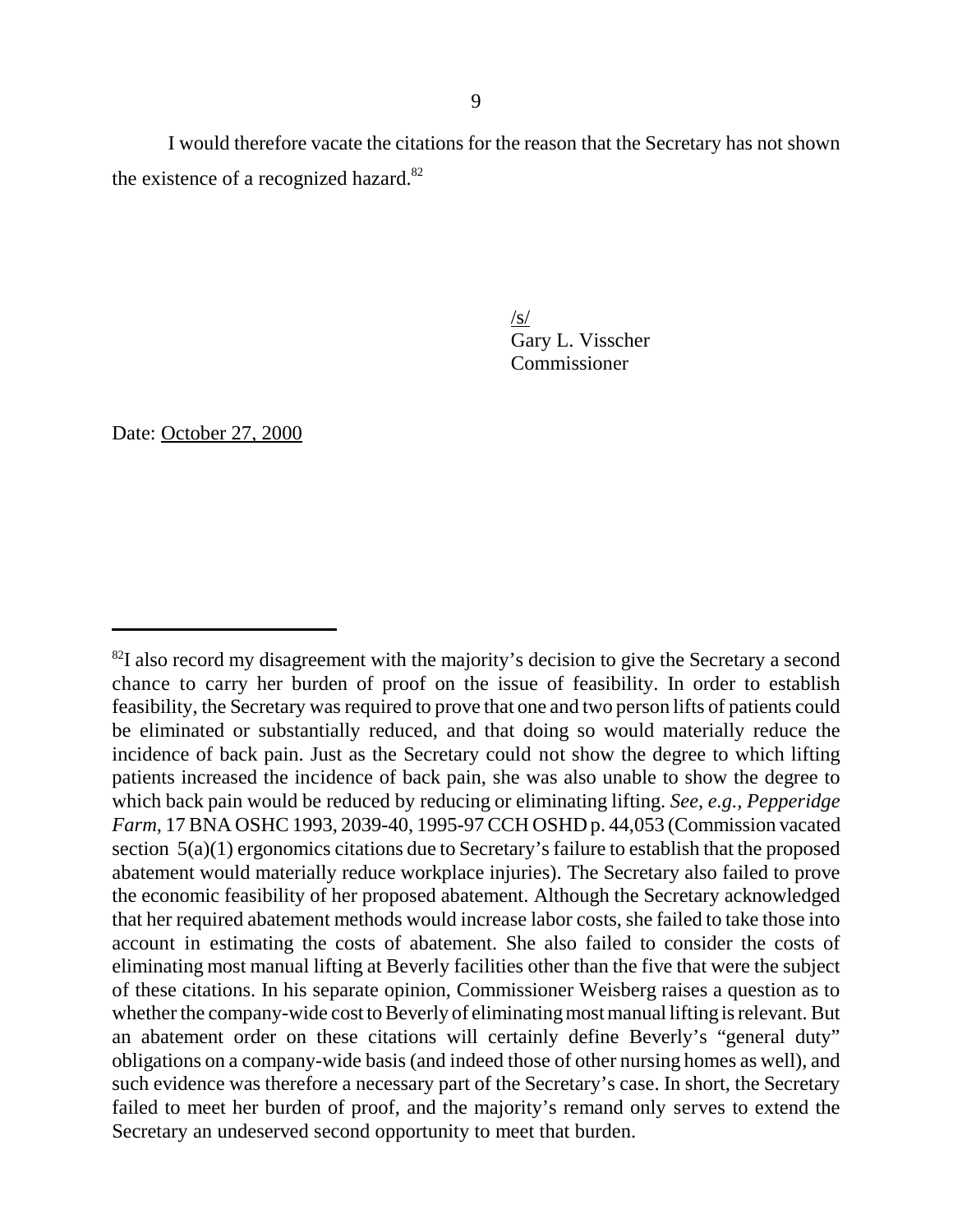I would therefore vacate the citations for the reason that the Secretary has not shown the existence of a recognized hazard.[82]

/s/
Gary L. Visscher
Commissioner

Date: October 27, 2000

---

[82]I also record my disagreement with the majority's decision to give the Secretary a second chance to carry her burden of proof on the issue of feasibility. In order to establish feasibility, the Secretary was required to prove that one and two person lifts of patients could be eliminated or substantially reduced, and that doing so would materially reduce the incidence of back pain. Just as the Secretary could not show the degree to which lifting patients increased the incidence of back pain, she was also unable to show the degree to which back pain would be reduced by reducing or eliminating lifting. *See, e.g., Pepperidge Farm*, 17 BNA OSHC 1993, 2039-40, 1995-97 CCH OSHD p. 44,053 (Commission vacated section 5(a)(1) ergonomics citations due to Secretary's failure to establish that the proposed abatement would materially reduce workplace injuries). The Secretary also failed to prove the economic feasibility of her proposed abatement. Although the Secretary acknowledged that her required abatement methods would increase labor costs, she failed to take those into account in estimating the costs of abatement. She also failed to consider the costs of eliminating most manual lifting at Beverly facilities other than the five that were the subject of these citations. In his separate opinion, Commissioner Weisberg raises a question as to whether the company-wide cost to Beverly of eliminating most manual lifting is relevant. But an abatement order on these citations will certainly define Beverly's "general duty" obligations on a company-wide basis (and indeed those of other nursing homes as well), and such evidence was therefore a necessary part of the Secretary's case. In short, the Secretary failed to meet her burden of proof, and the majority's remand only serves to extend the Secretary an undeserved second opportunity to meet that burden.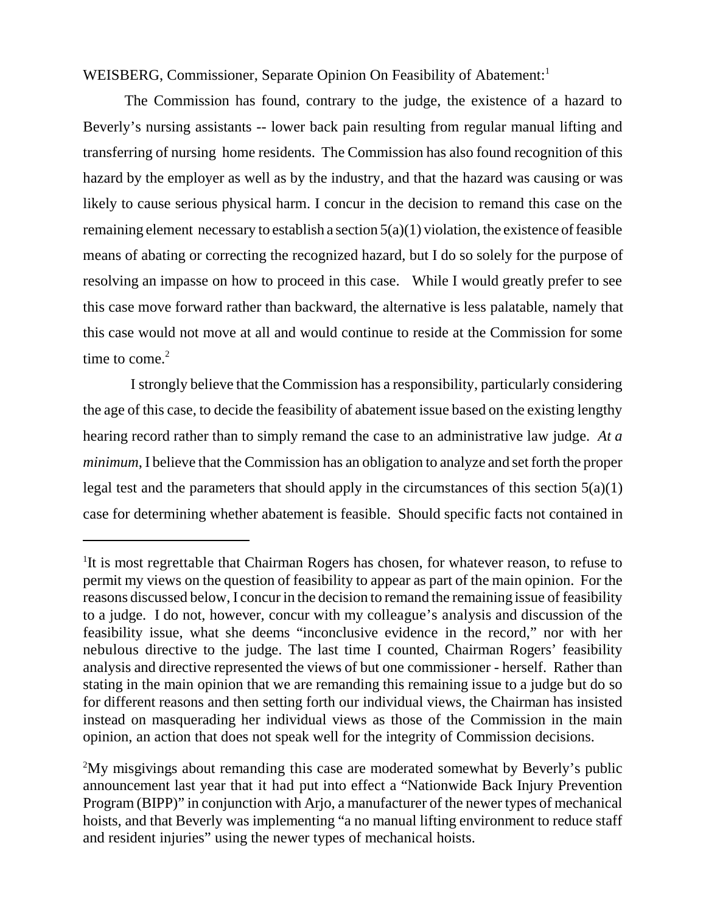WEISBERG, Commissioner, Separate Opinion On Feasibility of Abatement:[1]

The Commission has found, contrary to the judge, the existence of a hazard to Beverly's nursing assistants -- lower back pain resulting from regular manual lifting and transferring of nursing home residents. The Commission has also found recognition of this hazard by the employer as well as by the industry, and that the hazard was causing or was likely to cause serious physical harm. I concur in the decision to remand this case on the remaining element necessary to establish a section 5(a)(1) violation, the existence of feasible means of abating or correcting the recognized hazard, but I do so solely for the purpose of resolving an impasse on how to proceed in this case. While I would greatly prefer to see this case move forward rather than backward, the alternative is less palatable, namely that this case would not move at all and would continue to reside at the Commission for some time to come.[2]

I strongly believe that the Commission has a responsibility, particularly considering the age of this case, to decide the feasibility of abatement issue based on the existing lengthy hearing record rather than to simply remand the case to an administrative law judge. *At a minimum*, I believe that the Commission has an obligation to analyze and set forth the proper legal test and the parameters that should apply in the circumstances of this section 5(a)(1) case for determining whether abatement is feasible. Should specific facts not contained in

---

[1]It is most regrettable that Chairman Rogers has chosen, for whatever reason, to refuse to permit my views on the question of feasibility to appear as part of the main opinion. For the reasons discussed below, I concur in the decision to remand the remaining issue of feasibility to a judge. I do not, however, concur with my colleague's analysis and discussion of the feasibility issue, what she deems "inconclusive evidence in the record," nor with her nebulous directive to the judge. The last time I counted, Chairman Rogers' feasibility analysis and directive represented the views of but one commissioner - herself. Rather than stating in the main opinion that we are remanding this remaining issue to a judge but do so for different reasons and then setting forth our individual views, the Chairman has insisted instead on masquerading her individual views as those of the Commission in the main opinion, an action that does not speak well for the integrity of Commission decisions.

[2]My misgivings about remanding this case are moderated somewhat by Beverly's public announcement last year that it had put into effect a "Nationwide Back Injury Prevention Program (BIPP)" in conjunction with Arjo, a manufacturer of the newer types of mechanical hoists, and that Beverly was implementing "a no manual lifting environment to reduce staff and resident injuries" using the newer types of mechanical hoists.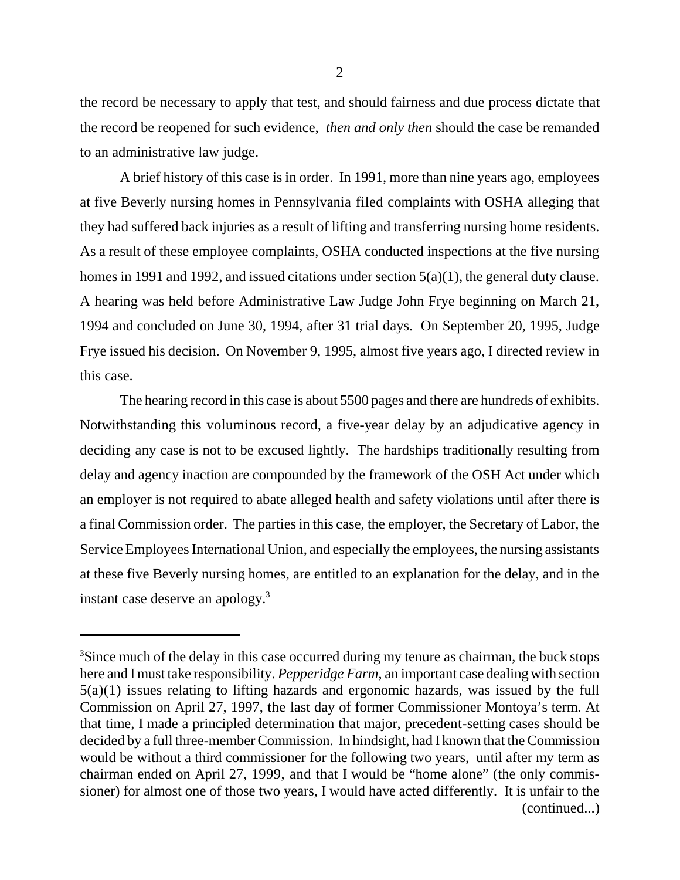the record be necessary to apply that test, and should fairness and due process dictate that the record be reopened for such evidence, *then and only then* should the case be remanded to an administrative law judge.

A brief history of this case is in order. In 1991, more than nine years ago, employees at five Beverly nursing homes in Pennsylvania filed complaints with OSHA alleging that they had suffered back injuries as a result of lifting and transferring nursing home residents. As a result of these employee complaints, OSHA conducted inspections at the five nursing homes in 1991 and 1992, and issued citations under section 5(a)(1), the general duty clause. A hearing was held before Administrative Law Judge John Frye beginning on March 21, 1994 and concluded on June 30, 1994, after 31 trial days. On September 20, 1995, Judge Frye issued his decision. On November 9, 1995, almost five years ago, I directed review in this case.

The hearing record in this case is about 5500 pages and there are hundreds of exhibits. Notwithstanding this voluminous record, a five-year delay by an adjudicative agency in deciding any case is not to be excused lightly. The hardships traditionally resulting from delay and agency inaction are compounded by the framework of the OSH Act under which an employer is not required to abate alleged health and safety violations until after there is a final Commission order. The parties in this case, the employer, the Secretary of Labor, the Service Employees International Union, and especially the employees, the nursing assistants at these five Beverly nursing homes, are entitled to an explanation for the delay, and in the instant case deserve an apology.[3]

---

[3]Since much of the delay in this case occurred during my tenure as chairman, the buck stops here and I must take responsibility. *Pepperidge Farm*, an important case dealing with section 5(a)(1) issues relating to lifting hazards and ergonomic hazards, was issued by the full Commission on April 27, 1997, the last day of former Commissioner Montoya's term. At that time, I made a principled determination that major, precedent-setting cases should be decided by a full three-member Commission. In hindsight, had I known that the Commission would be without a third commissioner for the following two years, until after my term as chairman ended on April 27, 1999, and that I would be "home alone" (the only commissioner) for almost one of those two years, I would have acted differently. It is unfair to the (continued...)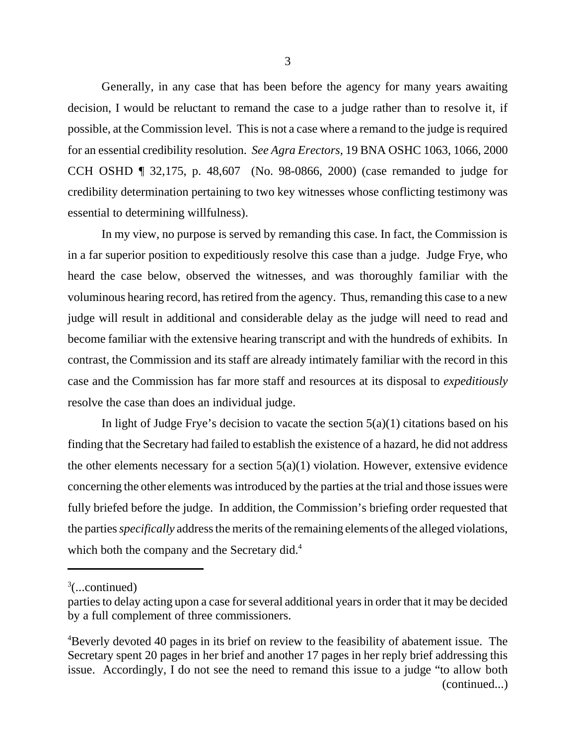Generally, in any case that has been before the agency for many years awaiting decision, I would be reluctant to remand the case to a judge rather than to resolve it, if possible, at the Commission level. This is not a case where a remand to the judge is required for an essential credibility resolution. *See Agra Erectors*, 19 BNA OSHC 1063, 1066, 2000 CCH OSHD ¶ 32,175, p. 48,607 (No. 98-0866, 2000) (case remanded to judge for credibility determination pertaining to two key witnesses whose conflicting testimony was essential to determining willfulness).

In my view, no purpose is served by remanding this case. In fact, the Commission is in a far superior position to expeditiously resolve this case than a judge. Judge Frye, who heard the case below, observed the witnesses, and was thoroughly familiar with the voluminous hearing record, has retired from the agency. Thus, remanding this case to a new judge will result in additional and considerable delay as the judge will need to read and become familiar with the extensive hearing transcript and with the hundreds of exhibits. In contrast, the Commission and its staff are already intimately familiar with the record in this case and the Commission has far more staff and resources at its disposal to *expeditiously* resolve the case than does an individual judge.

In light of Judge Frye's decision to vacate the section 5(a)(1) citations based on his finding that the Secretary had failed to establish the existence of a hazard, he did not address the other elements necessary for a section 5(a)(1) violation. However, extensive evidence concerning the other elements was introduced by the parties at the trial and those issues were fully briefed before the judge. In addition, the Commission's briefing order requested that the parties *specifically* address the merits of the remaining elements of the alleged violations, which both the company and the Secretary did.[4]

---

[3](...continued)
parties to delay acting upon a case for several additional years in order that it may be decided by a full complement of three commissioners.

[4]Beverly devoted 40 pages in its brief on review to the feasibility of abatement issue. The Secretary spent 20 pages in her brief and another 17 pages in her reply brief addressing this issue. Accordingly, I do not see the need to remand this issue to a judge "to allow both (continued...)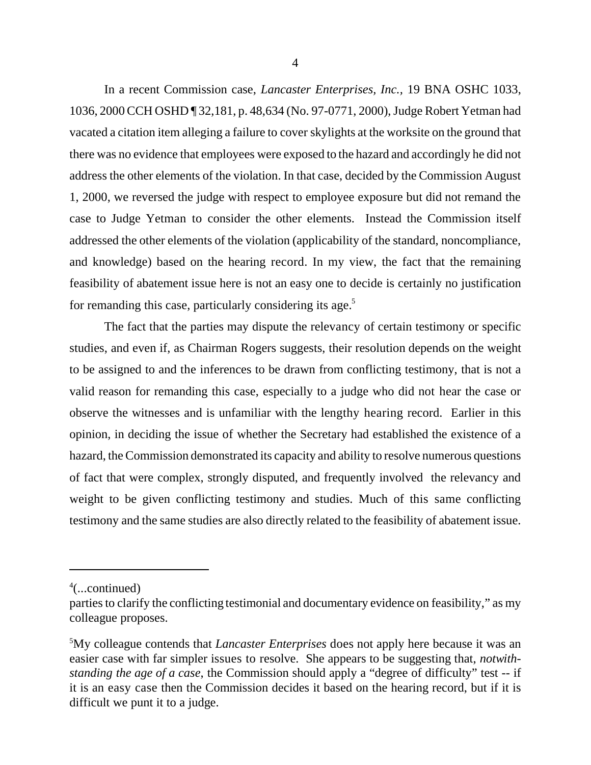In a recent Commission case, *Lancaster Enterprises, Inc.*, 19 BNA OSHC 1033, 1036, 2000 CCH OSHD ¶ 32,181, p. 48,634 (No. 97-0771, 2000), Judge Robert Yetman had vacated a citation item alleging a failure to cover skylights at the worksite on the ground that there was no evidence that employees were exposed to the hazard and accordingly he did not address the other elements of the violation. In that case, decided by the Commission August 1, 2000, we reversed the judge with respect to employee exposure but did not remand the case to Judge Yetman to consider the other elements. Instead the Commission itself addressed the other elements of the violation (applicability of the standard, noncompliance, and knowledge) based on the hearing record. In my view, the fact that the remaining feasibility of abatement issue here is not an easy one to decide is certainly no justification for remanding this case, particularly considering its age.[5]

The fact that the parties may dispute the relevancy of certain testimony or specific studies, and even if, as Chairman Rogers suggests, their resolution depends on the weight to be assigned to and the inferences to be drawn from conflicting testimony, that is not a valid reason for remanding this case, especially to a judge who did not hear the case or observe the witnesses and is unfamiliar with the lengthy hearing record. Earlier in this opinion, in deciding the issue of whether the Secretary had established the existence of a hazard, the Commission demonstrated its capacity and ability to resolve numerous questions of fact that were complex, strongly disputed, and frequently involved the relevancy and weight to be given conflicting testimony and studies. Much of this same conflicting testimony and the same studies are also directly related to the feasibility of abatement issue.

---

[4](...continued)
parties to clarify the conflicting testimonial and documentary evidence on feasibility," as my colleague proposes.

[5]My colleague contends that *Lancaster Enterprises* does not apply here because it was an easier case with far simpler issues to resolve. She appears to be suggesting that, *notwithstanding the age of a case*, the Commission should apply a "degree of difficulty" test -- if it is an easy case then the Commission decides it based on the hearing record, but if it is difficult we punt it to a judge.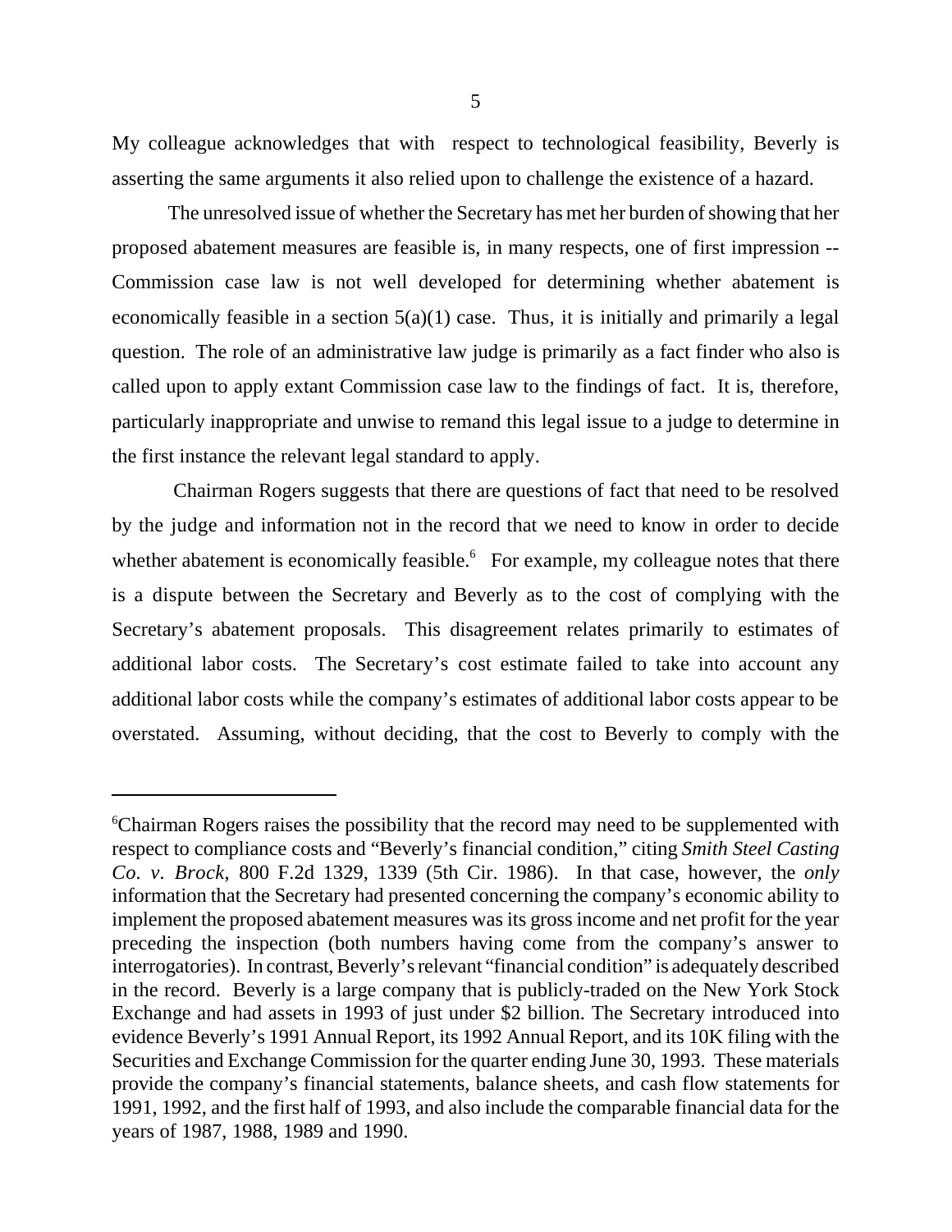My colleague acknowledges that with respect to technological feasibility, Beverly is asserting the same arguments it also relied upon to challenge the existence of a hazard.

The unresolved issue of whether the Secretary has met her burden of showing that her proposed abatement measures are feasible is, in many respects, one of first impression -- Commission case law is not well developed for determining whether abatement is economically feasible in a section 5(a)(1) case. Thus, it is initially and primarily a legal question. The role of an administrative law judge is primarily as a fact finder who also is called upon to apply extant Commission case law to the findings of fact. It is, therefore, particularly inappropriate and unwise to remand this legal issue to a judge to determine in the first instance the relevant legal standard to apply.

Chairman Rogers suggests that there are questions of fact that need to be resolved by the judge and information not in the record that we need to know in order to decide whether abatement is economically feasible.[6] For example, my colleague notes that there is a dispute between the Secretary and Beverly as to the cost of complying with the Secretary's abatement proposals. This disagreement relates primarily to estimates of additional labor costs. The Secretary's cost estimate failed to take into account any additional labor costs while the company's estimates of additional labor costs appear to be overstated. Assuming, without deciding, that the cost to Beverly to comply with the

---

[6]Chairman Rogers raises the possibility that the record may need to be supplemented with respect to compliance costs and "Beverly's financial condition," citing *Smith Steel Casting Co. v. Brock*, 800 F.2d 1329, 1339 (5th Cir. 1986). In that case, however, the *only* information that the Secretary had presented concerning the company's economic ability to implement the proposed abatement measures was its gross income and net profit for the year preceding the inspection (both numbers having come from the company's answer to interrogatories). In contrast, Beverly's relevant "financial condition" is adequately described in the record. Beverly is a large company that is publicly-traded on the New York Stock Exchange and had assets in 1993 of just under $2 billion. The Secretary introduced into evidence Beverly's 1991 Annual Report, its 1992 Annual Report, and its 10K filing with the Securities and Exchange Commission for the quarter ending June 30, 1993. These materials provide the company's financial statements, balance sheets, and cash flow statements for 1991, 1992, and the first half of 1993, and also include the comparable financial data for the years of 1987, 1988, 1989 and 1990.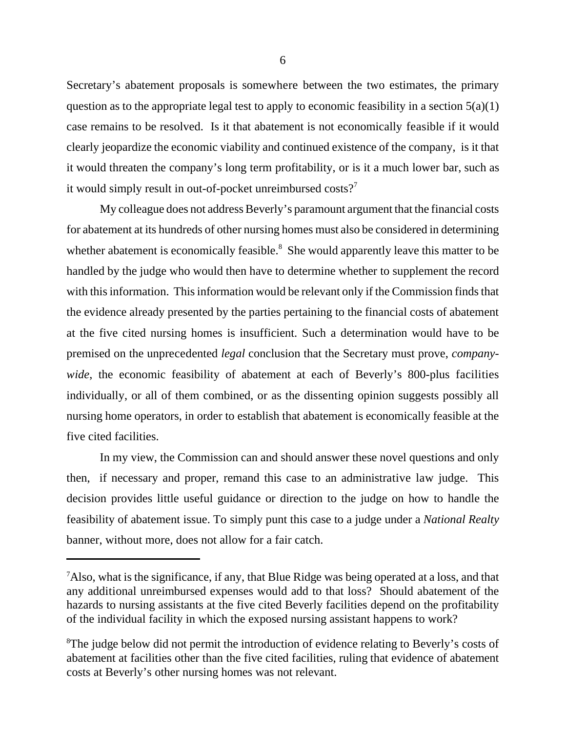Secretary's abatement proposals is somewhere between the two estimates, the primary question as to the appropriate legal test to apply to economic feasibility in a section 5(a)(1) case remains to be resolved. Is it that abatement is not economically feasible if it would clearly jeopardize the economic viability and continued existence of the company, is it that it would threaten the company's long term profitability, or is it a much lower bar, such as it would simply result in out-of-pocket unreimbursed costs?[7]

My colleague does not address Beverly's paramount argument that the financial costs for abatement at its hundreds of other nursing homes must also be considered in determining whether abatement is economically feasible.[8] She would apparently leave this matter to be handled by the judge who would then have to determine whether to supplement the record with this information. This information would be relevant only if the Commission finds that the evidence already presented by the parties pertaining to the financial costs of abatement at the five cited nursing homes is insufficient. Such a determination would have to be premised on the unprecedented *legal* conclusion that the Secretary must prove, *company-wide*, the economic feasibility of abatement at each of Beverly's 800-plus facilities individually, or all of them combined, or as the dissenting opinion suggests possibly all nursing home operators, in order to establish that abatement is economically feasible at the five cited facilities.

In my view, the Commission can and should answer these novel questions and only then, if necessary and proper, remand this case to an administrative law judge. This decision provides little useful guidance or direction to the judge on how to handle the feasibility of abatement issue. To simply punt this case to a judge under a *National Realty* banner, without more, does not allow for a fair catch.

---

[7] Also, what is the significance, if any, that Blue Ridge was being operated at a loss, and that any additional unreimbursed expenses would add to that loss? Should abatement of the hazards to nursing assistants at the five cited Beverly facilities depend on the profitability of the individual facility in which the exposed nursing assistant happens to work?

[8] The judge below did not permit the introduction of evidence relating to Beverly's costs of abatement at facilities other than the five cited facilities, ruling that evidence of abatement costs at Beverly's other nursing homes was not relevant.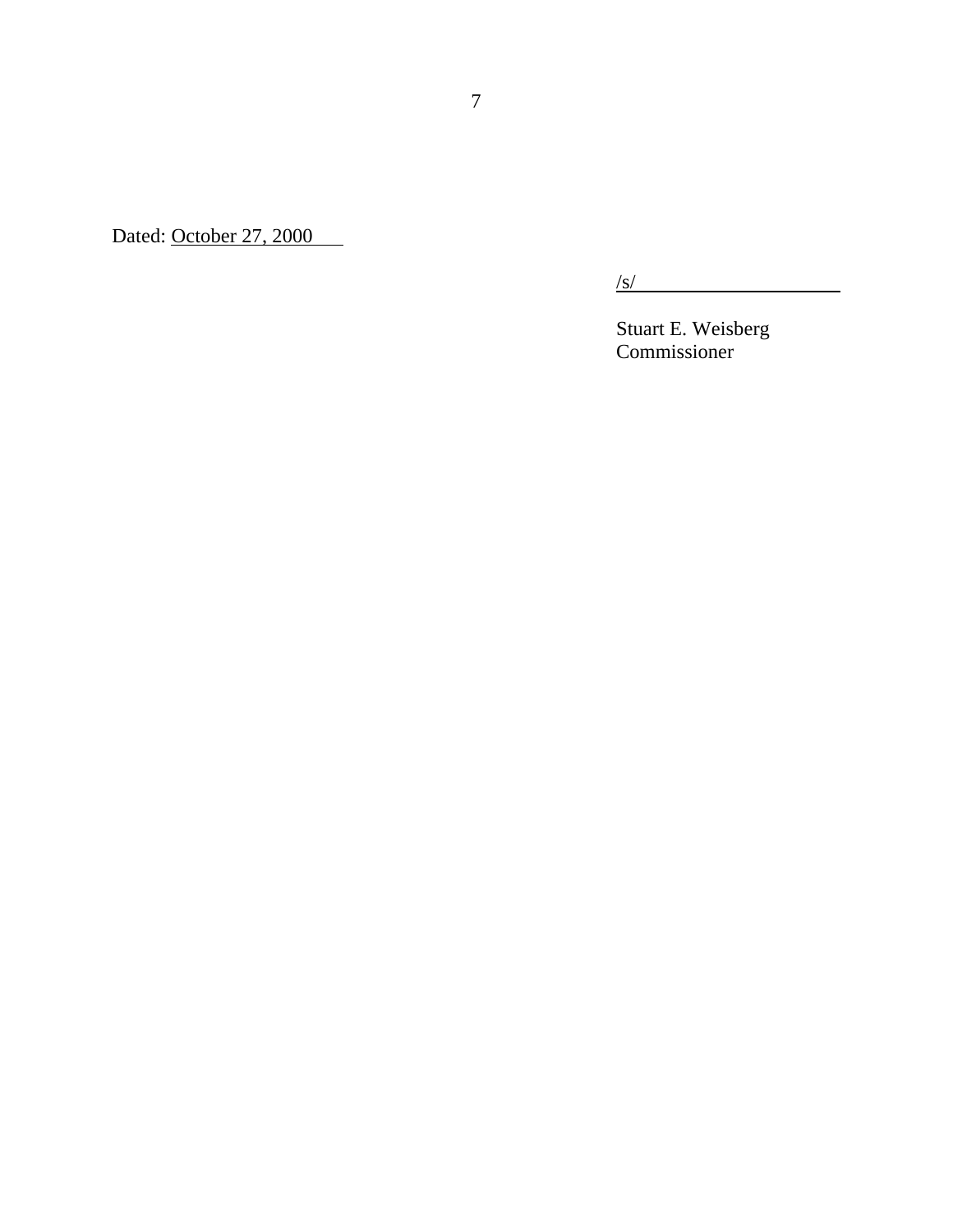Dated: October 27, 2000

/s/

Stuart E. Weisberg
Commissioner